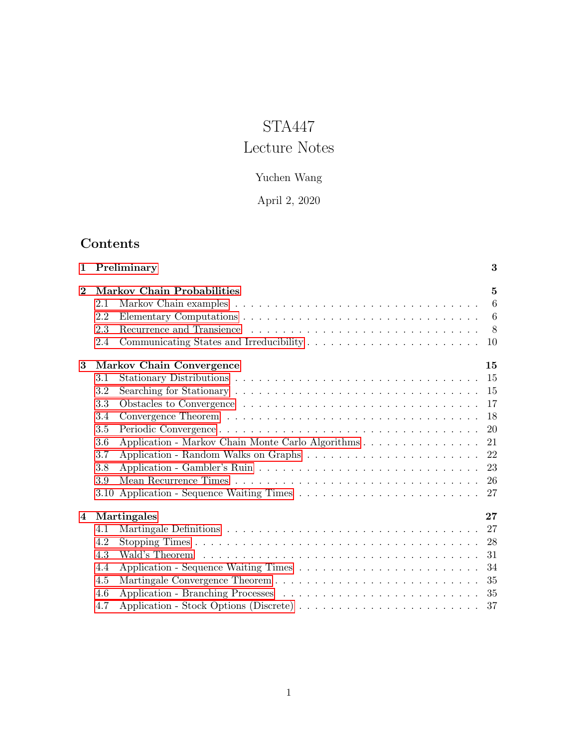# STA447
# Lecture Notes

Yuchen Wang

April 2, 2020

## Contents

- **1 Preliminary** — **3**
- **2 Markov Chain Probabilities** — **5**
  - 2.1 Markov Chain examples — 6
  - 2.2 Elementary Computations — 6
  - 2.3 Recurrence and Transience — 8
  - 2.4 Communicating States and Irreducibility — 10
- **3 Markov Chain Convergence** — **15**
  - 3.1 Stationary Distributions — 15
  - 3.2 Searching for Stationary — 15
  - 3.3 Obstacles to Convergence — 17
  - 3.4 Convergence Theorem — 18
  - 3.5 Periodic Convergence — 20
  - 3.6 Application - Markov Chain Monte Carlo Algorithms — 21
  - 3.7 Application - Random Walks on Graphs — 22
  - 3.8 Application - Gambler's Ruin — 23
  - 3.9 Mean Recurrence Times — 26
  - 3.10 Application - Sequence Waiting Times — 27
- **4 Martingales** — **27**
  - 4.1 Martingale Definitions — 27
  - 4.2 Stopping Times — 28
  - 4.3 Wald's Theorem — 31
  - 4.4 Application - Sequence Waiting Times — 34
  - 4.5 Martingale Convergence Theorem — 35
  - 4.6 Application - Branching Processes — 35
  - 4.7 Application - Stock Options (Discrete) — 37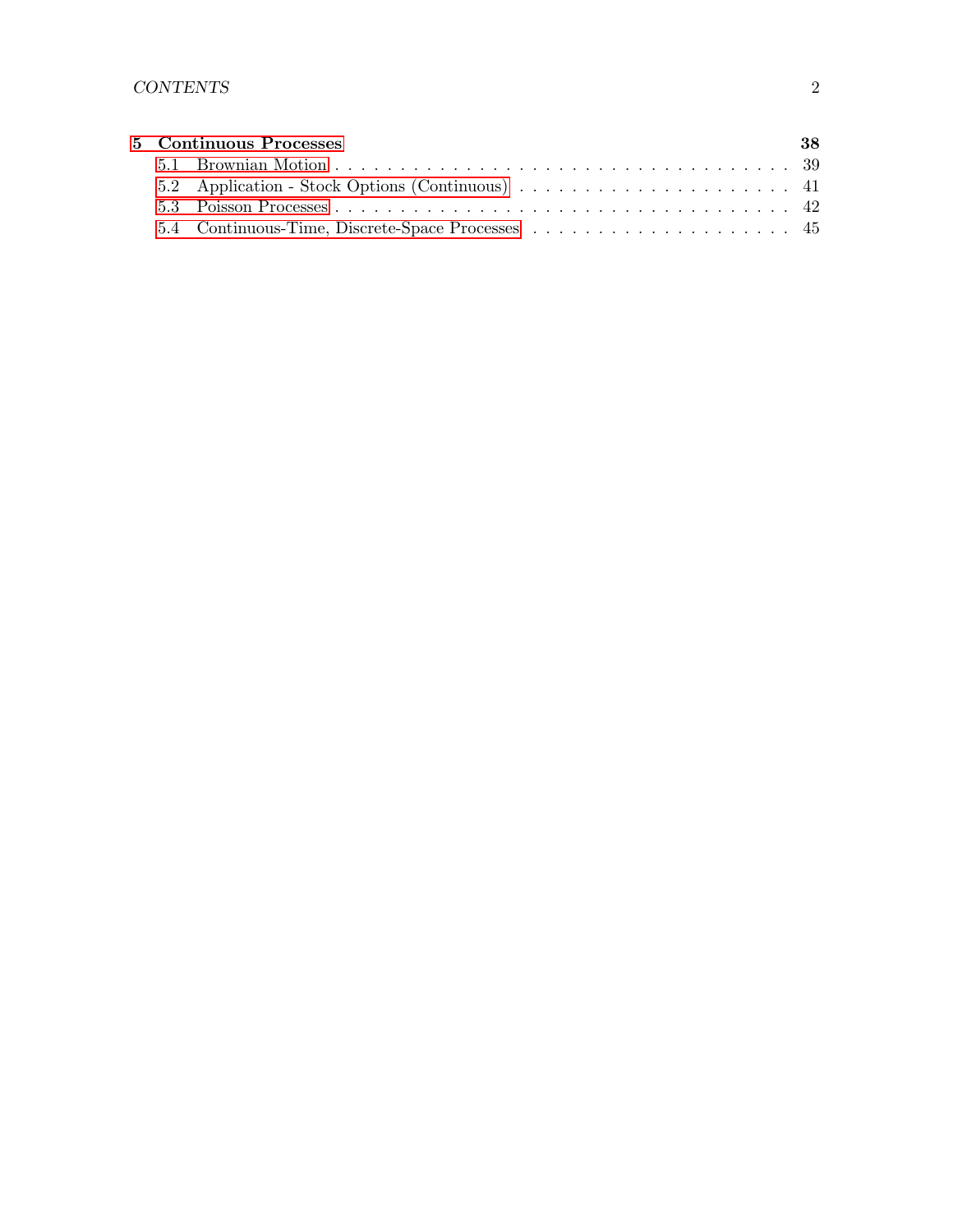**5 Continuous Processes** **38**

- 5.1 Brownian Motion . . . . . . . . . . . . . . . . . . . . . . . . . . . . . . . . . . 39
- 5.2 Application - Stock Options (Continuous) . . . . . . . . . . . . . . . . . . . . . 41
- 5.3 Poisson Processes . . . . . . . . . . . . . . . . . . . . . . . . . . . . . . . . . . 42
- 5.4 Continuous-Time, Discrete-Space Processes . . . . . . . . . . . . . . . . . . . . 45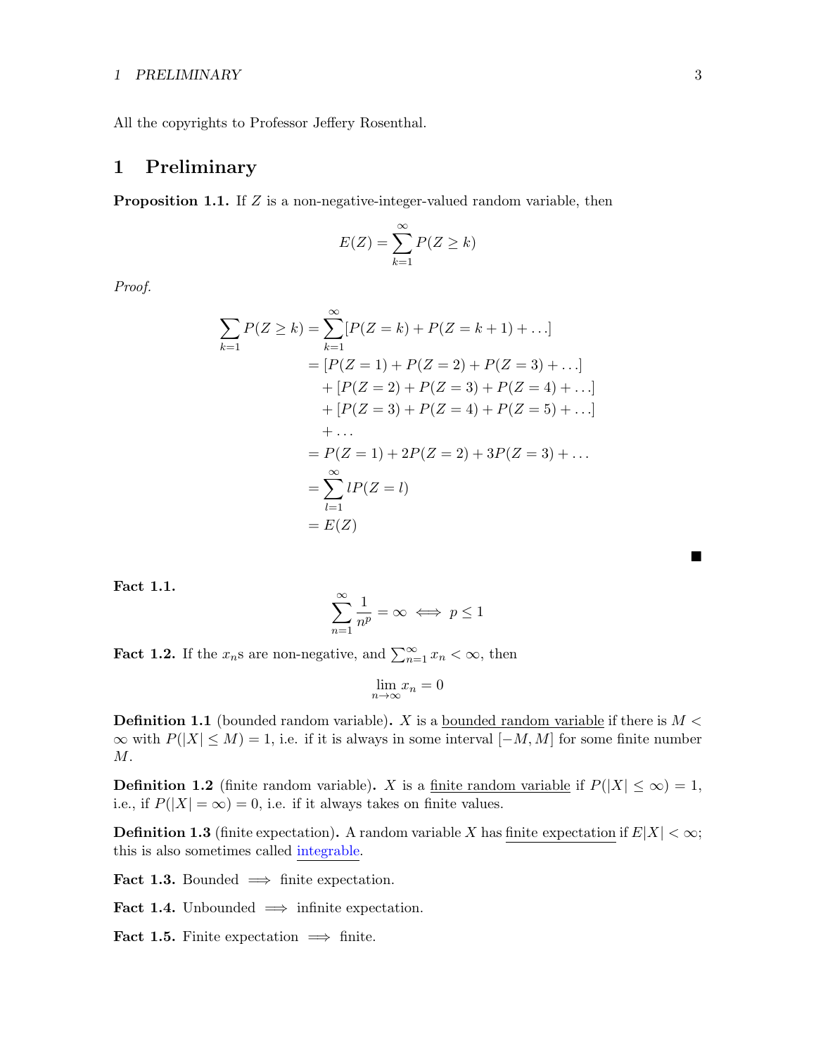All the copyrights to Professor Jeffery Rosenthal.

# 1 Preliminary

**Proposition 1.1.** If $Z$ is a non-negative-integer-valued random variable, then

$$E(Z) = \sum_{k=1}^{\infty} P(Z \geq k)$$

*Proof.*

$$\begin{aligned}
\sum_{k=1} P(Z \geq k) &= \sum_{k=1}^{\infty} [P(Z = k) + P(Z = k+1) + \ldots] \\
&= [P(Z = 1) + P(Z = 2) + P(Z = 3) + \ldots] \\
&\quad + [P(Z = 2) + P(Z = 3) + P(Z = 4) + \ldots] \\
&\quad + [P(Z = 3) + P(Z = 4) + P(Z = 5) + \ldots] \\
&\quad + \ldots \\
&= P(Z = 1) + 2P(Z = 2) + 3P(Z = 3) + \ldots \\
&= \sum_{l=1}^{\infty} lP(Z = l) \\
&= E(Z)
\end{aligned}$$

■

**Fact 1.1.**

$$\sum_{n=1}^{\infty} \frac{1}{n^p} = \infty \iff p \leq 1$$

**Fact 1.2.** If the $x_n$s are non-negative, and $\sum_{n=1}^{\infty} x_n < \infty$, then

$$\lim_{n \to \infty} x_n = 0$$

**Definition 1.1** (bounded random variable)**.** $X$ is a bounded random variable if there is $M < \infty$ with $P(|X| \leq M) = 1$, i.e. if it is always in some interval $[-M, M]$ for some finite number $M$.

**Definition 1.2** (finite random variable)**.** $X$ is a finite random variable if $P(|X| \leq \infty) = 1$, i.e., if $P(|X| = \infty) = 0$, i.e. if it always takes on finite values.

**Definition 1.3** (finite expectation)**.** A random variable $X$ has finite expectation if $E|X| < \infty$; this is also sometimes called integrable.

**Fact 1.3.** Bounded $\implies$ finite expectation.

**Fact 1.4.** Unbounded $\implies$ infinite expectation.

**Fact 1.5.** Finite expectation $\implies$ finite.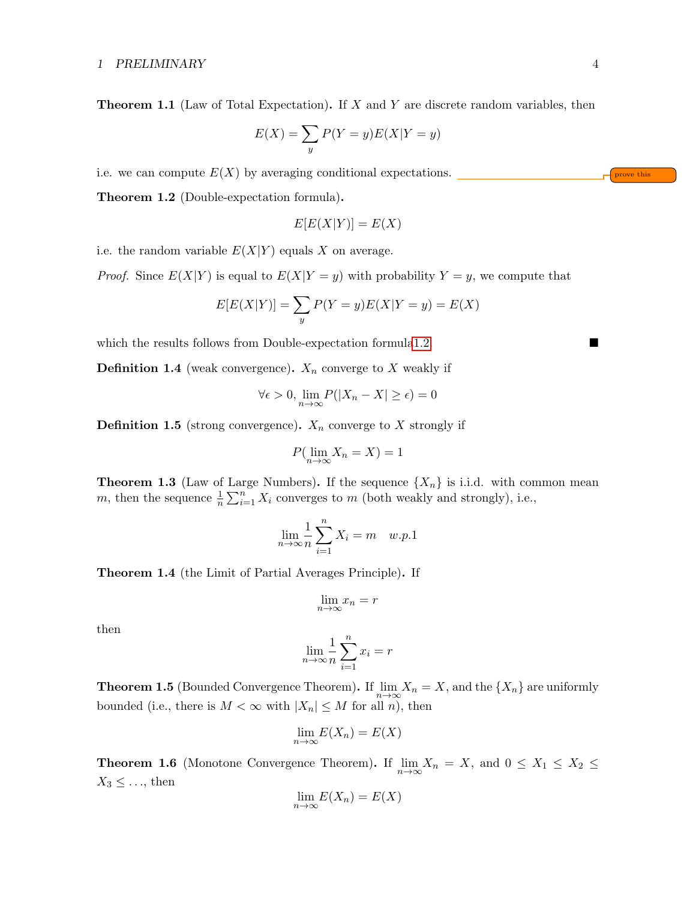**Theorem 1.1** (Law of Total Expectation)**.** If $X$ and $Y$ are discrete random variables, then

$$E(X) = \sum_{y} P(Y = y) E(X|Y = y)$$

i.e. we can compute $E(X)$ by averaging conditional expectations.

prove this

**Theorem 1.2** (Double-expectation formula)**.**

$$E[E(X|Y)] = E(X)$$

i.e. the random variable $E(X|Y)$ equals $X$ on average.

*Proof.* Since $E(X|Y)$ is equal to $E(X|Y = y)$ with probability $Y = y$, we compute that

$$E[E(X|Y)] = \sum_{y} P(Y = y) E(X|Y = y) = E(X)$$

which the results follows from Double-expectation formula1.2 ∎

**Definition 1.4** (weak convergence)**.** $X_n$ converge to $X$ weakly if

$$\forall \epsilon > 0, \lim_{n \to \infty} P(|X_n - X| \geq \epsilon) = 0$$

**Definition 1.5** (strong convergence)**.** $X_n$ converge to $X$ strongly if

$$P(\lim_{n \to \infty} X_n = X) = 1$$

**Theorem 1.3** (Law of Large Numbers)**.** If the sequence $\{X_n\}$ is i.i.d. with common mean $m$, then the sequence $\frac{1}{n} \sum_{i=1}^{n} X_i$ converges to $m$ (both weakly and strongly), i.e.,

$$\lim_{n \to \infty} \frac{1}{n} \sum_{i=1}^{n} X_i = m \quad w.p.1$$

**Theorem 1.4** (the Limit of Partial Averages Principle)**.** If

$$\lim_{n \to \infty} x_n = r$$

then

$$\lim_{n \to \infty} \frac{1}{n} \sum_{i=1}^{n} x_i = r$$

**Theorem 1.5** (Bounded Convergence Theorem)**.** If $\lim_{n \to \infty} X_n = X$, and the $\{X_n\}$ are uniformly bounded (i.e., there is $M < \infty$ with $|X_n| \leq M$ for all $n$), then

$$\lim_{n \to \infty} E(X_n) = E(X)$$

**Theorem 1.6** (Monotone Convergence Theorem)**.** If $\lim_{n \to \infty} X_n = X$, and $0 \leq X_1 \leq X_2 \leq X_3 \leq \ldots$, then

$$\lim_{n \to \infty} E(X_n) = E(X)$$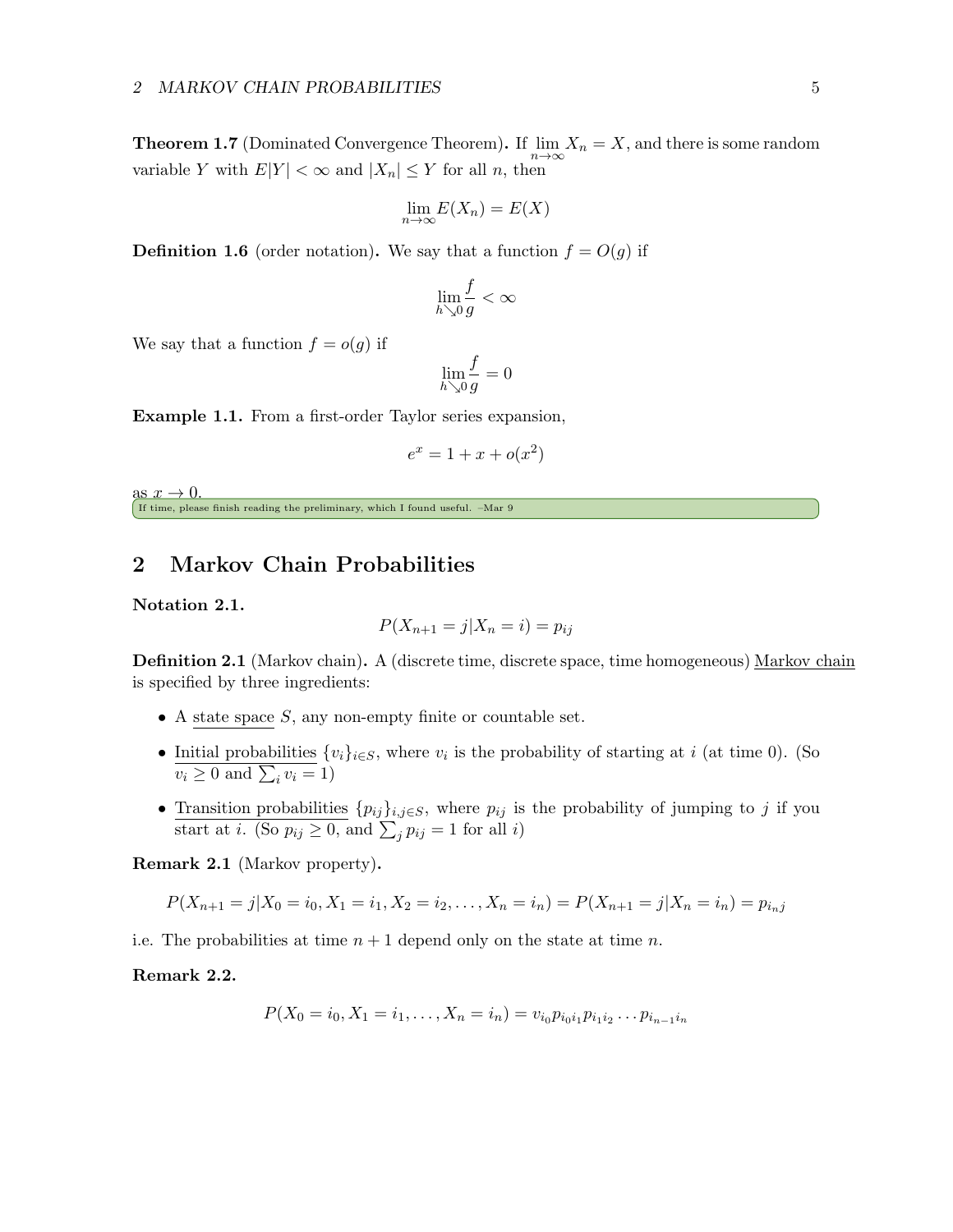**Theorem 1.7** (Dominated Convergence Theorem)**.** If $\lim_{n\to\infty} X_n = X$, and there is some random variable $Y$ with $E|Y| < \infty$ and $|X_n| \leq Y$ for all $n$, then

$$\lim_{n\to\infty} E(X_n) = E(X)$$

**Definition 1.6** (order notation)**.** We say that a function $f = O(g)$ if

$$\lim_{h\searrow 0} \frac{f}{g} < \infty$$

We say that a function $f = o(g)$ if

$$\lim_{h\searrow 0} \frac{f}{g} = 0$$

**Example 1.1.** From a first-order Taylor series expansion,

$$e^x = 1 + x + o(x^2)$$

as $x \to 0$.

If time, please finish reading the preliminary, which I found useful. –Mar 9

## 2 Markov Chain Probabilities

**Notation 2.1.**

$$P(X_{n+1} = j | X_n = i) = p_{ij}$$

**Definition 2.1** (Markov chain)**.** A (discrete time, discrete space, time homogeneous) Markov chain is specified by three ingredients:

- A state space $S$, any non-empty finite or countable set.
- Initial probabilities $\{v_i\}_{i\in S}$, where $v_i$ is the probability of starting at $i$ (at time 0). (So $v_i \geq 0$ and $\sum_i v_i = 1$)
- Transition probabilities $\{p_{ij}\}_{i,j\in S}$, where $p_{ij}$ is the probability of jumping to $j$ if you start at $i$. (So $p_{ij} \geq 0$, and $\sum_j p_{ij} = 1$ for all $i$)

**Remark 2.1** (Markov property)**.**

$$P(X_{n+1} = j | X_0 = i_0, X_1 = i_1, X_2 = i_2, \ldots, X_n = i_n) = P(X_{n+1} = j | X_n = i_n) = p_{i_n j}$$

i.e. The probabilities at time $n+1$ depend only on the state at time $n$.

**Remark 2.2.**

$$P(X_0 = i_0, X_1 = i_1, \ldots, X_n = i_n) = v_{i_0} p_{i_0 i_1} p_{i_1 i_2} \ldots p_{i_{n-1} i_n}$$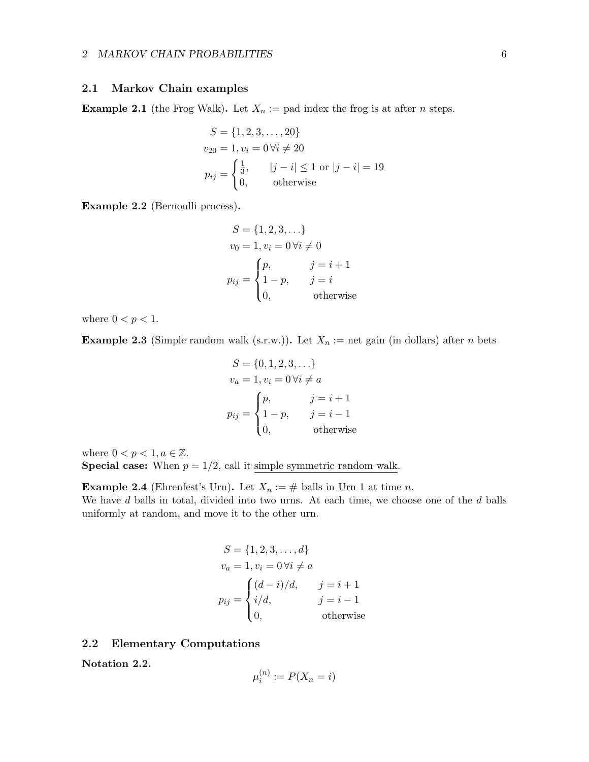## 2.1 Markov Chain examples

**Example 2.1** (the Frog Walk)**.** Let $X_n :=$ pad index the frog is at after $n$ steps.

$$
\begin{aligned}
S &= \{1, 2, 3, \ldots, 20\} \\
v_{20} &= 1, v_i = 0 \, \forall i \neq 20 \\
p_{ij} &= \begin{cases} \frac{1}{3}, & |j-i| \leq 1 \text{ or } |j-i| = 19 \\ 0, & \text{otherwise} \end{cases}
\end{aligned}
$$

**Example 2.2** (Bernoulli process)**.**

$$
\begin{aligned}
S &= \{1, 2, 3, \ldots\} \\
v_0 &= 1, v_i = 0 \, \forall i \neq 0 \\
p_{ij} &= \begin{cases} p, & j = i+1 \\ 1-p, & j = i \\ 0, & \text{otherwise} \end{cases}
\end{aligned}
$$

where $0 < p < 1$.

**Example 2.3** (Simple random walk (s.r.w.))**.** Let $X_n :=$ net gain (in dollars) after $n$ bets

$$
\begin{aligned}
S &= \{0, 1, 2, 3, \ldots\} \\
v_a &= 1, v_i = 0 \, \forall i \neq a \\
p_{ij} &= \begin{cases} p, & j = i+1 \\ 1-p, & j = i-1 \\ 0, & \text{otherwise} \end{cases}
\end{aligned}
$$

where $0 < p < 1, a \in \mathbb{Z}$.
**Special case:** When $p = 1/2$, call it simple symmetric random walk.

**Example 2.4** (Ehrenfest's Urn)**.** Let $X_n := \#$ balls in Urn 1 at time $n$.
We have $d$ balls in total, divided into two urns. At each time, we choose one of the $d$ balls uniformly at random, and move it to the other urn.

$$
\begin{aligned}
S &= \{1, 2, 3, \ldots, d\} \\
v_a &= 1, v_i = 0 \, \forall i \neq a \\
p_{ij} &= \begin{cases} (d-i)/d, & j = i+1 \\ i/d, & j = i-1 \\ 0, & \text{otherwise} \end{cases}
\end{aligned}
$$

## 2.2 Elementary Computations

**Notation 2.2.**

$$
\mu_i^{(n)} := P(X_n = i)
$$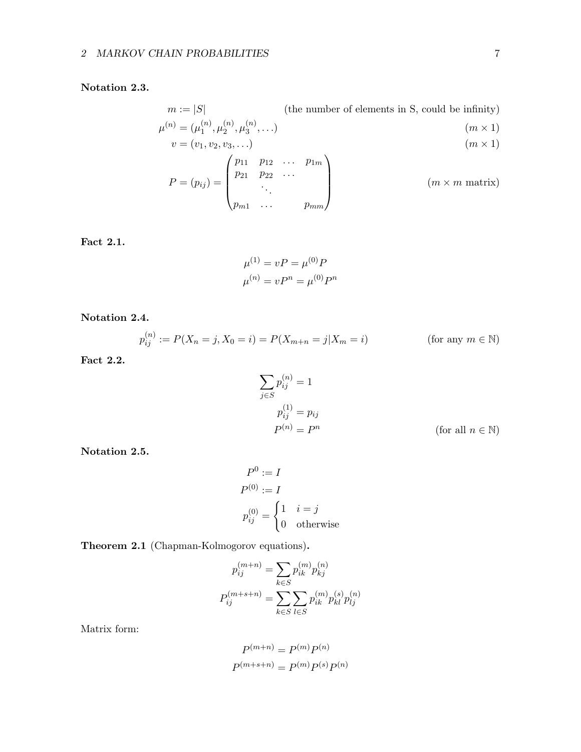**Notation 2.3.**

$$
\begin{aligned}
m &:= |S| && \text{(the number of elements in S, could be infinity)}\\
\mu^{(n)} &= (\mu_1^{(n)}, \mu_2^{(n)}, \mu_3^{(n)}, \ldots) && (m \times 1)\\
v &= (v_1, v_2, v_3, \ldots) && (m \times 1)\\
P = (p_{ij}) &= \begin{pmatrix} p_{11} & p_{12} & \ldots & p_{1m} \\ p_{21} & p_{22} & \cdots & \\ & \ddots & & \\ p_{m1} & \ldots & & p_{mm} \end{pmatrix} && (m \times m \text{ matrix})
\end{aligned}
$$

**Fact 2.1.**

$$
\begin{aligned}
\mu^{(1)} &= vP = \mu^{(0)}P\\
\mu^{(n)} &= vP^n = \mu^{(0)}P^n
\end{aligned}
$$

**Notation 2.4.**

$$
p_{ij}^{(n)} := P(X_n = j, X_0 = i) = P(X_{m+n} = j | X_m = i) \qquad \text{(for any } m \in \mathbb{N})
$$

**Fact 2.2.**

$$
\begin{aligned}
\sum_{j \in S} p_{ij}^{(n)} &= 1\\
p_{ij}^{(1)} &= p_{ij}\\
P^{(n)} &= P^n && \text{(for all } n \in \mathbb{N})
\end{aligned}
$$

**Notation 2.5.**

$$
\begin{aligned}
P^0 &:= I\\
P^{(0)} &:= I\\
p_{ij}^{(0)} &= \begin{cases} 1 & i = j \\ 0 & \text{otherwise} \end{cases}
\end{aligned}
$$

**Theorem 2.1** (Chapman-Kolmogorov equations)**.**

$$
\begin{aligned}
p_{ij}^{(m+n)} &= \sum_{k \in S} p_{ik}^{(m)} p_{kj}^{(n)}\\
P_{ij}^{(m+s+n)} &= \sum_{k \in S} \sum_{l \in S} p_{ik}^{(m)} p_{kl}^{(s)} p_{lj}^{(n)}
\end{aligned}
$$

Matrix form:

$$
\begin{aligned}
P^{(m+n)} &= P^{(m)} P^{(n)}\\
P^{(m+s+n)} &= P^{(m)} P^{(s)} P^{(n)}
\end{aligned}
$$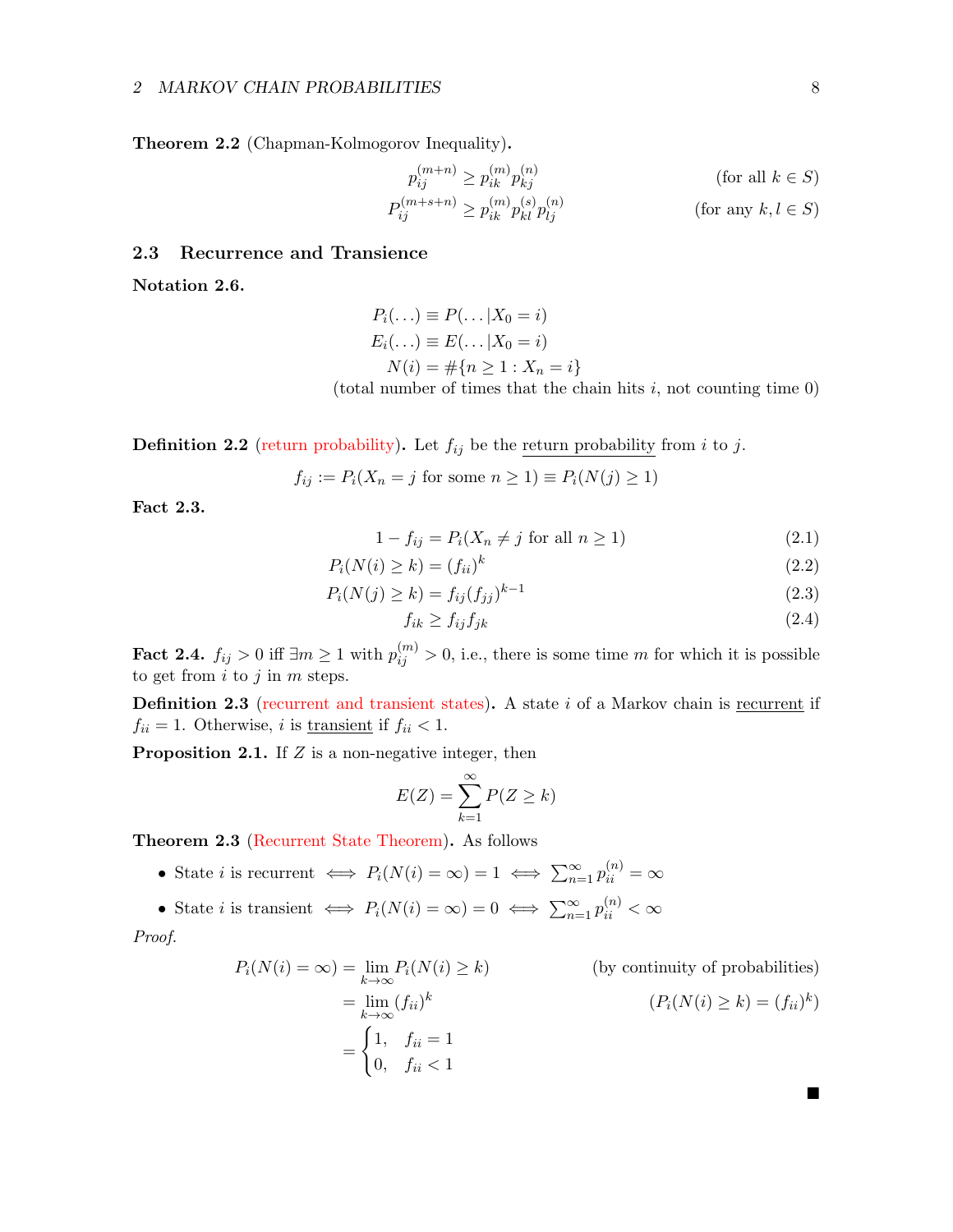**Theorem 2.2** (Chapman-Kolmogorov Inequality)**.**

$$p_{ij}^{(m+n)} \geq p_{ik}^{(m)} p_{kj}^{(n)} \qquad \text{(for all } k \in S\text{)}$$

$$P_{ij}^{(m+s+n)} \geq p_{ik}^{(m)} p_{kl}^{(s)} p_{lj}^{(n)} \qquad \text{(for any } k, l \in S\text{)}$$

## 2.3 Recurrence and Transience

**Notation 2.6.**

$$P_i(\dots) \equiv P(\dots | X_0 = i)$$

$$E_i(\dots) \equiv E(\dots | X_0 = i)$$

$$N(i) = \#\{n \geq 1 : X_n = i\}$$

(total number of times that the chain hits $i$, not counting time 0)

**Definition 2.2** (return probability)**.** Let $f_{ij}$ be the return probability from $i$ to $j$.

$$f_{ij} := P_i(X_n = j \text{ for some } n \geq 1) \equiv P_i(N(j) \geq 1)$$

**Fact 2.3.**

$$1 - f_{ij} = P_i(X_n \neq j \text{ for all } n \geq 1) \tag{2.1}$$

$$P_i(N(i) \geq k) = (f_{ii})^k \tag{2.2}$$

$$P_i(N(j) \geq k) = f_{ij}(f_{jj})^{k-1} \tag{2.3}$$

$$f_{ik} \geq f_{ij} f_{jk} \tag{2.4}$$

**Fact 2.4.** $f_{ij} > 0$ iff $\exists m \geq 1$ with $p_{ij}^{(m)} > 0$, i.e., there is some time $m$ for which it is possible to get from $i$ to $j$ in $m$ steps.

**Definition 2.3** (recurrent and transient states)**.** A state $i$ of a Markov chain is recurrent if $f_{ii} = 1$. Otherwise, $i$ is transient if $f_{ii} < 1$.

**Proposition 2.1.** If $Z$ is a non-negative integer, then

$$E(Z) = \sum_{k=1}^{\infty} P(Z \geq k)$$

**Theorem 2.3** (Recurrent State Theorem)**.** As follows

- State $i$ is recurrent $\iff P_i(N(i) = \infty) = 1 \iff \sum_{n=1}^{\infty} p_{ii}^{(n)} = \infty$
- State $i$ is transient $\iff P_i(N(i) = \infty) = 0 \iff \sum_{n=1}^{\infty} p_{ii}^{(n)} < \infty$

*Proof.*

$$
\begin{aligned}
P_i(N(i) = \infty) &= \lim_{k \to \infty} P_i(N(i) \geq k) && \text{(by continuity of probabilities)} \\
&= \lim_{k \to \infty} (f_{ii})^k && (P_i(N(i) \geq k) = (f_{ii})^k) \\
&= \begin{cases} 1, & f_{ii} = 1 \\ 0, & f_{ii} < 1 \end{cases}
\end{aligned}
$$

∎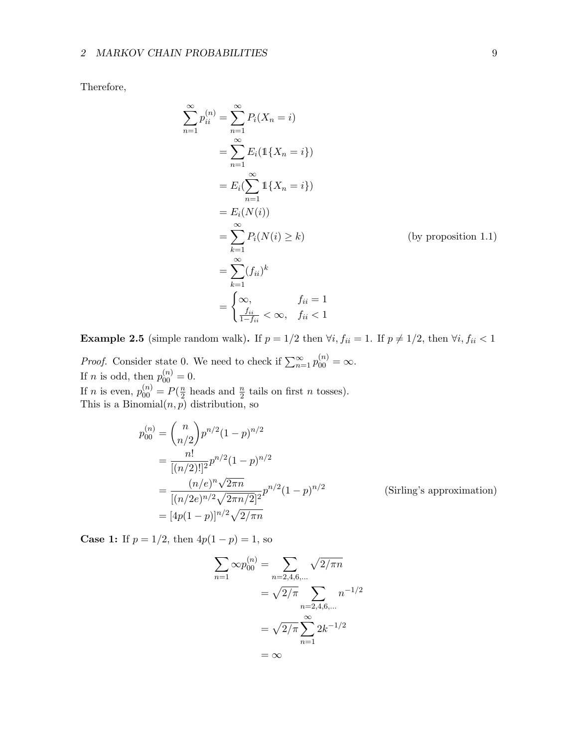Therefore,

$$
\begin{aligned}
\sum_{n=1}^{\infty} p_{ii}^{(n)} &= \sum_{n=1}^{\infty} P_i(X_n = i) \\
&= \sum_{n=1}^{\infty} E_i(\mathbb{1}\{X_n = i\}) \\
&= E_i(\sum_{n=1}^{\infty} \mathbb{1}\{X_n = i\}) \\
&= E_i(N(i)) \\
&= \sum_{k=1}^{\infty} P_i(N(i) \geq k) && \text{(by proposition 1.1)} \\
&= \sum_{k=1}^{\infty} (f_{ii})^k \\
&= \begin{cases} \infty, & f_{ii} = 1 \\ \frac{f_{ii}}{1-f_{ii}} < \infty, & f_{ii} < 1 \end{cases}
\end{aligned}
$$

**Example 2.5** (simple random walk)**.** If $p = 1/2$ then $\forall i, f_{ii} = 1$. If $p \neq 1/2$, then $\forall i, f_{ii} < 1$

*Proof.* Consider state 0. We need to check if $\sum_{n=1}^{\infty} p_{00}^{(n)} = \infty$.
If $n$ is odd, then $p_{00}^{(n)} = 0$.
If $n$ is even, $p_{00}^{(n)} = P(\frac{n}{2}$ heads and $\frac{n}{2}$ tails on first $n$ tosses$)$.
This is a Binomial$(n, p)$ distribution, so

$$
\begin{aligned}
p_{00}^{(n)} &= \binom{n}{n/2} p^{n/2}(1-p)^{n/2} \\
&= \frac{n!}{[(n/2)!]^2} p^{n/2}(1-p)^{n/2} \\
&= \frac{(n/e)^n \sqrt{2\pi n}}{[(n/2e)^{n/2}\sqrt{2\pi n/2}]^2} p^{n/2}(1-p)^{n/2} && \text{(Sirling's approximation)} \\
&= [4p(1-p)]^{n/2}\sqrt{2/\pi n}
\end{aligned}
$$

**Case 1:** If $p = 1/2$, then $4p(1-p) = 1$, so

$$
\begin{aligned}
\sum_{n=1} \infty p_{00}^{(n)} &= \sum_{n=2,4,6,\ldots} \sqrt{2/\pi n} \\
&= \sqrt{2/\pi} \sum_{n=2,4,6,\ldots} n^{-1/2} \\
&= \sqrt{2/\pi} \sum_{n=1}^{\infty} 2k^{-1/2} \\
&= \infty
\end{aligned}
$$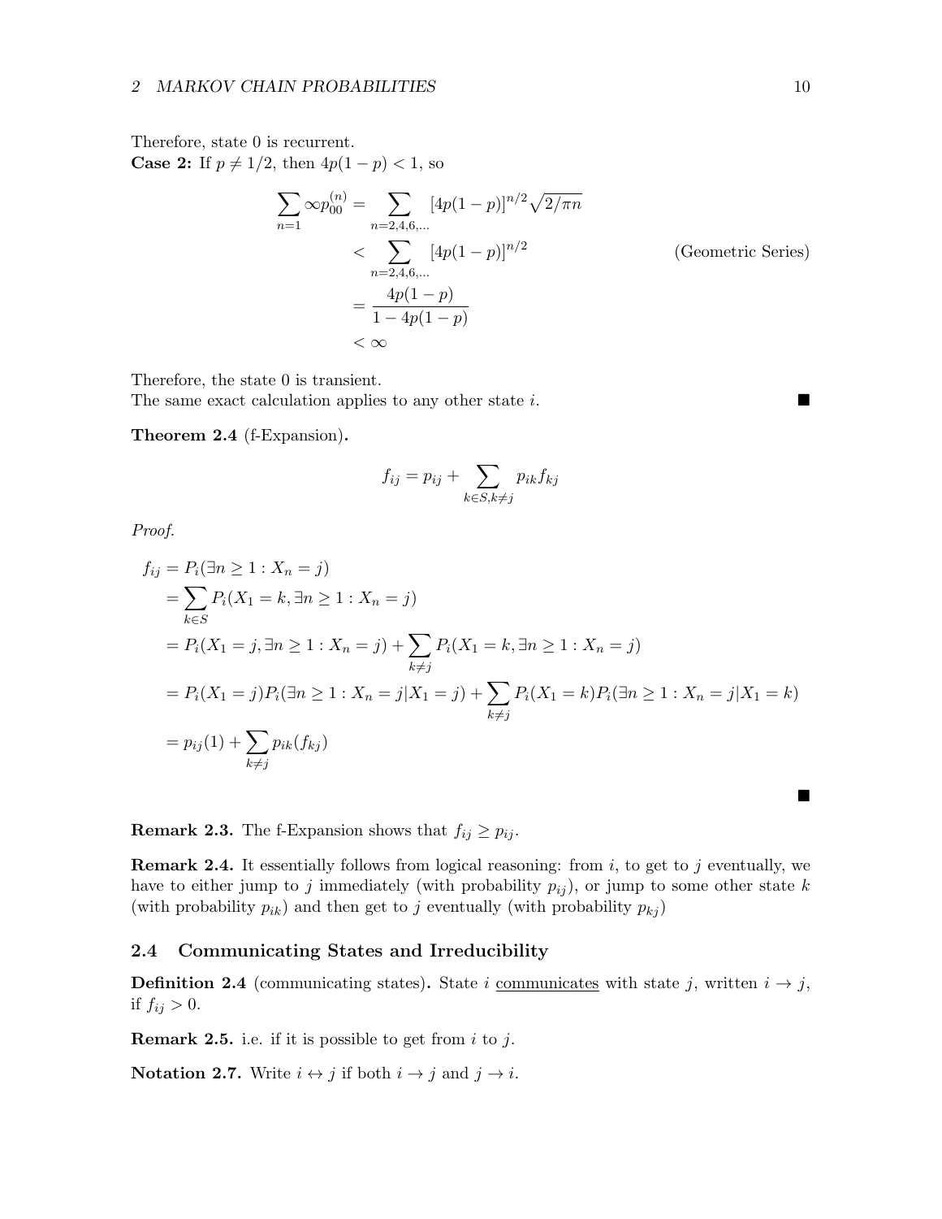Therefore, state 0 is recurrent.
**Case 2:** If $p \neq 1/2$, then $4p(1-p) < 1$, so

$$
\begin{aligned}
\sum_{n=1} \infty p_{00}^{(n)} &= \sum_{n=2,4,6,\ldots} [4p(1-p)]^{n/2}\sqrt{2/\pi n} \\
&< \sum_{n=2,4,6,\ldots} [4p(1-p)]^{n/2} && \text{(Geometric Series)} \\
&= \frac{4p(1-p)}{1-4p(1-p)} \\
&< \infty
\end{aligned}
$$

Therefore, the state 0 is transient.
The same exact calculation applies to any other state $i$. ■

**Theorem 2.4** (f-Expansion)**.**

$$
f_{ij} = p_{ij} + \sum_{k \in S, k \neq j} p_{ik} f_{kj}
$$

*Proof.*

$$
\begin{aligned}
f_{ij} &= P_i(\exists n \geq 1 : X_n = j) \\
&= \sum_{k \in S} P_i(X_1 = k, \exists n \geq 1 : X_n = j) \\
&= P_i(X_1 = j, \exists n \geq 1 : X_n = j) + \sum_{k \neq j} P_i(X_1 = k, \exists n \geq 1 : X_n = j) \\
&= P_i(X_1 = j) P_i(\exists n \geq 1 : X_n = j | X_1 = j) + \sum_{k \neq j} P_i(X_1 = k) P_i(\exists n \geq 1 : X_n = j | X_1 = k) \\
&= p_{ij}(1) + \sum_{k \neq j} p_{ik}(f_{kj})
\end{aligned}
$$

■

**Remark 2.3.** The f-Expansion shows that $f_{ij} \geq p_{ij}$.

**Remark 2.4.** It essentially follows from logical reasoning: from $i$, to get to $j$ eventually, we have to either jump to $j$ immediately (with probability $p_{ij}$), or jump to some other state $k$ (with probability $p_{ik}$) and then get to $j$ eventually (with probability $p_{kj}$)

### 2.4 Communicating States and Irreducibility

**Definition 2.4** (communicating states)**.** State $i$ communicates with state $j$, written $i \to j$, if $f_{ij} > 0$.

**Remark 2.5.** i.e. if it is possible to get from $i$ to $j$.

**Notation 2.7.** Write $i \leftrightarrow j$ if both $i \to j$ and $j \to i$.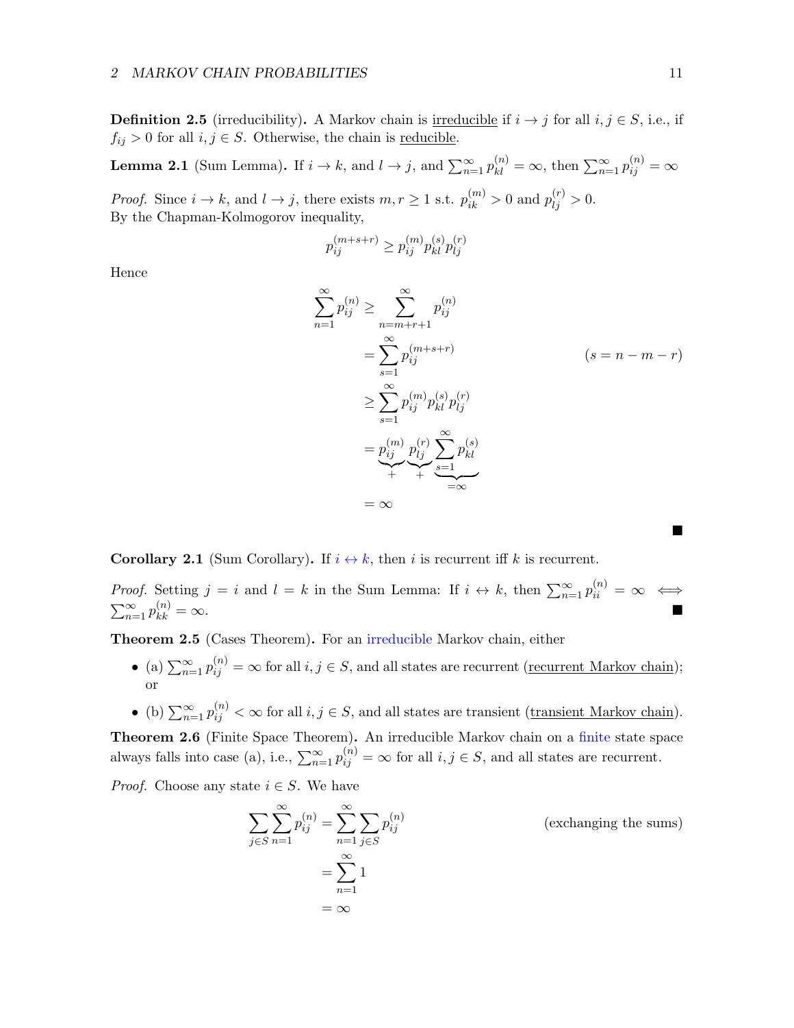**Definition 2.5** (irreducibility)**.** A Markov chain is irreducible if $i \to j$ for all $i, j \in S$, i.e., if $f_{ij} > 0$ for all $i, j \in S$. Otherwise, the chain is reducible.

**Lemma 2.1** (Sum Lemma)**.** If $i \to k$, and $l \to j$, and $\sum_{n=1}^{\infty} p_{kl}^{(n)} = \infty$, then $\sum_{n=1}^{\infty} p_{ij}^{(n)} = \infty$

*Proof.* Since $i \to k$, and $l \to j$, there exists $m, r \geq 1$ s.t. $p_{ik}^{(m)} > 0$ and $p_{lj}^{(r)} > 0$.
By the Chapman-Kolmogorov inequality,

$$p_{ij}^{(m+s+r)} \geq p_{ij}^{(m)} p_{kl}^{(s)} p_{lj}^{(r)}$$

Hence

$$\begin{aligned}
\sum_{n=1}^{\infty} p_{ij}^{(n)} &\geq \sum_{n=m+r+1}^{\infty} p_{ij}^{(n)} \\
&= \sum_{s=1}^{\infty} p_{ij}^{(m+s+r)} && (s = n - m - r) \\
&\geq \sum_{s=1}^{\infty} p_{ij}^{(m)} p_{kl}^{(s)} p_{lj}^{(r)} \\
&= \underbrace{p_{ij}^{(m)}}_{+} \underbrace{p_{lj}^{(r)}}_{+} \underbrace{\sum_{s=1}^{\infty} p_{kl}^{(s)}}_{=\infty} \\
&= \infty
\end{aligned}$$

■

**Corollary 2.1** (Sum Corollary)**.** If $i \leftrightarrow k$, then $i$ is recurrent iff $k$ is recurrent.

*Proof.* Setting $j = i$ and $l = k$ in the Sum Lemma: If $i \leftrightarrow k$, then $\sum_{n=1}^{\infty} p_{ii}^{(n)} = \infty \iff \sum_{n=1}^{\infty} p_{kk}^{(n)} = \infty$. ■

**Theorem 2.5** (Cases Theorem)**.** For an irreducible Markov chain, either

- (a) $\sum_{n=1}^{\infty} p_{ij}^{(n)} = \infty$ for all $i, j \in S$, and all states are recurrent (recurrent Markov chain); or
- (b) $\sum_{n=1}^{\infty} p_{ij}^{(n)} < \infty$ for all $i, j \in S$, and all states are transient (transient Markov chain).

**Theorem 2.6** (Finite Space Theorem)**.** An irreducible Markov chain on a finite state space always falls into case (a), i.e., $\sum_{n=1}^{\infty} p_{ij}^{(n)} = \infty$ for all $i, j \in S$, and all states are recurrent.

*Proof.* Choose any state $i \in S$. We have

$$\begin{aligned}
\sum_{j \in S} \sum_{n=1}^{\infty} p_{ij}^{(n)} &= \sum_{n=1}^{\infty} \sum_{j \in S} p_{ij}^{(n)} && \text{(exchanging the sums)} \\
&= \sum_{n=1}^{\infty} 1 \\
&= \infty
\end{aligned}$$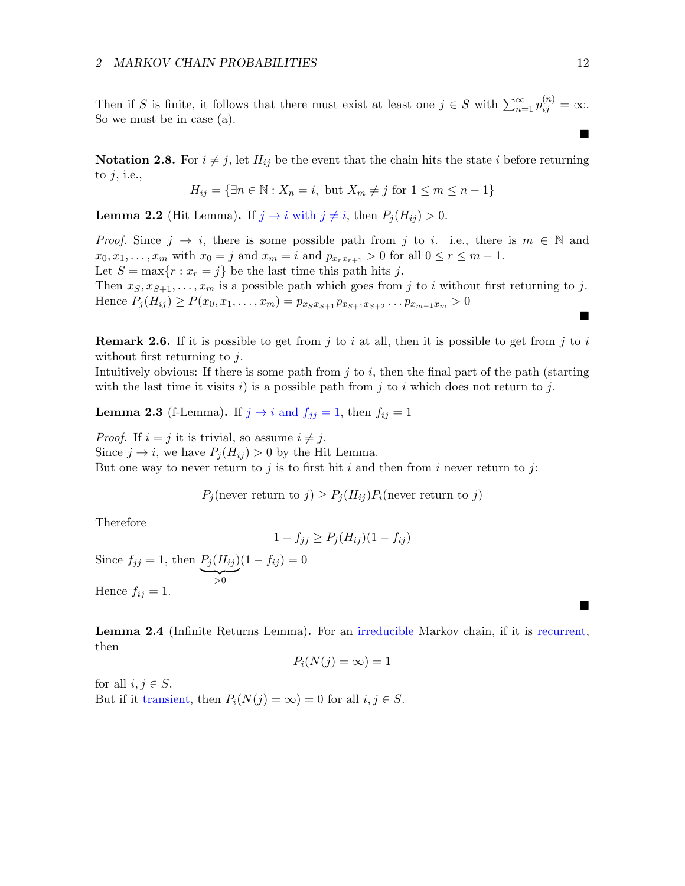Then if $S$ is finite, it follows that there must exist at least one $j \in S$ with $\sum_{n=1}^{\infty} p_{ij}^{(n)} = \infty$. So we must be in case (a).

∎

**Notation 2.8.** For $i \neq j$, let $H_{ij}$ be the event that the chain hits the state $i$ before returning to $j$, i.e.,

$$H_{ij} = \{\exists n \in \mathbb{N} : X_n = i, \text{ but } X_m \neq j \text{ for } 1 \leq m \leq n-1\}$$

**Lemma 2.2** (Hit Lemma)**.** If $j \to i$ with $j \neq i$, then $P_j(H_{ij}) > 0$.

*Proof.* Since $j \to i$, there is some possible path from $j$ to $i$. i.e., there is $m \in \mathbb{N}$ and $x_0, x_1, \ldots, x_m$ with $x_0 = j$ and $x_m = i$ and $p_{x_r x_{r+1}} > 0$ for all $0 \leq r \leq m-1$.
Let $S = \max\{r : x_r = j\}$ be the last time this path hits $j$.
Then $x_S, x_{S+1}, \ldots, x_m$ is a possible path which goes from $j$ to $i$ without first returning to $j$.
Hence $P_j(H_{ij}) \geq P(x_0, x_1, \ldots, x_m) = p_{x_S x_{S+1}} p_{x_{S+1} x_{S+2}} \cdots p_{x_{m-1} x_m} > 0$

∎

**Remark 2.6.** If it is possible to get from $j$ to $i$ at all, then it is possible to get from $j$ to $i$ without first returning to $j$.
Intuitively obvious: If there is some path from $j$ to $i$, then the final part of the path (starting with the last time it visits $i$) is a possible path from $j$ to $i$ which does not return to $j$.

**Lemma 2.3** (f-Lemma)**.** If $j \to i$ and $f_{jj} = 1$, then $f_{ij} = 1$

*Proof.* If $i = j$ it is trivial, so assume $i \neq j$.
Since $j \to i$, we have $P_j(H_{ij}) > 0$ by the Hit Lemma.
But one way to never return to $j$ is to first hit $i$ and then from $i$ never return to $j$:

$$P_j(\text{never return to } j) \geq P_j(H_{ij}) P_i(\text{never return to } j)$$

Therefore

$$1 - f_{jj} \geq P_j(H_{ij})(1 - f_{ij})$$

Since $f_{jj} = 1$, then $\underbrace{P_j(H_{ij})}_{>0}(1 - f_{ij}) = 0$

Hence $f_{ij} = 1$.

∎

**Lemma 2.4** (Infinite Returns Lemma)**.** For an irreducible Markov chain, if it is recurrent, then

$$P_i(N(j) = \infty) = 1$$

for all $i, j \in S$.
But if it transient, then $P_i(N(j) = \infty) = 0$ for all $i, j \in S$.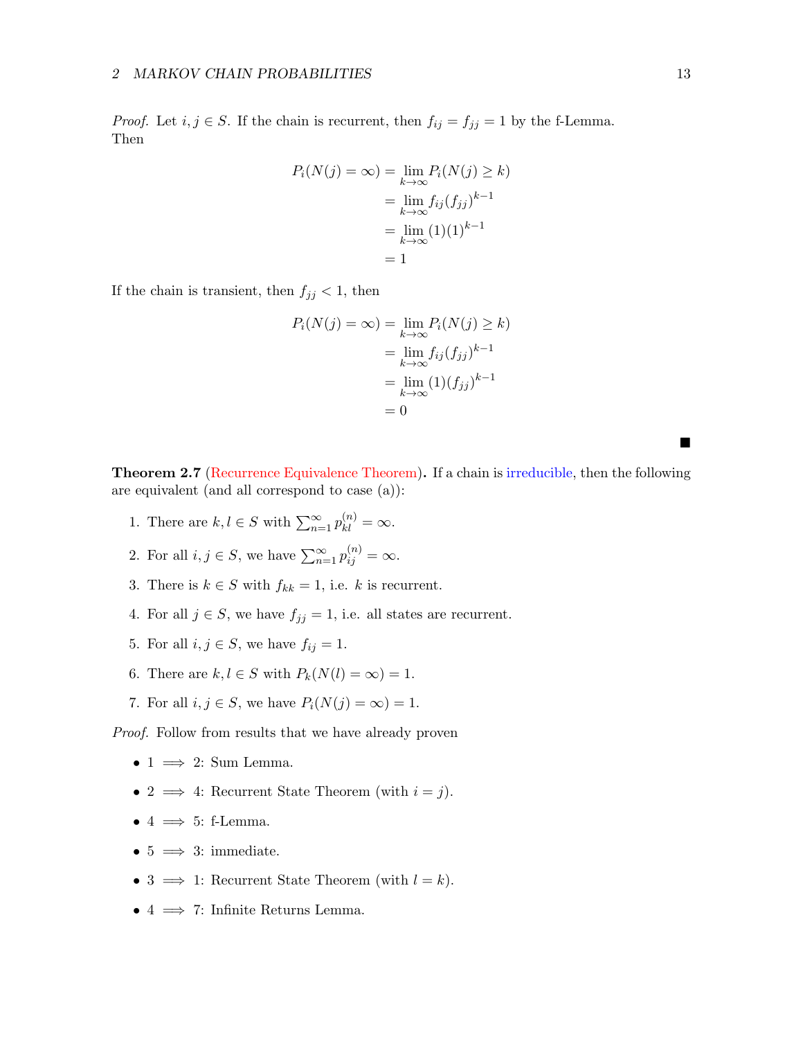*Proof.* Let $i, j \in S$. If the chain is recurrent, then $f_{ij} = f_{jj} = 1$ by the f-Lemma. Then

$$\begin{aligned}
P_i(N(j) = \infty) &= \lim_{k\to\infty} P_i(N(j) \geq k) \\
&= \lim_{k\to\infty} f_{ij}(f_{jj})^{k-1} \\
&= \lim_{k\to\infty} (1)(1)^{k-1} \\
&= 1
\end{aligned}$$

If the chain is transient, then $f_{jj} < 1$, then

$$\begin{aligned}
P_i(N(j) = \infty) &= \lim_{k\to\infty} P_i(N(j) \geq k) \\
&= \lim_{k\to\infty} f_{ij}(f_{jj})^{k-1} \\
&= \lim_{k\to\infty} (1)(f_{jj})^{k-1} \\
&= 0
\end{aligned}$$

■

**Theorem 2.7** (Recurrence Equivalence Theorem)**.** If a chain is irreducible, then the following are equivalent (and all correspond to case (a)):

1. There are $k, l \in S$ with $\sum_{n=1}^{\infty} p_{kl}^{(n)} = \infty$.
2. For all $i, j \in S$, we have $\sum_{n=1}^{\infty} p_{ij}^{(n)} = \infty$.
3. There is $k \in S$ with $f_{kk} = 1$, i.e. $k$ is recurrent.
4. For all $j \in S$, we have $f_{jj} = 1$, i.e. all states are recurrent.
5. For all $i, j \in S$, we have $f_{ij} = 1$.
6. There are $k, l \in S$ with $P_k(N(l) = \infty) = 1$.
7. For all $i, j \in S$, we have $P_i(N(j) = \infty) = 1$.

*Proof.* Follow from results that we have already proven

- $1 \implies 2$: Sum Lemma.
- $2 \implies 4$: Recurrent State Theorem (with $i = j$).
- $4 \implies 5$: f-Lemma.
- $5 \implies 3$: immediate.
- $3 \implies 1$: Recurrent State Theorem (with $l = k$).
- $4 \implies 7$: Infinite Returns Lemma.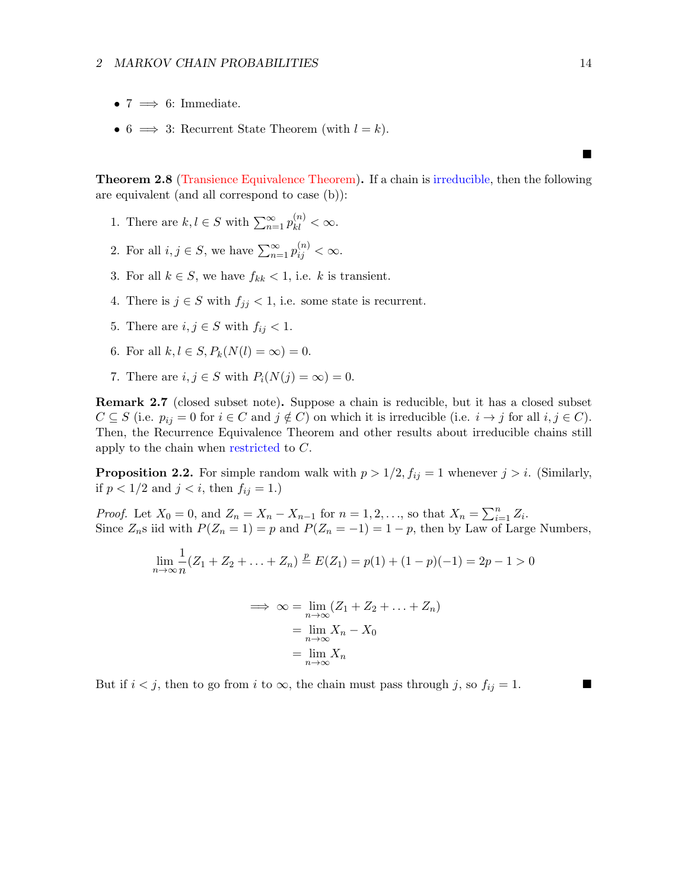- 7 $\implies$ 6: Immediate.
- 6 $\implies$ 3: Recurrent State Theorem (with $l = k$).

∎

**Theorem 2.8** (Transience Equivalence Theorem)**.** If a chain is irreducible, then the following are equivalent (and all correspond to case (b)):

1. There are $k, l \in S$ with $\sum_{n=1}^{\infty} p_{kl}^{(n)} < \infty$.
2. For all $i, j \in S$, we have $\sum_{n=1}^{\infty} p_{ij}^{(n)} < \infty$.
3. For all $k \in S$, we have $f_{kk} < 1$, i.e. $k$ is transient.
4. There is $j \in S$ with $f_{jj} < 1$, i.e. some state is recurrent.
5. There are $i, j \in S$ with $f_{ij} < 1$.
6. For all $k, l \in S$, $P_k(N(l) = \infty) = 0$.
7. There are $i, j \in S$ with $P_i(N(j) = \infty) = 0$.

**Remark 2.7** (closed subset note)**.** Suppose a chain is reducible, but it has a closed subset $C \subseteq S$ (i.e. $p_{ij} = 0$ for $i \in C$ and $j \notin C$) on which it is irreducible (i.e. $i \to j$ for all $i, j \in C$). Then, the Recurrence Equivalence Theorem and other results about irreducible chains still apply to the chain when restricted to $C$.

**Proposition 2.2.** For simple random walk with $p > 1/2$, $f_{ij} = 1$ whenever $j > i$. (Similarly, if $p < 1/2$ and $j < i$, then $f_{ij} = 1$.)

*Proof.* Let $X_0 = 0$, and $Z_n = X_n - X_{n-1}$ for $n = 1, 2, \ldots$, so that $X_n = \sum_{i=1}^{n} Z_i$.
Since $Z_n$s iid with $P(Z_n = 1) = p$ and $P(Z_n = -1) = 1 - p$, then by Law of Large Numbers,

$$\lim_{n\to\infty} \frac{1}{n}(Z_1 + Z_2 + \ldots + Z_n) \overset{p}{=} E(Z_1) = p(1) + (1-p)(-1) = 2p - 1 > 0$$

$$\begin{aligned} \implies \infty &= \lim_{n\to\infty} (Z_1 + Z_2 + \ldots + Z_n) \\ &= \lim_{n\to\infty} X_n - X_0 \\ &= \lim_{n\to\infty} X_n \end{aligned}$$

But if $i < j$, then to go from $i$ to $\infty$, the chain must pass through $j$, so $f_{ij} = 1$. ∎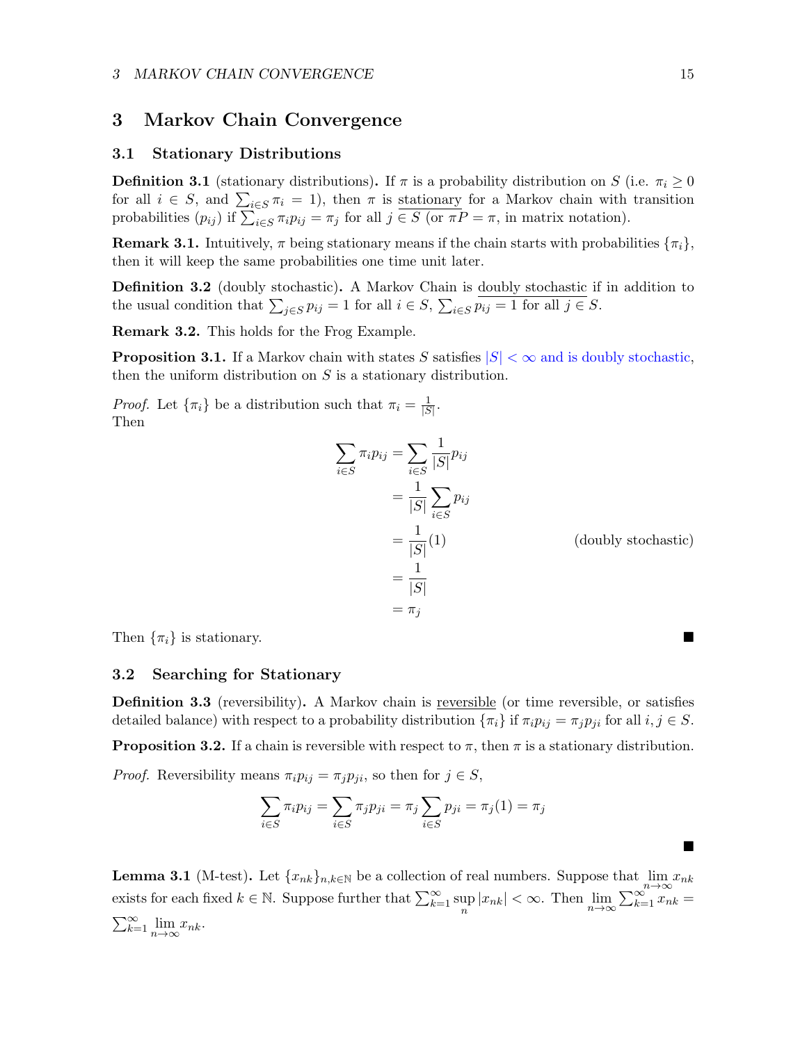# 3 Markov Chain Convergence

## 3.1 Stationary Distributions

**Definition 3.1** (stationary distributions)**.** If $\pi$ is a probability distribution on $S$ (i.e. $\pi_i \geq 0$ for all $i \in S$, and $\sum_{i \in S} \pi_i = 1$), then $\pi$ is stationary for a Markov chain with transition probabilities $(p_{ij})$ if $\sum_{i \in S} \pi_i p_{ij} = \pi_j$ for all $j \in S$ (or $\pi P = \pi$, in matrix notation).

**Remark 3.1.** Intuitively, $\pi$ being stationary means if the chain starts with probabilities $\{\pi_i\}$, then it will keep the same probabilities one time unit later.

**Definition 3.2** (doubly stochastic)**.** A Markov Chain is doubly stochastic if in addition to the usual condition that $\sum_{j \in S} p_{ij} = 1$ for all $i \in S$, $\sum_{i \in S} p_{ij} = 1$ for all $j \in S$.

**Remark 3.2.** This holds for the Frog Example.

**Proposition 3.1.** If a Markov chain with states $S$ satisfies $|S| < \infty$ and is doubly stochastic, then the uniform distribution on $S$ is a stationary distribution.

*Proof.* Let $\{\pi_i\}$ be a distribution such that $\pi_i = \frac{1}{|S|}$.
Then

$$
\begin{aligned}
\sum_{i \in S} \pi_i p_{ij} &= \sum_{i \in S} \frac{1}{|S|} p_{ij} \\
&= \frac{1}{|S|} \sum_{i \in S} p_{ij} \\
&= \frac{1}{|S|}(1) && \text{(doubly stochastic)} \\
&= \frac{1}{|S|} \\
&= \pi_j
\end{aligned}
$$

Then $\{\pi_i\}$ is stationary. ∎

## 3.2 Searching for Stationary

**Definition 3.3** (reversibility)**.** A Markov chain is reversible (or time reversible, or satisfies detailed balance) with respect to a probability distribution $\{\pi_i\}$ if $\pi_i p_{ij} = \pi_j p_{ji}$ for all $i, j \in S$.

**Proposition 3.2.** If a chain is reversible with respect to $\pi$, then $\pi$ is a stationary distribution.

*Proof.* Reversibility means $\pi_i p_{ij} = \pi_j p_{ji}$, so then for $j \in S$,

$$
\sum_{i \in S} \pi_i p_{ij} = \sum_{i \in S} \pi_j p_{ji} = \pi_j \sum_{i \in S} p_{ji} = \pi_j(1) = \pi_j
$$

∎

**Lemma 3.1** (M-test)**.** Let $\{x_{nk}\}_{n,k \in \mathbb{N}}$ be a collection of real numbers. Suppose that $\lim_{n\to\infty} x_{nk}$ exists for each fixed $k \in \mathbb{N}$. Suppose further that $\sum_{k=1}^{\infty} \sup_n |x_{nk}| < \infty$. Then $\lim_{n\to\infty} \sum_{k=1}^{\infty} x_{nk} = \sum_{k=1}^{\infty} \lim_{n\to\infty} x_{nk}$.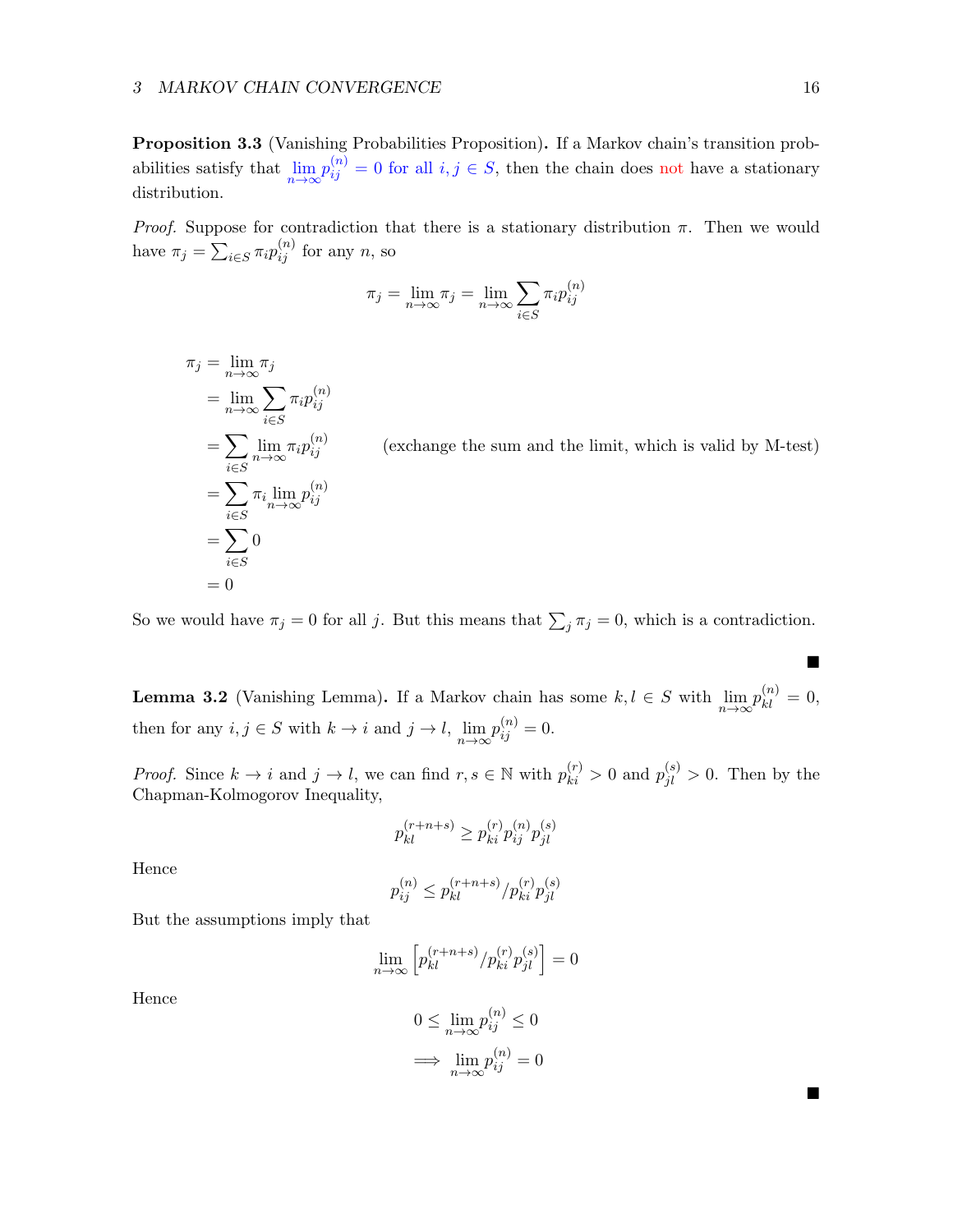**Proposition 3.3** (Vanishing Probabilities Proposition)**.** If a Markov chain's transition probabilities satisfy that $\lim_{n\to\infty} p_{ij}^{(n)} = 0$ for all $i, j \in S$, then the chain does not have a stationary distribution.

*Proof.* Suppose for contradiction that there is a stationary distribution $\pi$. Then we would have $\pi_j = \sum_{i\in S} \pi_i p_{ij}^{(n)}$ for any $n$, so

$$\pi_j = \lim_{n\to\infty} \pi_j = \lim_{n\to\infty} \sum_{i\in S} \pi_i p_{ij}^{(n)}$$

$$\begin{aligned}
\pi_j &= \lim_{n\to\infty} \pi_j \\
&= \lim_{n\to\infty} \sum_{i\in S} \pi_i p_{ij}^{(n)} \\
&= \sum_{i\in S} \lim_{n\to\infty} \pi_i p_{ij}^{(n)} && \text{(exchange the sum and the limit, which is valid by M-test)} \\
&= \sum_{i\in S} \pi_i \lim_{n\to\infty} p_{ij}^{(n)} \\
&= \sum_{i\in S} 0 \\
&= 0
\end{aligned}$$

So we would have $\pi_j = 0$ for all $j$. But this means that $\sum_j \pi_j = 0$, which is a contradiction. ∎

**Lemma 3.2** (Vanishing Lemma)**.** If a Markov chain has some $k, l \in S$ with $\lim_{n\to\infty} p_{kl}^{(n)} = 0$, then for any $i, j \in S$ with $k \to i$ and $j \to l$, $\lim_{n\to\infty} p_{ij}^{(n)} = 0$.

*Proof.* Since $k \to i$ and $j \to l$, we can find $r, s \in \mathbb{N}$ with $p_{ki}^{(r)} > 0$ and $p_{jl}^{(s)} > 0$. Then by the Chapman-Kolmogorov Inequality,

$$p_{kl}^{(r+n+s)} \geq p_{ki}^{(r)} p_{ij}^{(n)} p_{jl}^{(s)}$$

Hence

$$p_{ij}^{(n)} \leq p_{kl}^{(r+n+s)} / p_{ki}^{(r)} p_{jl}^{(s)}$$

But the assumptions imply that

$$\lim_{n\to\infty} \left[ p_{kl}^{(r+n+s)} / p_{ki}^{(r)} p_{jl}^{(s)} \right] = 0$$

Hence

$$\begin{aligned}
&0 \leq \lim_{n\to\infty} p_{ij}^{(n)} \leq 0 \\
\implies &\lim_{n\to\infty} p_{ij}^{(n)} = 0
\end{aligned}$$

∎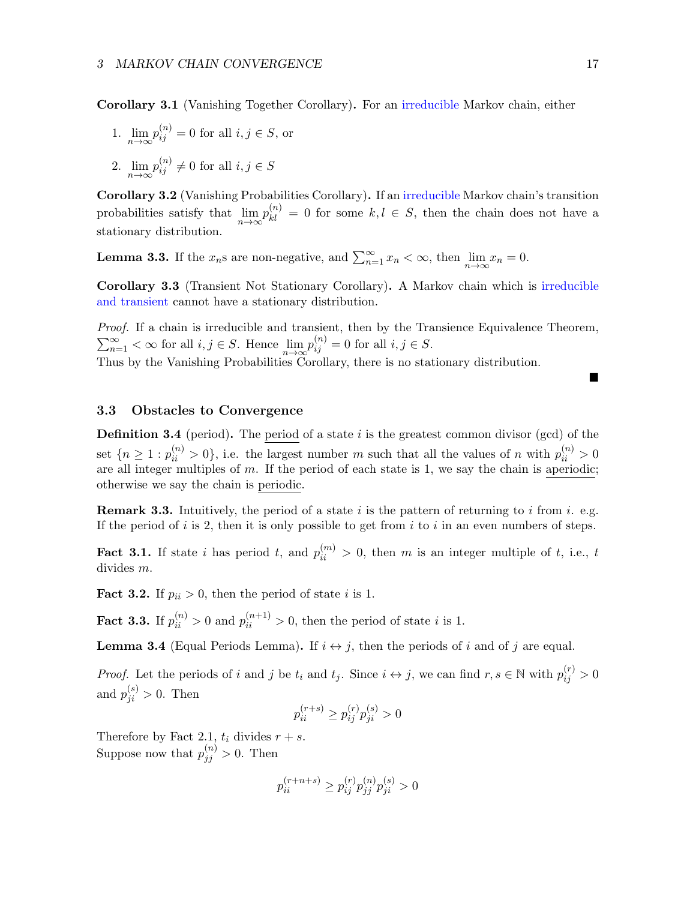**Corollary 3.1** (Vanishing Together Corollary)**.** For an irreducible Markov chain, either

1. $\lim_{n\to\infty} p_{ij}^{(n)} = 0$ for all $i, j \in S$, or
2. $\lim_{n\to\infty} p_{ij}^{(n)} \neq 0$ for all $i, j \in S$

**Corollary 3.2** (Vanishing Probabilities Corollary)**.** If an irreducible Markov chain's transition probabilities satisfy that $\lim_{n\to\infty} p_{kl}^{(n)} = 0$ for some $k, l \in S$, then the chain does not have a stationary distribution.

**Lemma 3.3.** If the $x_n$s are non-negative, and $\sum_{n=1}^{\infty} x_n < \infty$, then $\lim_{n\to\infty} x_n = 0$.

**Corollary 3.3** (Transient Not Stationary Corollary)**.** A Markov chain which is irreducible and transient cannot have a stationary distribution.

*Proof.* If a chain is irreducible and transient, then by the Transience Equivalence Theorem, $\sum_{n=1}^{\infty} < \infty$ for all $i, j \in S$. Hence $\lim_{n\to\infty} p_{ij}^{(n)} = 0$ for all $i, j \in S$.
Thus by the Vanishing Probabilities Corollary, there is no stationary distribution. ■

## 3.3 Obstacles to Convergence

**Definition 3.4** (period)**.** The period of a state $i$ is the greatest common divisor (gcd) of the set $\{n \geq 1 : p_{ii}^{(n)} > 0\}$, i.e. the largest number $m$ such that all the values of $n$ with $p_{ii}^{(n)} > 0$ are all integer multiples of $m$. If the period of each state is 1, we say the chain is aperiodic; otherwise we say the chain is periodic.

**Remark 3.3.** Intuitively, the period of a state $i$ is the pattern of returning to $i$ from $i$. e.g. If the period of $i$ is 2, then it is only possible to get from $i$ to $i$ in an even numbers of steps.

**Fact 3.1.** If state $i$ has period $t$, and $p_{ii}^{(m)} > 0$, then $m$ is an integer multiple of $t$, i.e., $t$ divides $m$.

**Fact 3.2.** If $p_{ii} > 0$, then the period of state $i$ is 1.

**Fact 3.3.** If $p_{ii}^{(n)} > 0$ and $p_{ii}^{(n+1)} > 0$, then the period of state $i$ is 1.

**Lemma 3.4** (Equal Periods Lemma)**.** If $i \leftrightarrow j$, then the periods of $i$ and of $j$ are equal.

*Proof.* Let the periods of $i$ and $j$ be $t_i$ and $t_j$. Since $i \leftrightarrow j$, we can find $r, s \in \mathbb{N}$ with $p_{ij}^{(r)} > 0$ and $p_{ji}^{(s)} > 0$. Then

$$p_{ii}^{(r+s)} \geq p_{ij}^{(r)} p_{ji}^{(s)} > 0$$

Therefore by Fact 2.1, $t_i$ divides $r + s$.
Suppose now that $p_{jj}^{(n)} > 0$. Then

$$p_{ii}^{(r+n+s)} \geq p_{ij}^{(r)} p_{jj}^{(n)} p_{ji}^{(s)} > 0$$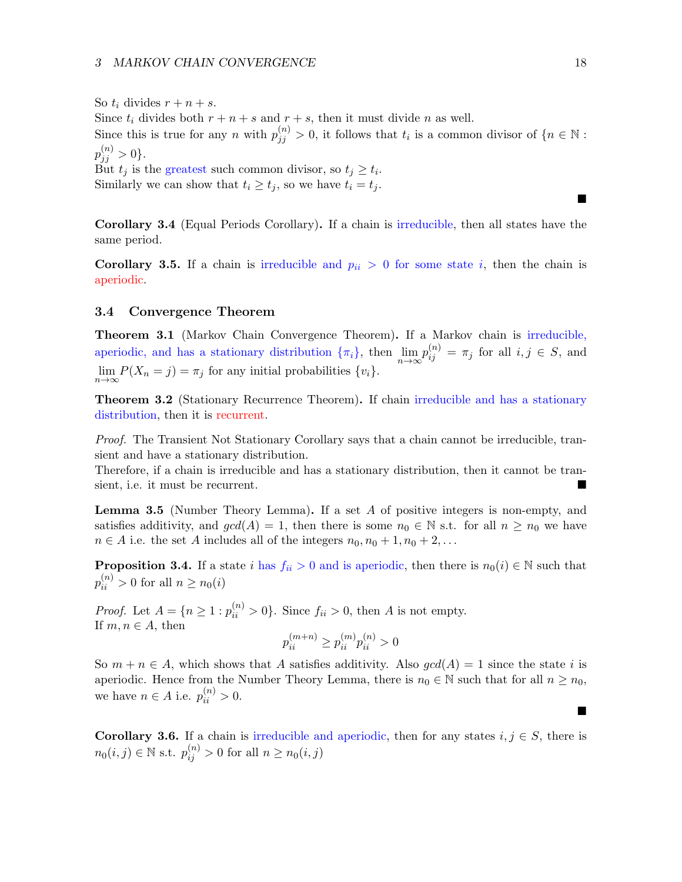So $t_i$ divides $r + n + s$.
Since $t_i$ divides both $r + n + s$ and $r + s$, then it must divide $n$ as well.
Since this is true for any $n$ with $p_{jj}^{(n)} > 0$, it follows that $t_i$ is a common divisor of $\{n \in \mathbb{N} : p_{jj}^{(n)} > 0\}$.
But $t_j$ is the greatest such common divisor, so $t_j \geq t_i$.
Similarly we can show that $t_i \geq t_j$, so we have $t_i = t_j$.

■

**Corollary 3.4** (Equal Periods Corollary)**.** If a chain is irreducible, then all states have the same period.

**Corollary 3.5.** If a chain is irreducible and $p_{ii} > 0$ for some state $i$, then the chain is aperiodic.

### 3.4 Convergence Theorem

**Theorem 3.1** (Markov Chain Convergence Theorem)**.** If a Markov chain is irreducible, aperiodic, and has a stationary distribution $\{\pi_i\}$, then $\lim_{n\to\infty} p_{ij}^{(n)} = \pi_j$ for all $i, j \in S$, and $\lim_{n\to\infty} P(X_n = j) = \pi_j$ for any initial probabilities $\{v_i\}$.

**Theorem 3.2** (Stationary Recurrence Theorem)**.** If chain irreducible and has a stationary distribution, then it is recurrent.

*Proof.* The Transient Not Stationary Corollary says that a chain cannot be irreducible, transient and have a stationary distribution.
Therefore, if a chain is irreducible and has a stationary distribution, then it cannot be transient, i.e. it must be recurrent. ■

**Lemma 3.5** (Number Theory Lemma)**.** If a set $A$ of positive integers is non-empty, and satisfies additivity, and $gcd(A) = 1$, then there is some $n_0 \in \mathbb{N}$ s.t. for all $n \geq n_0$ we have $n \in A$ i.e. the set $A$ includes all of the integers $n_0, n_0 + 1, n_0 + 2, \ldots$

**Proposition 3.4.** If a state $i$ has $f_{ii} > 0$ and is aperiodic, then there is $n_0(i) \in \mathbb{N}$ such that $p_{ii}^{(n)} > 0$ for all $n \geq n_0(i)$

*Proof.* Let $A = \{n \geq 1 : p_{ii}^{(n)} > 0\}$. Since $f_{ii} > 0$, then $A$ is not empty.
If $m, n \in A$, then

$$p_{ii}^{(m+n)} \geq p_{ii}^{(m)} p_{ii}^{(n)} > 0$$

So $m + n \in A$, which shows that $A$ satisfies additivity. Also $gcd(A) = 1$ since the state $i$ is aperiodic. Hence from the Number Theory Lemma, there is $n_0 \in \mathbb{N}$ such that for all $n \geq n_0$, we have $n \in A$ i.e. $p_{ii}^{(n)} > 0$.

■

**Corollary 3.6.** If a chain is irreducible and aperiodic, then for any states $i, j \in S$, there is $n_0(i, j) \in \mathbb{N}$ s.t. $p_{ij}^{(n)} > 0$ for all $n \geq n_0(i, j)$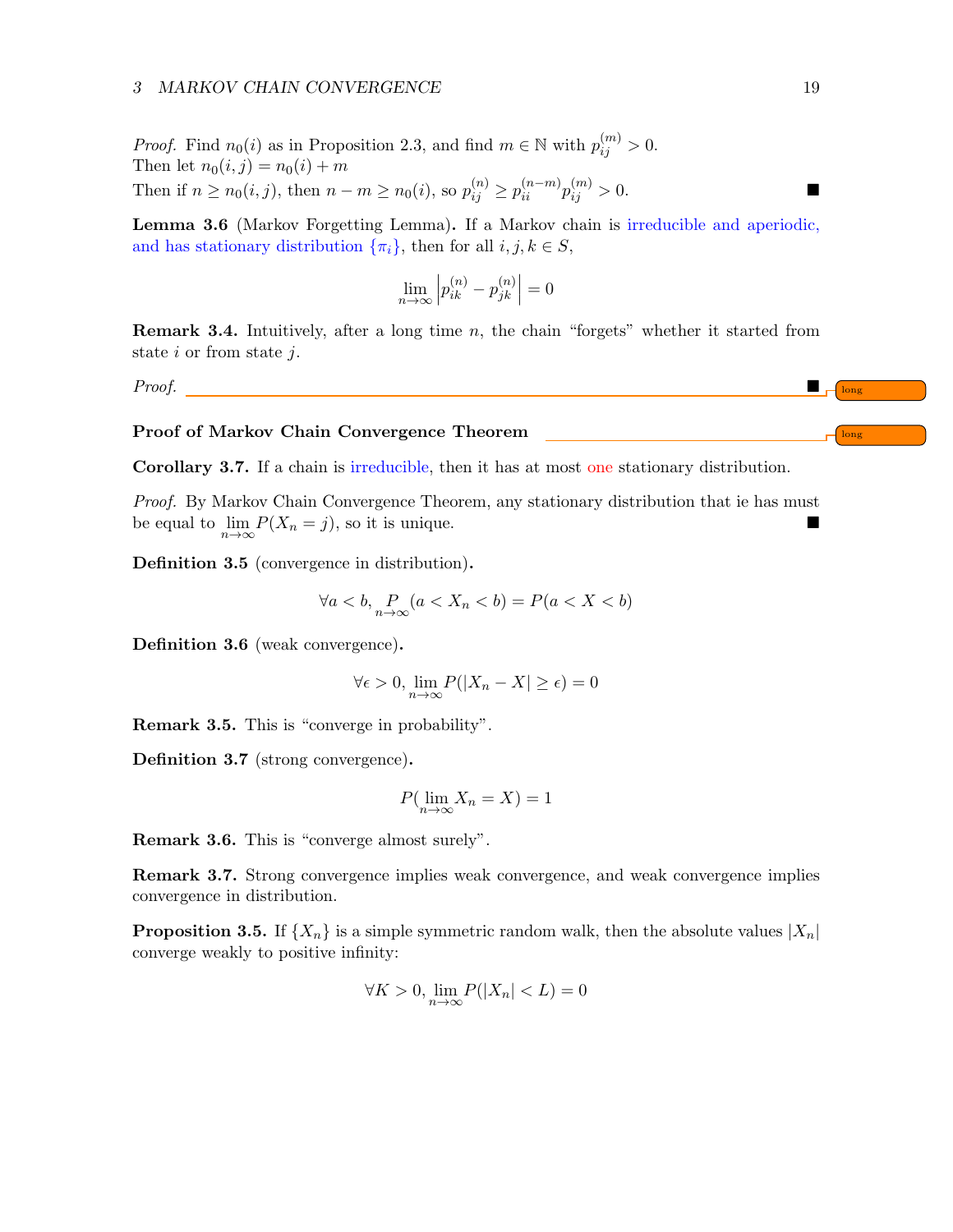*Proof.* Find $n_0(i)$ as in Proposition 2.3, and find $m \in \mathbb{N}$ with $p_{ij}^{(m)} > 0$.
Then let $n_0(i,j) = n_0(i) + m$
Then if $n \geq n_0(i,j)$, then $n - m \geq n_0(i)$, so $p_{ij}^{(n)} \geq p_{ii}^{(n-m)} p_{ij}^{(m)} > 0$. ∎

**Lemma 3.6** (Markov Forgetting Lemma)**.** If a Markov chain is irreducible and aperiodic, and has stationary distribution $\{\pi_i\}$, then for all $i, j, k \in S$,

$$\lim_{n\to\infty} \left| p_{ik}^{(n)} - p_{jk}^{(n)} \right| = 0$$

**Remark 3.4.** Intuitively, after a long time $n$, the chain "forgets" whether it started from state $i$ or from state $j$.

*Proof.* ∎

long

**Proof of Markov Chain Convergence Theorem**

long

**Corollary 3.7.** If a chain is irreducible, then it has at most one stationary distribution.

*Proof.* By Markov Chain Convergence Theorem, any stationary distribution that ie has must be equal to $\lim_{n\to\infty} P(X_n = j)$, so it is unique. ∎

**Definition 3.5** (convergence in distribution)**.**

$$\forall a < b, \underset{n\to\infty}{P}(a < X_n < b) = P(a < X < b)$$

**Definition 3.6** (weak convergence)**.**

$$\forall \epsilon > 0, \lim_{n\to\infty} P(|X_n - X| \geq \epsilon) = 0$$

**Remark 3.5.** This is "converge in probability".

**Definition 3.7** (strong convergence)**.**

$$P(\lim_{n\to\infty} X_n = X) = 1$$

**Remark 3.6.** This is "converge almost surely".

**Remark 3.7.** Strong convergence implies weak convergence, and weak convergence implies convergence in distribution.

**Proposition 3.5.** If $\{X_n\}$ is a simple symmetric random walk, then the absolute values $|X_n|$ converge weakly to positive infinity:

$$\forall K > 0, \lim_{n\to\infty} P(|X_n| < L) = 0$$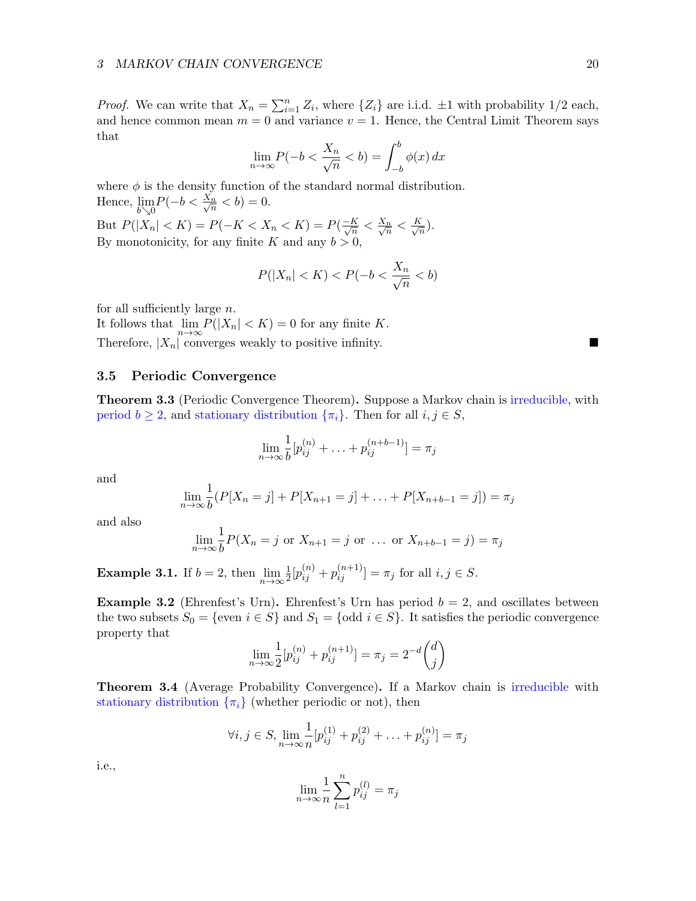*Proof.* We can write that $X_n = \sum_{i=1}^{n} Z_i$, where $\{Z_i\}$ are i.i.d. $\pm 1$ with probability 1/2 each, and hence common mean $m = 0$ and variance $v = 1$. Hence, the Central Limit Theorem says that

$$\lim_{n\to\infty} P(-b < \frac{X_n}{\sqrt{n}} < b) = \int_{-b}^{b} \phi(x)\,dx$$

where $\phi$ is the density function of the standard normal distribution.
Hence, $\lim_{b \searrow 0} P(-b < \frac{X_n}{\sqrt{n}} < b) = 0$.
But $P(|X_n| < K) = P(-K < X_n < K) = P(\frac{-K}{\sqrt{n}} < \frac{X_n}{\sqrt{n}} < \frac{K}{\sqrt{n}})$.
By monotonicity, for any finite $K$ and any $b > 0$,

$$P(|X_n| < K) < P(-b < \frac{X_n}{\sqrt{n}} < b)$$

for all sufficiently large $n$.
It follows that $\lim_{n\to\infty} P(|X_n| < K) = 0$ for any finite $K$.
Therefore, $|X_n|$ converges weakly to positive infinity. ■

## 3.5 Periodic Convergence

**Theorem 3.3** (Periodic Convergence Theorem)**.** Suppose a Markov chain is irreducible, with period $b \geq 2$, and stationary distribution $\{\pi_i\}$. Then for all $i, j \in S$,

$$\lim_{n\to\infty} \frac{1}{b}[p_{ij}^{(n)} + \ldots + p_{ij}^{(n+b-1)}] = \pi_j$$

and

$$\lim_{n\to\infty} \frac{1}{b}(P[X_n = j] + P[X_{n+1} = j] + \ldots + P[X_{n+b-1} = j]) = \pi_j$$

and also

$$\lim_{n\to\infty} \frac{1}{b} P(X_n = j \text{ or } X_{n+1} = j \text{ or } \ldots \text{ or } X_{n+b-1} = j) = \pi_j$$

**Example 3.1.** If $b = 2$, then $\lim_{n\to\infty} \frac{1}{2}[p_{ij}^{(n)} + p_{ij}^{(n+1)}] = \pi_j$ for all $i, j \in S$.

**Example 3.2** (Ehrenfest's Urn)**.** Ehrenfest's Urn has period $b = 2$, and oscillates between the two subsets $S_0 = \{\text{even } i \in S\}$ and $S_1 = \{\text{odd } i \in S\}$. It satisfies the periodic convergence property that

$$\lim_{n\to\infty} \frac{1}{2}[p_{ij}^{(n)} + p_{ij}^{(n+1)}] = \pi_j = 2^{-d}\binom{d}{j}$$

**Theorem 3.4** (Average Probability Convergence)**.** If a Markov chain is irreducible with stationary distribution $\{\pi_i\}$ (whether periodic or not), then

$$\forall i, j \in S, \lim_{n\to\infty} \frac{1}{n}[p_{ij}^{(1)} + p_{ij}^{(2)} + \ldots + p_{ij}^{(n)}] = \pi_j$$

i.e.,

$$\lim_{n\to\infty} \frac{1}{n} \sum_{l=1}^{n} p_{ij}^{(l)} = \pi_j$$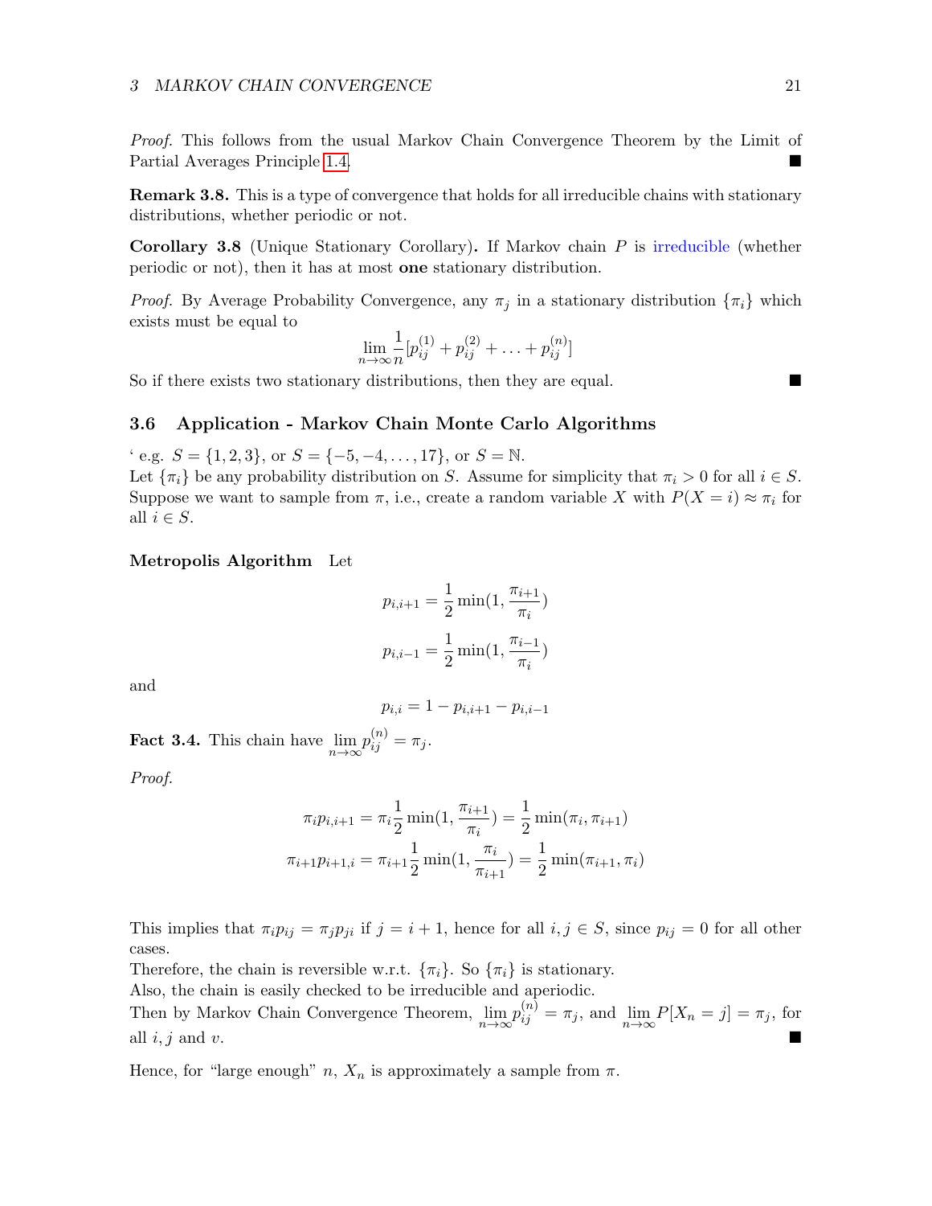*Proof.* This follows from the usual Markov Chain Convergence Theorem by the Limit of Partial Averages Principle 1.4. ■

**Remark 3.8.** This is a type of convergence that holds for all irreducible chains with stationary distributions, whether periodic or not.

**Corollary 3.8** (Unique Stationary Corollary)**.** If Markov chain $P$ is irreducible (whether periodic or not), then it has at most **one** stationary distribution.

*Proof.* By Average Probability Convergence, any $\pi_j$ in a stationary distribution $\{\pi_i\}$ which exists must be equal to

$$\lim_{n\to\infty} \frac{1}{n}[p_{ij}^{(1)} + p_{ij}^{(2)} + \ldots + p_{ij}^{(n)}]$$

So if there exists two stationary distributions, then they are equal. ■

### 3.6 Application - Markov Chain Monte Carlo Algorithms

' e.g. $S = \{1, 2, 3\}$, or $S = \{-5, -4, \ldots, 17\}$, or $S = \mathbb{N}$.
Let $\{\pi_i\}$ be any probability distribution on $S$. Assume for simplicity that $\pi_i > 0$ for all $i \in S$. Suppose we want to sample from $\pi$, i.e., create a random variable $X$ with $P(X = i) \approx \pi_i$ for all $i \in S$.

**Metropolis Algorithm** Let

$$p_{i,i+1} = \frac{1}{2}\min(1, \frac{\pi_{i+1}}{\pi_i})$$

$$p_{i,i-1} = \frac{1}{2}\min(1, \frac{\pi_{i-1}}{\pi_i})$$

and

$$p_{i,i} = 1 - p_{i,i+1} - p_{i,i-1}$$

**Fact 3.4.** This chain have $\lim_{n\to\infty} p_{ij}^{(n)} = \pi_j$.

*Proof.*

$$\pi_i p_{i,i+1} = \pi_i \frac{1}{2}\min(1, \frac{\pi_{i+1}}{\pi_i}) = \frac{1}{2}\min(\pi_i, \pi_{i+1})$$

$$\pi_{i+1} p_{i+1,i} = \pi_{i+1} \frac{1}{2}\min(1, \frac{\pi_i}{\pi_{i+1}}) = \frac{1}{2}\min(\pi_{i+1}, \pi_i)$$

This implies that $\pi_i p_{ij} = \pi_j p_{ji}$ if $j = i + 1$, hence for all $i, j \in S$, since $p_{ij} = 0$ for all other cases.
Therefore, the chain is reversible w.r.t. $\{\pi_i\}$. So $\{\pi_i\}$ is stationary.
Also, the chain is easily checked to be irreducible and aperiodic.
Then by Markov Chain Convergence Theorem, $\lim_{n\to\infty} p_{ij}^{(n)} = \pi_j$, and $\lim_{n\to\infty} P[X_n = j] = \pi_j$, for all $i, j$ and $v$. ■

Hence, for "large enough" $n$, $X_n$ is approximately a sample from $\pi$.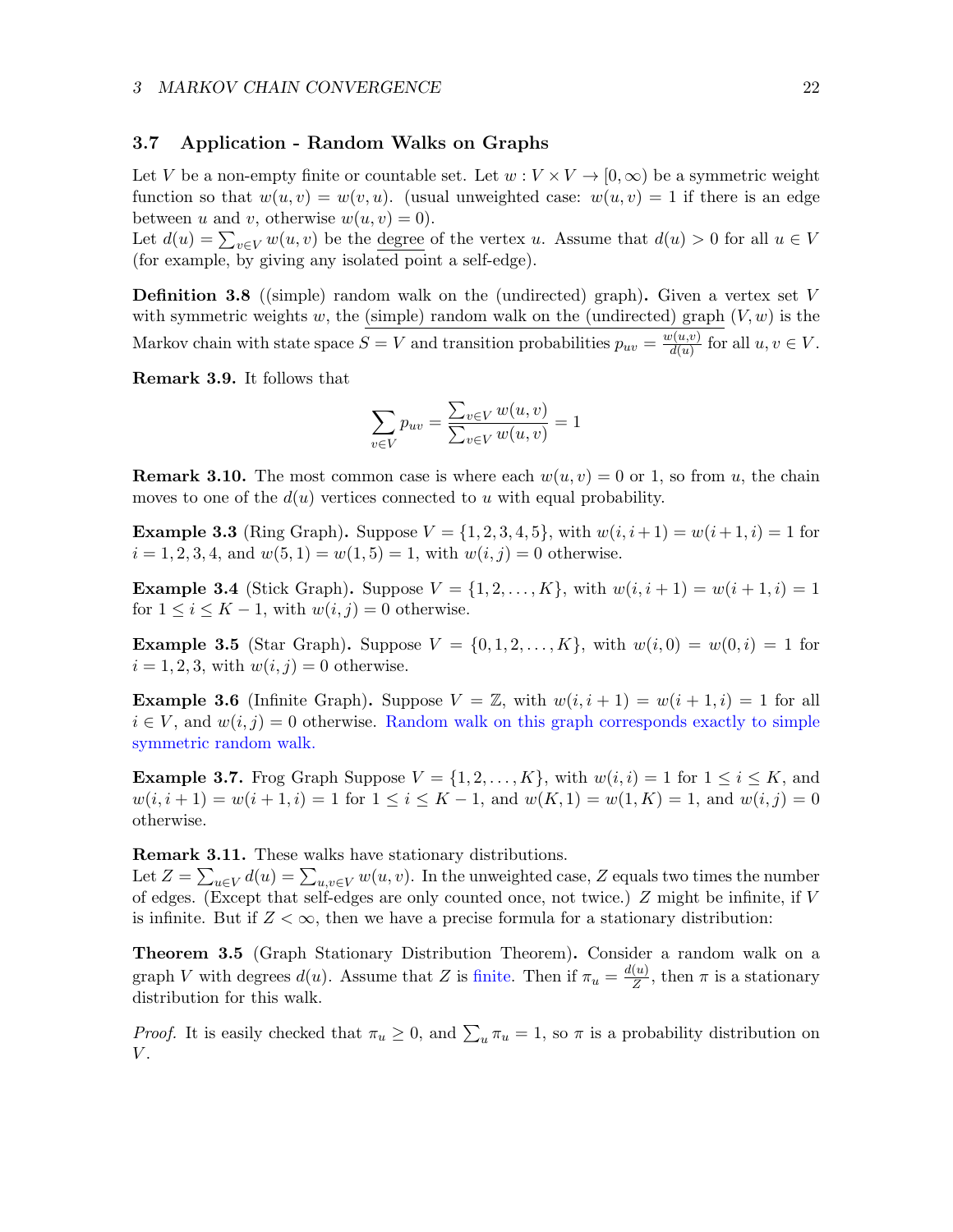### 3.7 Application - Random Walks on Graphs

Let $V$ be a non-empty finite or countable set. Let $w : V \times V \to [0, \infty)$ be a symmetric weight function so that $w(u, v) = w(v, u)$. (usual unweighted case: $w(u, v) = 1$ if there is an edge between $u$ and $v$, otherwise $w(u, v) = 0$).
Let $d(u) = \sum_{v \in V} w(u, v)$ be the degree of the vertex $u$. Assume that $d(u) > 0$ for all $u \in V$ (for example, by giving any isolated point a self-edge).

**Definition 3.8** ((simple) random walk on the (undirected) graph)**.** Given a vertex set $V$ with symmetric weights $w$, the (simple) random walk on the (undirected) graph $(V, w)$ is the Markov chain with state space $S = V$ and transition probabilities $p_{uv} = \frac{w(u,v)}{d(u)}$ for all $u, v \in V$.

**Remark 3.9.** It follows that

$$\sum_{v \in V} p_{uv} = \frac{\sum_{v \in V} w(u, v)}{\sum_{v \in V} w(u, v)} = 1$$

**Remark 3.10.** The most common case is where each $w(u, v) = 0$ or 1, so from $u$, the chain moves to one of the $d(u)$ vertices connected to $u$ with equal probability.

**Example 3.3** (Ring Graph)**.** Suppose $V = \{1, 2, 3, 4, 5\}$, with $w(i, i+1) = w(i+1, i) = 1$ for $i = 1, 2, 3, 4$, and $w(5, 1) = w(1, 5) = 1$, with $w(i, j) = 0$ otherwise.

**Example 3.4** (Stick Graph)**.** Suppose $V = \{1, 2, \ldots, K\}$, with $w(i, i+1) = w(i+1, i) = 1$ for $1 \leq i \leq K - 1$, with $w(i, j) = 0$ otherwise.

**Example 3.5** (Star Graph)**.** Suppose $V = \{0, 1, 2, \ldots, K\}$, with $w(i, 0) = w(0, i) = 1$ for $i = 1, 2, 3$, with $w(i, j) = 0$ otherwise.

**Example 3.6** (Infinite Graph)**.** Suppose $V = \mathbb{Z}$, with $w(i, i+1) = w(i+1, i) = 1$ for all $i \in V$, and $w(i, j) = 0$ otherwise. Random walk on this graph corresponds exactly to simple symmetric random walk.

**Example 3.7.** Frog Graph Suppose $V = \{1, 2, \ldots, K\}$, with $w(i, i) = 1$ for $1 \leq i \leq K$, and $w(i, i+1) = w(i+1, i) = 1$ for $1 \leq i \leq K - 1$, and $w(K, 1) = w(1, K) = 1$, and $w(i, j) = 0$ otherwise.

**Remark 3.11.** These walks have stationary distributions.
Let $Z = \sum_{u \in V} d(u) = \sum_{u,v \in V} w(u, v)$. In the unweighted case, $Z$ equals two times the number of edges. (Except that self-edges are only counted once, not twice.) $Z$ might be infinite, if $V$ is infinite. But if $Z < \infty$, then we have a precise formula for a stationary distribution:

**Theorem 3.5** (Graph Stationary Distribution Theorem)**.** Consider a random walk on a graph $V$ with degrees $d(u)$. Assume that $Z$ is finite. Then if $\pi_u = \frac{d(u)}{Z}$, then $\pi$ is a stationary distribution for this walk.

*Proof.* It is easily checked that $\pi_u \geq 0$, and $\sum_u \pi_u = 1$, so $\pi$ is a probability distribution on $V$.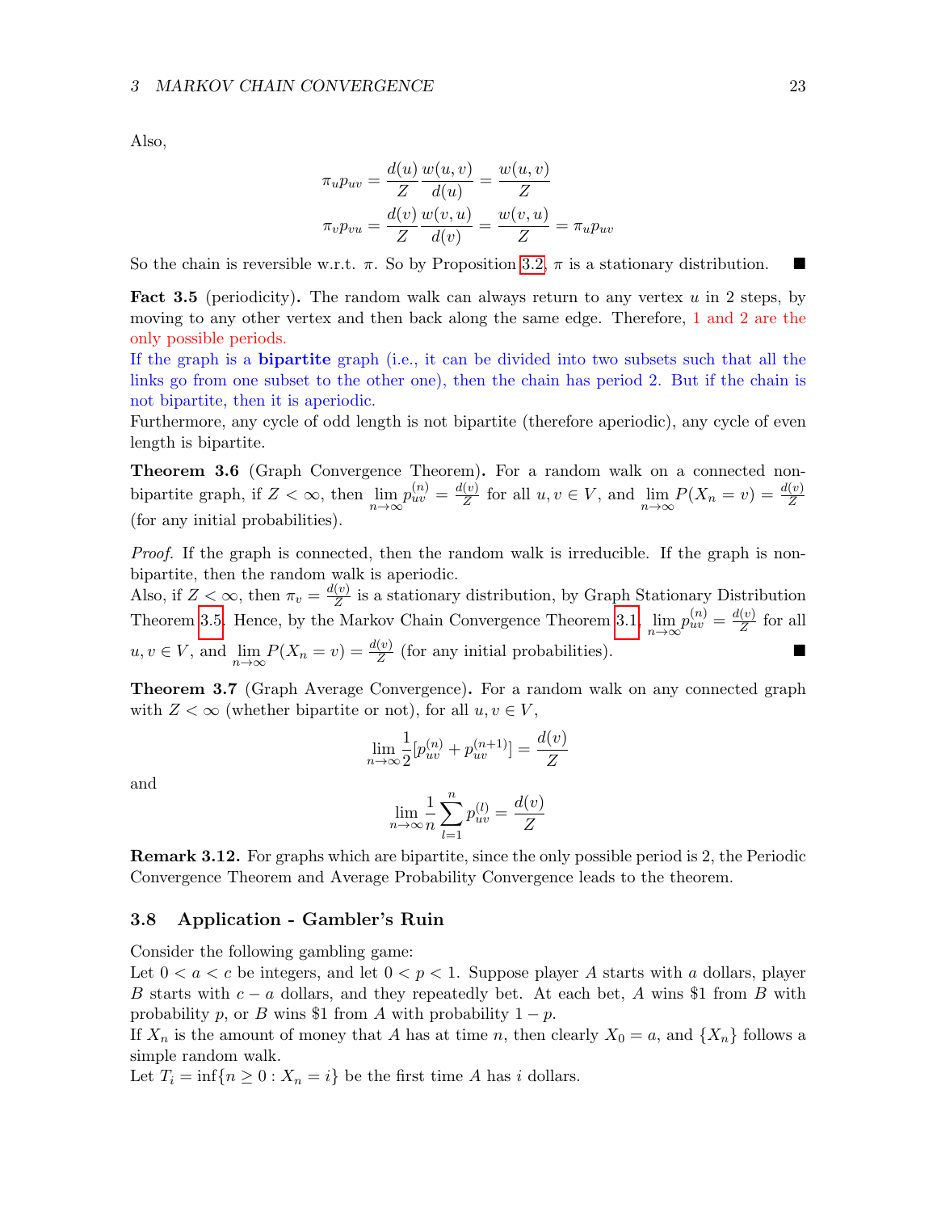Also,

$$\pi_u p_{uv} = \frac{d(u)}{Z} \frac{w(u,v)}{d(u)} = \frac{w(u,v)}{Z}$$

$$\pi_v p_{vu} = \frac{d(v)}{Z} \frac{w(v,u)}{d(v)} = \frac{w(v,u)}{Z} = \pi_u p_{uv}$$

So the chain is reversible w.r.t. $\pi$. So by Proposition 3.2, $\pi$ is a stationary distribution. ■

**Fact 3.5** (periodicity)**.** The random walk can always return to any vertex $u$ in 2 steps, by moving to any other vertex and then back along the same edge. Therefore, 1 and 2 are the only possible periods.
If the graph is a **bipartite** graph (i.e., it can be divided into two subsets such that all the links go from one subset to the other one), then the chain has period 2. But if the chain is not bipartite, then it is aperiodic.
Furthermore, any cycle of odd length is not bipartite (therefore aperiodic), any cycle of even length is bipartite.

**Theorem 3.6** (Graph Convergence Theorem)**.** For a random walk on a connected non-bipartite graph, if $Z < \infty$, then $\lim_{n\to\infty} p_{uv}^{(n)} = \frac{d(v)}{Z}$ for all $u, v \in V$, and $\lim_{n\to\infty} P(X_n = v) = \frac{d(v)}{Z}$ (for any initial probabilities).

*Proof.* If the graph is connected, then the random walk is irreducible. If the graph is non-bipartite, then the random walk is aperiodic.
Also, if $Z < \infty$, then $\pi_v = \frac{d(v)}{Z}$ is a stationary distribution, by Graph Stationary Distribution Theorem 3.5. Hence, by the Markov Chain Convergence Theorem 3.1, $\lim_{n\to\infty} p_{uv}^{(n)} = \frac{d(v)}{Z}$ for all $u, v \in V$, and $\lim_{n\to\infty} P(X_n = v) = \frac{d(v)}{Z}$ (for any initial probabilities). ■

**Theorem 3.7** (Graph Average Convergence). For a random walk on any connected graph with $Z < \infty$ (whether bipartite or not), for all $u, v \in V$,

$$\lim_{n\to\infty} \frac{1}{2}[p_{uv}^{(n)} + p_{uv}^{(n+1)}] = \frac{d(v)}{Z}$$

and

$$\lim_{n\to\infty} \frac{1}{n} \sum_{l=1}^{n} p_{uv}^{(l)} = \frac{d(v)}{Z}$$

**Remark 3.12.** For graphs which are bipartite, since the only possible period is 2, the Periodic Convergence Theorem and Average Probability Convergence leads to the theorem.

## 3.8 Application - Gambler's Ruin

Consider the following gambling game:
Let $0 < a < c$ be integers, and let $0 < p < 1$. Suppose player $A$ starts with $a$ dollars, player $B$ starts with $c - a$ dollars, and they repeatedly bet. At each bet, $A$ wins \$1 from $B$ with probability $p$, or $B$ wins \$1 from $A$ with probability $1 - p$.
If $X_n$ is the amount of money that $A$ has at time $n$, then clearly $X_0 = a$, and $\{X_n\}$ follows a simple random walk.
Let $T_i = \inf\{n \geq 0 : X_n = i\}$ be the first time $A$ has $i$ dollars.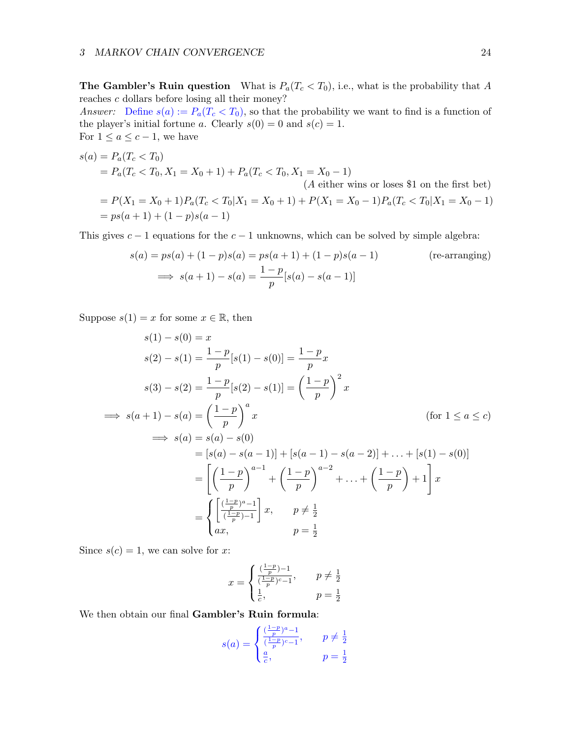**The Gambler's Ruin question** What is $P_a(T_c < T_0)$, i.e., what is the probability that $A$ reaches $c$ dollars before losing all their money?
*Answer:* Define $s(a) := P_a(T_c < T_0)$, so that the probability we want to find is a function of the player's initial fortune $a$. Clearly $s(0) = 0$ and $s(c) = 1$.
For $1 \le a \le c-1$, we have

$$
\begin{aligned}
s(a) &= P_a(T_c < T_0) \\
&= P_a(T_c < T_0, X_1 = X_0 + 1) + P_a(T_c < T_0, X_1 = X_0 - 1) \\
&\qquad\qquad\qquad\qquad\qquad\qquad (A \text{ either wins or loses \$1 on the first bet}) \\
&= P(X_1 = X_0 + 1)P_a(T_c < T_0 | X_1 = X_0 + 1) + P(X_1 = X_0 - 1)P_a(T_c < T_0 | X_1 = X_0 - 1) \\
&= ps(a+1) + (1-p)s(a-1)
\end{aligned}
$$

This gives $c-1$ equations for the $c-1$ unknowns, which can be solved by simple algebra:

$$
\begin{aligned}
s(a) = ps(a) + (1-p)s(a) &= ps(a+1) + (1-p)s(a-1) \qquad \text{(re-arranging)} \\
\implies s(a+1) - s(a) &= \frac{1-p}{p}[s(a) - s(a-1)]
\end{aligned}
$$

Suppose $s(1) = x$ for some $x \in \mathbb{R}$, then

$$
\begin{aligned}
s(1) - s(0) &= x \\
s(2) - s(1) &= \frac{1-p}{p}[s(1) - s(0)] = \frac{1-p}{p}x \\
s(3) - s(2) &= \frac{1-p}{p}[s(2) - s(1)] = \left(\frac{1-p}{p}\right)^2 x \\
\implies s(a+1) - s(a) &= \left(\frac{1-p}{p}\right)^a x \qquad \text{(for } 1 \le a \le c\text{)} \\
\implies s(a) &= s(a) - s(0) \\
&= [s(a) - s(a-1)] + [s(a-1) - s(a-2)] + \ldots + [s(1) - s(0)] \\
&= \left[\left(\frac{1-p}{p}\right)^{a-1} + \left(\frac{1-p}{p}\right)^{a-2} + \ldots + \left(\frac{1-p}{p}\right) + 1\right] x \\
&= \begin{cases} \left[\frac{(\frac{1-p}{p})^a - 1}{(\frac{1-p}{p}) - 1}\right] x, & p \neq \frac{1}{2} \\ ax, & p = \frac{1}{2} \end{cases}
\end{aligned}
$$

Since $s(c) = 1$, we can solve for $x$:

$$
x = \begin{cases} \frac{(\frac{1-p}{p}) - 1}{(\frac{1-p}{p})^c - 1}, & p \neq \frac{1}{2} \\ \frac{1}{c}, & p = \frac{1}{2} \end{cases}
$$

We then obtain our final **Gambler's Ruin formula**:

$$
s(a) = \begin{cases} \frac{(\frac{1-p}{p})^a - 1}{(\frac{1-p}{p})^c - 1}, & p \neq \frac{1}{2} \\ \frac{a}{c}, & p = \frac{1}{2} \end{cases}
$$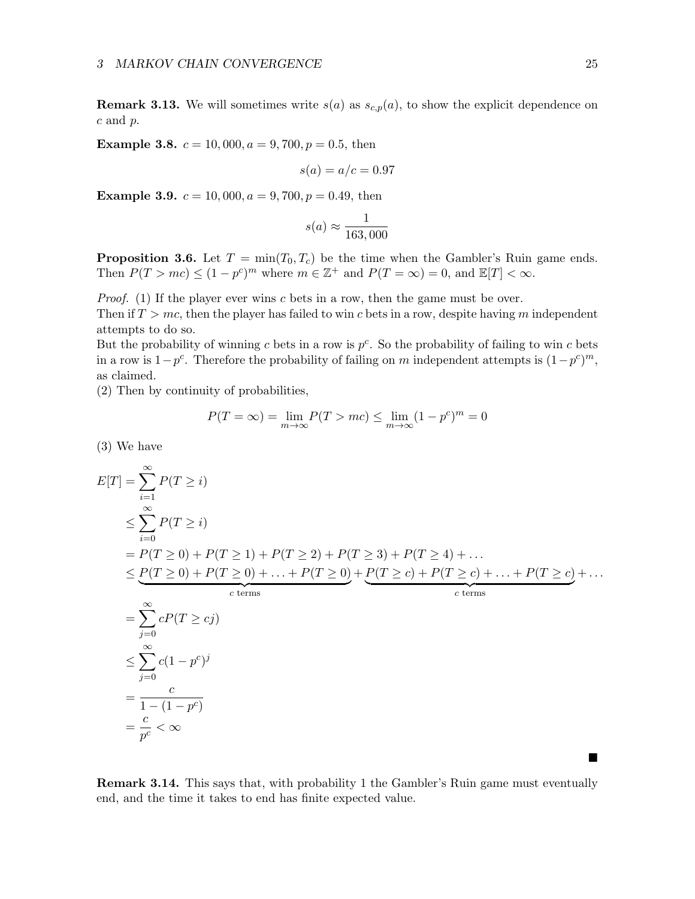**Remark 3.13.** We will sometimes write $s(a)$ as $s_{c,p}(a)$, to show the explicit dependence on $c$ and $p$.

**Example 3.8.** $c = 10,000, a = 9,700, p = 0.5$, then

$$s(a) = a/c = 0.97$$

**Example 3.9.** $c = 10,000, a = 9,700, p = 0.49$, then

$$s(a) \approx \frac{1}{163,000}$$

**Proposition 3.6.** Let $T = \min(T_0, T_c)$ be the time when the Gambler's Ruin game ends. Then $P(T > mc) \leq (1 - p^c)^m$ where $m \in \mathbb{Z}^+$ and $P(T = \infty) = 0$, and $\mathbb{E}[T] < \infty$.

*Proof.* (1) If the player ever wins $c$ bets in a row, then the game must be over.
Then if $T > mc$, then the player has failed to win $c$ bets in a row, despite having $m$ independent attempts to do so.
But the probability of winning $c$ bets in a row is $p^c$. So the probability of failing to win $c$ bets in a row is $1 - p^c$. Therefore the probability of failing on $m$ independent attempts is $(1 - p^c)^m$, as claimed.
(2) Then by continuity of probabilities,

$$P(T = \infty) = \lim_{m \to \infty} P(T > mc) \leq \lim_{m \to \infty} (1 - p^c)^m = 0$$

(3) We have

$$\begin{aligned}
E[T] &= \sum_{i=1}^{\infty} P(T \geq i) \\
&\leq \sum_{i=0}^{\infty} P(T \geq i) \\
&= P(T \geq 0) + P(T \geq 1) + P(T \geq 2) + P(T \geq 3) + P(T \geq 4) + \ldots \\
&\leq \underbrace{P(T \geq 0) + P(T \geq 0) + \ldots + P(T \geq 0)}_{c \text{ terms}} + \underbrace{P(T \geq c) + P(T \geq c) + \ldots + P(T \geq c)}_{c \text{ terms}} + \ldots \\
&= \sum_{j=0}^{\infty} cP(T \geq cj) \\
&\leq \sum_{j=0}^{\infty} c(1 - p^c)^j \\
&= \frac{c}{1 - (1 - p^c)} \\
&= \frac{c}{p^c} < \infty
\end{aligned}$$

■

**Remark 3.14.** This says that, with probability 1 the Gambler's Ruin game must eventually end, and the time it takes to end has finite expected value.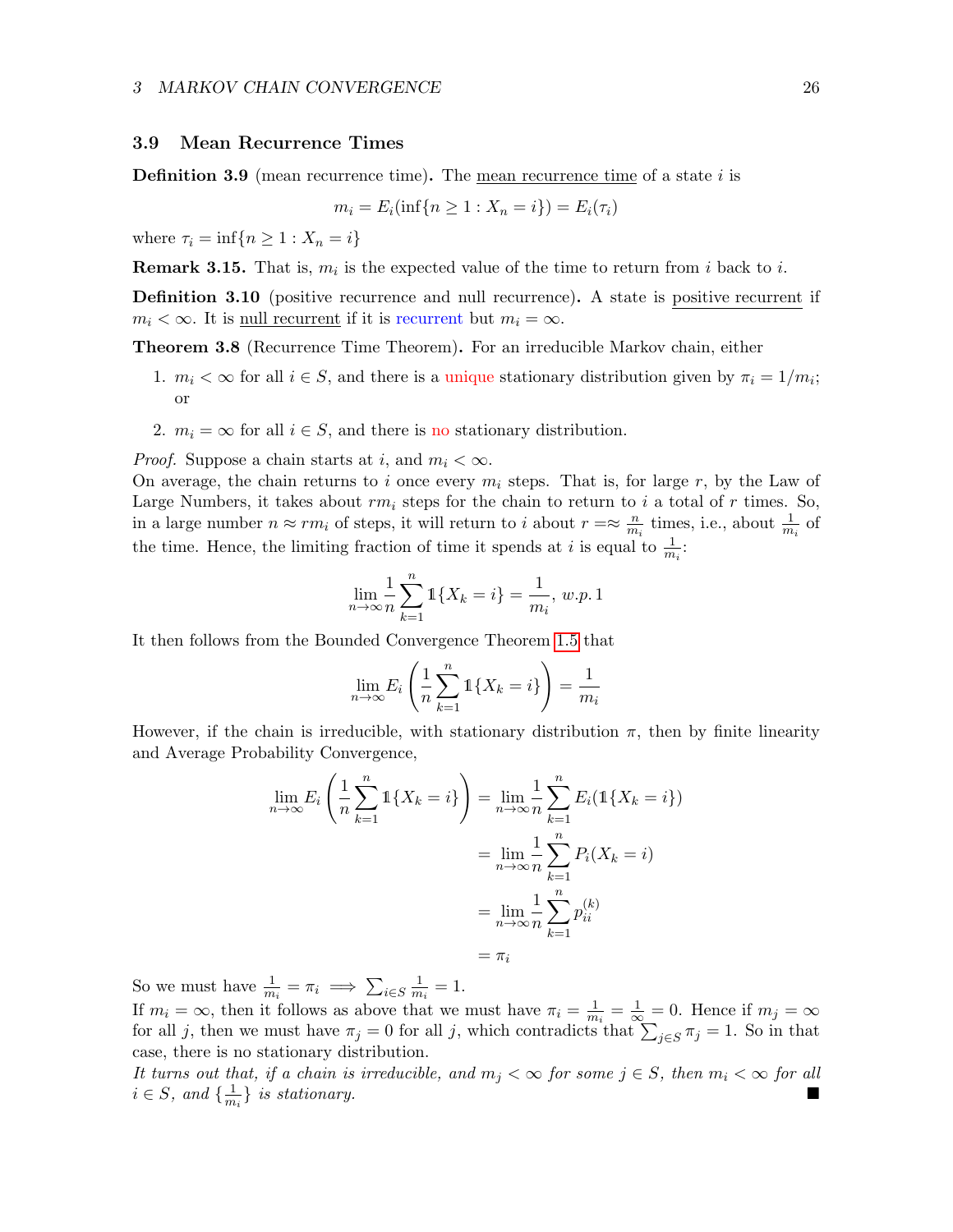### 3.9 Mean Recurrence Times

**Definition 3.9** (mean recurrence time)**.** The mean recurrence time of a state $i$ is

$$m_i = E_i(\inf\{n \geq 1 : X_n = i\}) = E_i(\tau_i)$$

where $\tau_i = \inf\{n \geq 1 : X_n = i\}$

**Remark 3.15.** That is, $m_i$ is the expected value of the time to return from $i$ back to $i$.

**Definition 3.10** (positive recurrence and null recurrence)**.** A state is positive recurrent if $m_i < \infty$. It is null recurrent if it is recurrent but $m_i = \infty$.

**Theorem 3.8** (Recurrence Time Theorem)**.** For an irreducible Markov chain, either

1. $m_i < \infty$ for all $i \in S$, and there is a unique stationary distribution given by $\pi_i = 1/m_i$; or

2. $m_i = \infty$ for all $i \in S$, and there is no stationary distribution.

*Proof.* Suppose a chain starts at $i$, and $m_i < \infty$.
On average, the chain returns to $i$ once every $m_i$ steps. That is, for large $r$, by the Law of Large Numbers, it takes about $rm_i$ steps for the chain to return to $i$ a total of $r$ times. So, in a large number $n \approx rm_i$ of steps, it will return to $i$ about $r =\approx \frac{n}{m_i}$ times, i.e., about $\frac{1}{m_i}$ of the time. Hence, the limiting fraction of time it spends at $i$ is equal to $\frac{1}{m_i}$:

$$\lim_{n\to\infty} \frac{1}{n} \sum_{k=1}^{n} \mathbb{1}\{X_k = i\} = \frac{1}{m_i},\ w.p.\,1$$

It then follows from the Bounded Convergence Theorem 1.5 that

$$\lim_{n\to\infty} E_i\left(\frac{1}{n} \sum_{k=1}^{n} \mathbb{1}\{X_k = i\}\right) = \frac{1}{m_i}$$

However, if the chain is irreducible, with stationary distribution $\pi$, then by finite linearity and Average Probability Convergence,

$$\begin{aligned}
\lim_{n\to\infty} E_i\left(\frac{1}{n} \sum_{k=1}^{n} \mathbb{1}\{X_k = i\}\right) &= \lim_{n\to\infty} \frac{1}{n} \sum_{k=1}^{n} E_i(\mathbb{1}\{X_k = i\}) \\
&= \lim_{n\to\infty} \frac{1}{n} \sum_{k=1}^{n} P_i(X_k = i) \\
&= \lim_{n\to\infty} \frac{1}{n} \sum_{k=1}^{n} p_{ii}^{(k)} \\
&= \pi_i
\end{aligned}$$

So we must have $\frac{1}{m_i} = \pi_i \implies \sum_{i\in S} \frac{1}{m_i} = 1$.
If $m_i = \infty$, then it follows as above that we must have $\pi_i = \frac{1}{m_i} = \frac{1}{\infty} = 0$. Hence if $m_j = \infty$ for all $j$, then we must have $\pi_j = 0$ for all $j$, which contradicts that $\sum_{j\in S} \pi_j = 1$. So in that case, there is no stationary distribution.
*It turns out that, if a chain is irreducible, and $m_j < \infty$ for some $j \in S$, then $m_i < \infty$ for all $i \in S$, and $\{\frac{1}{m_i}\}$ is stationary.* ∎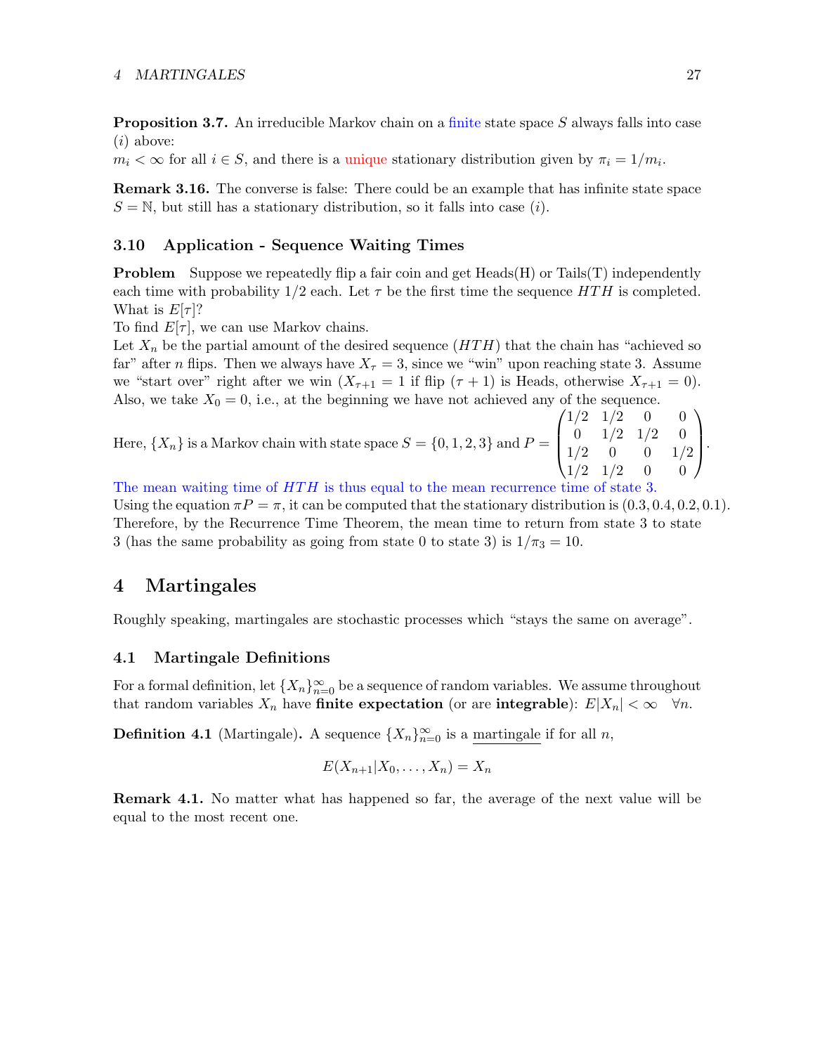**Proposition 3.7.** An irreducible Markov chain on a finite state space $S$ always falls into case $(i)$ above:
$m_i < \infty$ for all $i \in S$, and there is a unique stationary distribution given by $\pi_i = 1/m_i$.

**Remark 3.16.** The converse is false: There could be an example that has infinite state space $S = \mathbb{N}$, but still has a stationary distribution, so it falls into case $(i)$.

### 3.10 Application - Sequence Waiting Times

**Problem** Suppose we repeatedly flip a fair coin and get Heads(H) or Tails(T) independently each time with probability $1/2$ each. Let $\tau$ be the first time the sequence $HTH$ is completed. What is $E[\tau]$?
To find $E[\tau]$, we can use Markov chains.
Let $X_n$ be the partial amount of the desired sequence ($HTH$) that the chain has "achieved so far" after $n$ flips. Then we always have $X_\tau = 3$, since we "win" upon reaching state 3. Assume we "start over" right after we win ($X_{\tau+1} = 1$ if flip $(\tau + 1)$ is Heads, otherwise $X_{\tau+1} = 0$). Also, we take $X_0 = 0$, i.e., at the beginning we have not achieved any of the sequence.

Here, $\{X_n\}$ is a Markov chain with state space $S = \{0, 1, 2, 3\}$ and $P = \begin{pmatrix} 1/2 & 1/2 & 0 & 0 \\ 0 & 1/2 & 1/2 & 0 \\ 1/2 & 0 & 0 & 1/2 \\ 1/2 & 1/2 & 0 & 0 \end{pmatrix}$.

The mean waiting time of $HTH$ is thus equal to the mean recurrence time of state 3.
Using the equation $\pi P = \pi$, it can be computed that the stationary distribution is $(0.3, 0.4, 0.2, 0.1)$. Therefore, by the Recurrence Time Theorem, the mean time to return from state 3 to state 3 (has the same probability as going from state 0 to state 3) is $1/\pi_3 = 10$.

# 4 Martingales

Roughly speaking, martingales are stochastic processes which "stays the same on average".

## 4.1 Martingale Definitions

For a formal definition, let $\{X_n\}_{n=0}^{\infty}$ be a sequence of random variables. We assume throughout that random variables $X_n$ have **finite expectation** (or are **integrable**): $E|X_n| < \infty \quad \forall n$.

**Definition 4.1** (Martingale)**.** A sequence $\{X_n\}_{n=0}^{\infty}$ is a martingale if for all $n$,

$$E(X_{n+1}|X_0, \ldots, X_n) = X_n$$

**Remark 4.1.** No matter what has happened so far, the average of the next value will be equal to the most recent one.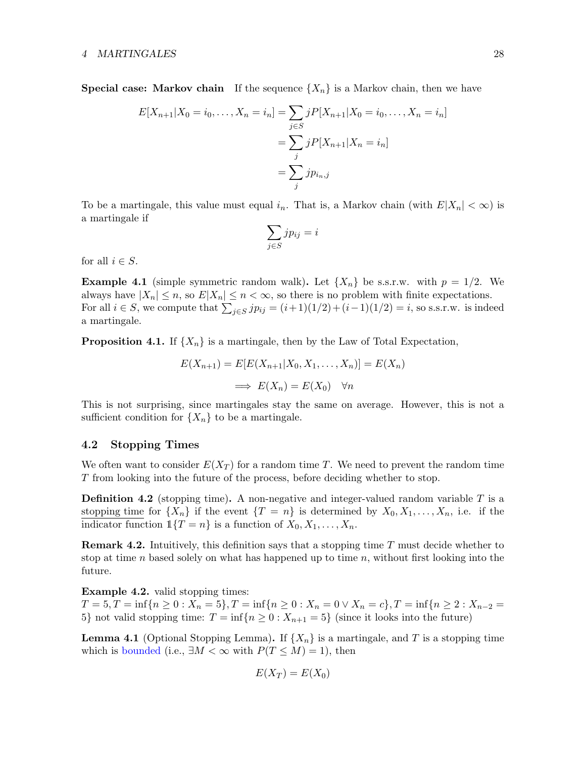**Special case: Markov chain** If the sequence $\{X_n\}$ is a Markov chain, then we have

$$
\begin{aligned}
E[X_{n+1}|X_0 = i_0, \ldots, X_n = i_n] &= \sum_{j \in S} j P[X_{n+1}|X_0 = i_0, \ldots, X_n = i_n] \\
&= \sum_j j P[X_{n+1}|X_n = i_n] \\
&= \sum_j j p_{i_n, j}
\end{aligned}
$$

To be a martingale, this value must equal $i_n$. That is, a Markov chain (with $E|X_n| < \infty$) is a martingale if

$$
\sum_{j \in S} j p_{ij} = i
$$

for all $i \in S$.

**Example 4.1** (simple symmetric random walk)**.** Let $\{X_n\}$ be s.s.r.w. with $p = 1/2$. We always have $|X_n| \le n$, so $E|X_n| \le n < \infty$, so there is no problem with finite expectations. For all $i \in S$, we compute that $\sum_{j \in S} j p_{ij} = (i+1)(1/2) + (i-1)(1/2) = i$, so s.s.r.w. is indeed a martingale.

**Proposition 4.1.** If $\{X_n\}$ is a martingale, then by the Law of Total Expectation,

$$
E(X_{n+1}) = E[E(X_{n+1}|X_0, X_1, \ldots, X_n)] = E(X_n)
$$

$$
\implies E(X_n) = E(X_0) \quad \forall n
$$

This is not surprising, since martingales stay the same on average. However, this is not a sufficient condition for $\{X_n\}$ to be a martingale.

## 4.2 Stopping Times

We often want to consider $E(X_T)$ for a random time $T$. We need to prevent the random time $T$ from looking into the future of the process, before deciding whether to stop.

**Definition 4.2** (stopping time)**.** A non-negative and integer-valued random variable $T$ is a stopping time for $\{X_n\}$ if the event $\{T = n\}$ is determined by $X_0, X_1, \ldots, X_n$, i.e. if the indicator function $\mathbb{1}\{T = n\}$ is a function of $X_0, X_1, \ldots, X_n$.

**Remark 4.2.** Intuitively, this definition says that a stopping time $T$ must decide whether to stop at time $n$ based solely on what has happened up to time $n$, without first looking into the future.

**Example 4.2.** valid stopping times:
$T = 5, T = \inf\{n \ge 0 : X_n = 5\}, T = \inf\{n \ge 0 : X_n = 0 \vee X_n = c\}, T = \inf\{n \ge 2 : X_{n-2} = 5\}$ not valid stopping time: $T = \inf\{n \ge 0 : X_{n+1} = 5\}$ (since it looks into the future)

**Lemma 4.1** (Optional Stopping Lemma)**.** If $\{X_n\}$ is a martingale, and $T$ is a stopping time which is bounded (i.e., $\exists M < \infty$ with $P(T \le M) = 1$), then

$$
E(X_T) = E(X_0)
$$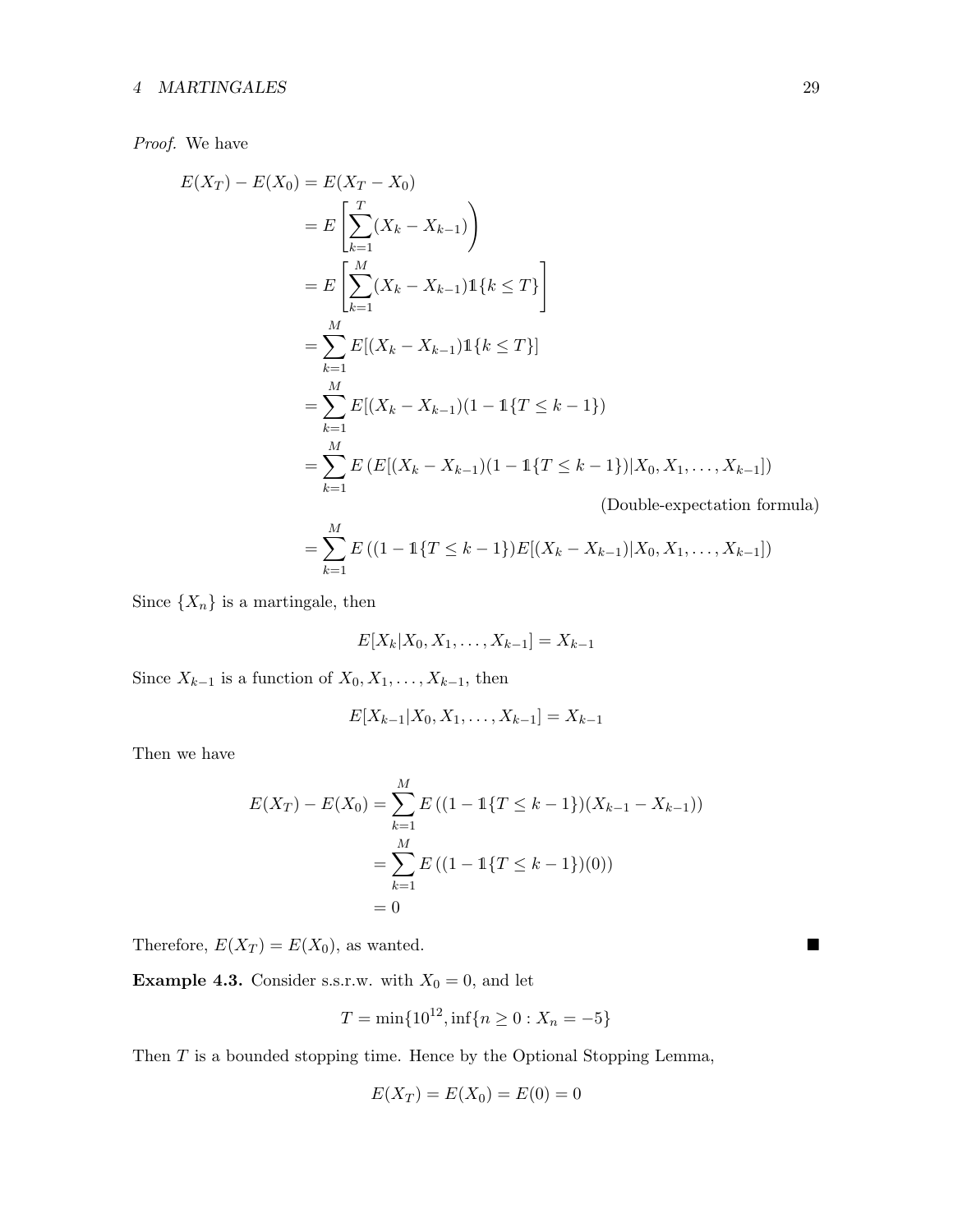*Proof.* We have

$$
\begin{aligned}
E(X_T) - E(X_0) &= E(X_T - X_0) \\
&= E\left[\sum_{k=1}^{T}(X_k - X_{k-1})\right) \\
&= E\left[\sum_{k=1}^{M}(X_k - X_{k-1})\mathbb{1}\{k \leq T\}\right] \\
&= \sum_{k=1}^{M} E[(X_k - X_{k-1})\mathbb{1}\{k \leq T\}] \\
&= \sum_{k=1}^{M} E[(X_k - X_{k-1})(1 - \mathbb{1}\{T \leq k-1\}) \\
&= \sum_{k=1}^{M} E\left(E[(X_k - X_{k-1})(1 - \mathbb{1}\{T \leq k-1\})|X_0, X_1, \ldots, X_{k-1}]\right) \\
&\qquad\qquad\qquad\qquad\qquad\qquad\qquad\qquad \text{(Double-expectation formula)} \\
&= \sum_{k=1}^{M} E\left((1 - \mathbb{1}\{T \leq k-1\})E[(X_k - X_{k-1})|X_0, X_1, \ldots, X_{k-1}]\right)
\end{aligned}
$$

Since $\{X_n\}$ is a martingale, then

$$E[X_k|X_0, X_1, \ldots, X_{k-1}] = X_{k-1}$$

Since $X_{k-1}$ is a function of $X_0, X_1, \ldots, X_{k-1}$, then

$$E[X_{k-1}|X_0, X_1, \ldots, X_{k-1}] = X_{k-1}$$

Then we have

$$
\begin{aligned}
E(X_T) - E(X_0) &= \sum_{k=1}^{M} E\left((1 - \mathbb{1}\{T \leq k-1\})(X_{k-1} - X_{k-1})\right) \\
&= \sum_{k=1}^{M} E\left((1 - \mathbb{1}\{T \leq k-1\})(0)\right) \\
&= 0
\end{aligned}
$$

Therefore, $E(X_T) = E(X_0)$, as wanted. ■

**Example 4.3.** Consider s.s.r.w. with $X_0 = 0$, and let

$$T = \min\{10^{12}, \inf\{n \geq 0 : X_n = -5\}$$

Then $T$ is a bounded stopping time. Hence by the Optional Stopping Lemma,

$$E(X_T) = E(X_0) = E(0) = 0$$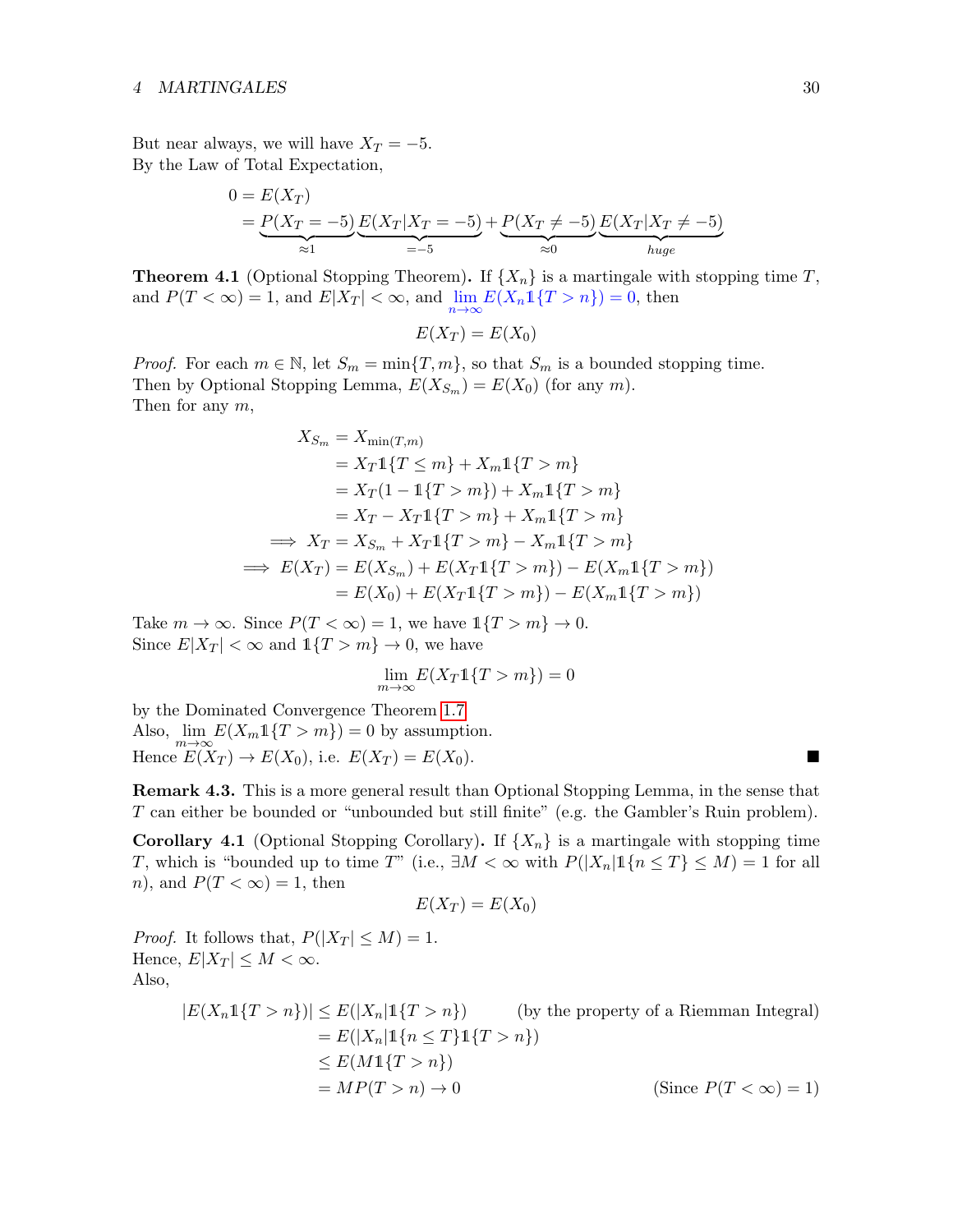But near always, we will have $X_T = -5$.
By the Law of Total Expectation,

$$
\begin{aligned}
0 &= E(X_T) \\
&= \underbrace{P(X_T = -5)}_{\approx 1}\underbrace{E(X_T | X_T = -5)}_{=-5} + \underbrace{P(X_T \neq -5)}_{\approx 0}\underbrace{E(X_T | X_T \neq -5)}_{huge}
\end{aligned}
$$

**Theorem 4.1** (Optional Stopping Theorem)**.** If $\{X_n\}$ is a martingale with stopping time $T$, and $P(T < \infty) = 1$, and $E|X_T| < \infty$, and $\lim_{n\to\infty} E(X_n \mathbb{1}\{T > n\}) = 0$, then

$$E(X_T) = E(X_0)$$

*Proof.* For each $m \in \mathbb{N}$, let $S_m = \min\{T, m\}$, so that $S_m$ is a bounded stopping time.
Then by Optional Stopping Lemma, $E(X_{S_m}) = E(X_0)$ (for any $m$).
Then for any $m$,

$$
\begin{aligned}
X_{S_m} &= X_{\min(T,m)} \\
&= X_T \mathbb{1}\{T \leq m\} + X_m \mathbb{1}\{T > m\} \\
&= X_T(1 - \mathbb{1}\{T > m\}) + X_m \mathbb{1}\{T > m\} \\
&= X_T - X_T \mathbb{1}\{T > m\} + X_m \mathbb{1}\{T > m\} \\
\implies X_T &= X_{S_m} + X_T \mathbb{1}\{T > m\} - X_m \mathbb{1}\{T > m\} \\
\implies E(X_T) &= E(X_{S_m}) + E(X_T \mathbb{1}\{T > m\}) - E(X_m \mathbb{1}\{T > m\}) \\
&= E(X_0) + E(X_T \mathbb{1}\{T > m\}) - E(X_m \mathbb{1}\{T > m\})
\end{aligned}
$$

Take $m \to \infty$. Since $P(T < \infty) = 1$, we have $\mathbb{1}\{T > m\} \to 0$.
Since $E|X_T| < \infty$ and $\mathbb{1}\{T > m\} \to 0$, we have

$$\lim_{m\to\infty} E(X_T \mathbb{1}\{T > m\}) = 0$$

by the Dominated Convergence Theorem 1.7.
Also, $\lim_{m\to\infty} E(X_m \mathbb{1}\{T > m\}) = 0$ by assumption.
Hence $E(X_T) \to E(X_0)$, i.e. $E(X_T) = E(X_0)$. ∎

**Remark 4.3.** This is a more general result than Optional Stopping Lemma, in the sense that $T$ can either be bounded or "unbounded but still finite" (e.g. the Gambler's Ruin problem).

**Corollary 4.1** (Optional Stopping Corollary)**.** If $\{X_n\}$ is a martingale with stopping time $T$, which is "bounded up to time $T$" (i.e., $\exists M < \infty$ with $P(|X_n| \mathbb{1}\{n \leq T\} \leq M) = 1$ for all $n$), and $P(T < \infty) = 1$, then

$$E(X_T) = E(X_0)$$

*Proof.* It follows that, $P(|X_T| \leq M) = 1$.
Hence, $E|X_T| \leq M < \infty$.
Also,

$$
\begin{aligned}
|E(X_n \mathbb{1}\{T > n\})| &\leq E(|X_n| \mathbb{1}\{T > n\}) && \text{(by the property of a Riemman Integral)} \\
&= E(|X_n| \mathbb{1}\{n \leq T\} \mathbb{1}\{T > n\}) \\
&\leq E(M \mathbb{1}\{T > n\}) \\
&= MP(T > n) \to 0 && \text{(Since } P(T < \infty) = 1\text{)}
\end{aligned}
$$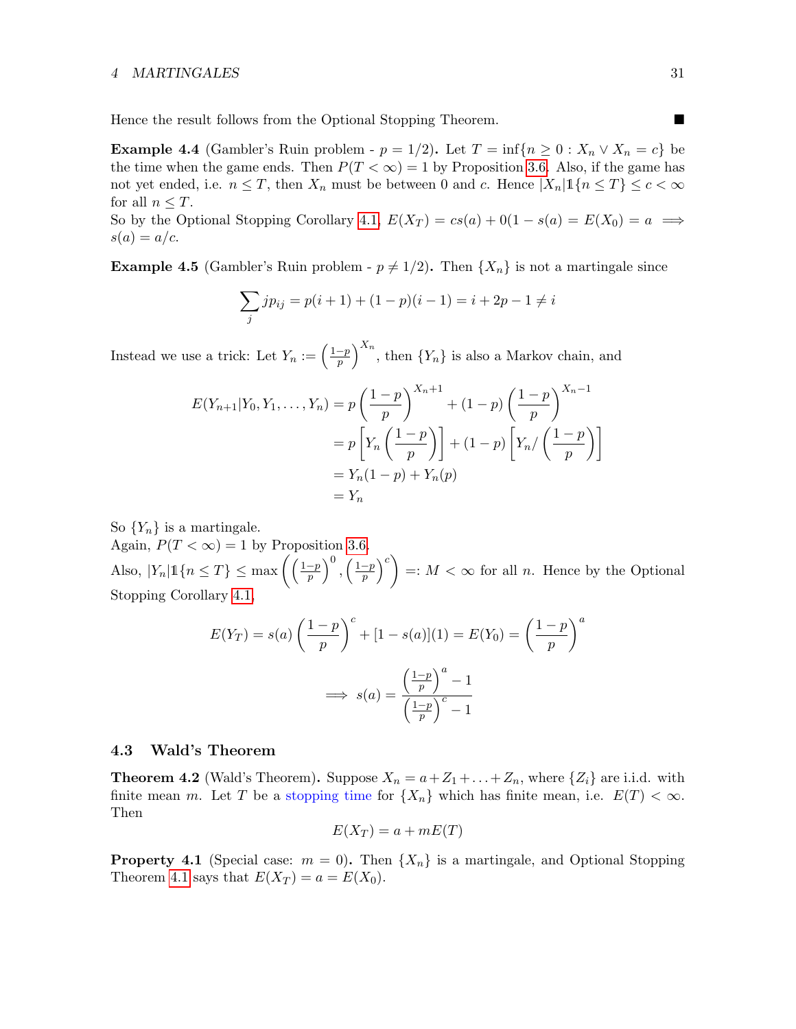Hence the result follows from the Optional Stopping Theorem. ■

**Example 4.4** (Gambler's Ruin problem - $p = 1/2$)**.** Let $T = \inf\{n \geq 0 : X_n \vee X_n = c\}$ be the time when the game ends. Then $P(T < \infty) = 1$ by Proposition 3.6. Also, if the game has not yet ended, i.e. $n \leq T$, then $X_n$ must be between 0 and $c$. Hence $|X_n| \mathbb{1}\{n \leq T\} \leq c < \infty$ for all $n \leq T$.
So by the Optional Stopping Corollary 4.1, $E(X_T) = cs(a) + 0(1 - s(a) = E(X_0) = a \implies s(a) = a/c$.

**Example 4.5** (Gambler's Ruin problem - $p \neq 1/2$)**.** Then $\{X_n\}$ is not a martingale since

$$\sum_j j p_{ij} = p(i+1) + (1-p)(i-1) = i + 2p - 1 \neq i$$

Instead we use a trick: Let $Y_n := \left(\frac{1-p}{p}\right)^{X_n}$, then $\{Y_n\}$ is also a Markov chain, and

$$\begin{aligned}
E(Y_{n+1}|Y_0, Y_1, \ldots, Y_n) &= p\left(\frac{1-p}{p}\right)^{X_n+1} + (1-p)\left(\frac{1-p}{p}\right)^{X_n-1} \\
&= p\left[Y_n\left(\frac{1-p}{p}\right)\right] + (1-p)\left[Y_n/\left(\frac{1-p}{p}\right)\right] \\
&= Y_n(1-p) + Y_n(p) \\
&= Y_n
\end{aligned}$$

So $\{Y_n\}$ is a martingale.
Again, $P(T < \infty) = 1$ by Proposition 3.6.
Also, $|Y_n| \mathbb{1}\{n \leq T\} \leq \max\left(\left(\frac{1-p}{p}\right)^0, \left(\frac{1-p}{p}\right)^c\right) =: M < \infty$ for all $n$. Hence by the Optional Stopping Corollary 4.1,

$$E(Y_T) = s(a)\left(\frac{1-p}{p}\right)^c + [1 - s(a)](1) = E(Y_0) = \left(\frac{1-p}{p}\right)^a$$

$$\implies s(a) = \frac{\left(\frac{1-p}{p}\right)^a - 1}{\left(\frac{1-p}{p}\right)^c - 1}$$

### 4.3 Wald's Theorem

**Theorem 4.2** (Wald's Theorem)**.** Suppose $X_n = a + Z_1 + \ldots + Z_n$, where $\{Z_i\}$ are i.i.d. with finite mean $m$. Let $T$ be a stopping time for $\{X_n\}$ which has finite mean, i.e. $E(T) < \infty$. Then

$$E(X_T) = a + mE(T)$$

**Property 4.1** (Special case: $m = 0$)**.** Then $\{X_n\}$ is a martingale, and Optional Stopping Theorem 4.1 says that $E(X_T) = a = E(X_0)$.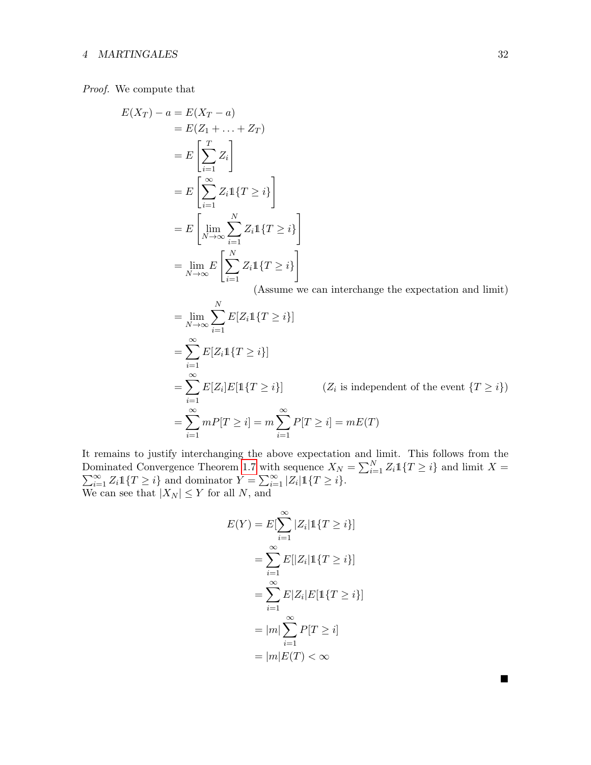*Proof.* We compute that

$$
\begin{aligned}
E(X_T) - a &= E(X_T - a) \\
&= E(Z_1 + \ldots + Z_T) \\
&= E\left[\sum_{i=1}^{T} Z_i\right] \\
&= E\left[\sum_{i=1}^{\infty} Z_i \mathbb{1}\{T \geq i\}\right] \\
&= E\left[\lim_{N\to\infty} \sum_{i=1}^{N} Z_i \mathbb{1}\{T \geq i\}\right] \\
&= \lim_{N\to\infty} E\left[\sum_{i=1}^{N} Z_i \mathbb{1}\{T \geq i\}\right] \\
&\qquad\qquad \text{(Assume we can interchange the expectation and limit)} \\
&= \lim_{N\to\infty} \sum_{i=1}^{N} E[Z_i \mathbb{1}\{T \geq i\}] \\
&= \sum_{i=1}^{\infty} E[Z_i \mathbb{1}\{T \geq i\}] \\
&= \sum_{i=1}^{\infty} E[Z_i] E[\mathbb{1}\{T \geq i\}] \qquad (Z_i \text{ is independent of the event } \{T \geq i\}) \\
&= \sum_{i=1}^{\infty} mP[T \geq i] = m \sum_{i=1}^{\infty} P[T \geq i] = mE(T)
\end{aligned}
$$

It remains to justify interchanging the above expectation and limit. This follows from the Dominated Convergence Theorem 1.7 with sequence $X_N = \sum_{i=1}^{N} Z_i \mathbb{1}\{T \geq i\}$ and limit $X = \sum_{i=1}^{\infty} Z_i \mathbb{1}\{T \geq i\}$ and dominator $Y = \sum_{i=1}^{\infty} |Z_i| \mathbb{1}\{T \geq i\}$.
We can see that $|X_N| \leq Y$ for all $N$, and

$$
\begin{aligned}
E(Y) &= E[\sum_{i=1}^{\infty} |Z_i| \mathbb{1}\{T \geq i\}] \\
&= \sum_{i=1}^{\infty} E[|Z_i| \mathbb{1}\{T \geq i\}] \\
&= \sum_{i=1}^{\infty} E|Z_i| E[\mathbb{1}\{T \geq i\}] \\
&= |m| \sum_{i=1}^{\infty} P[T \geq i] \\
&= |m| E(T) < \infty
\end{aligned}
$$

■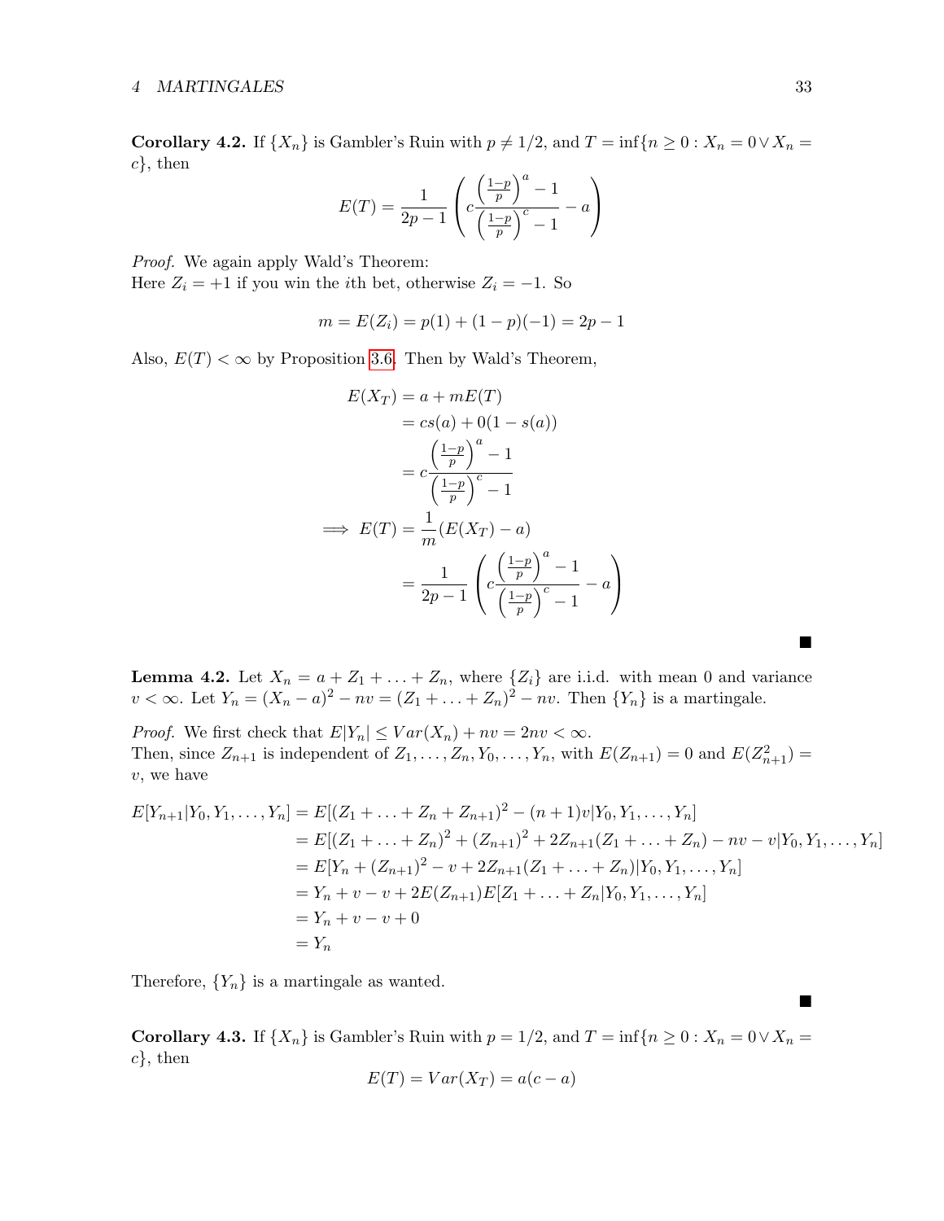**Corollary 4.2.** If $\{X_n\}$ is Gambler's Ruin with $p \neq 1/2$, and $T = \inf\{n \geq 0 : X_n = 0 \vee X_n = c\}$, then

$$E(T) = \frac{1}{2p-1}\left(c\frac{\left(\frac{1-p}{p}\right)^a - 1}{\left(\frac{1-p}{p}\right)^c - 1} - a\right)$$

*Proof.* We again apply Wald's Theorem:
Here $Z_i = +1$ if you win the $i$th bet, otherwise $Z_i = -1$. So

$$m = E(Z_i) = p(1) + (1-p)(-1) = 2p - 1$$

Also, $E(T) < \infty$ by Proposition 3.6. Then by Wald's Theorem,

$$\begin{aligned}
E(X_T) &= a + mE(T) \\
&= cs(a) + 0(1 - s(a)) \\
&= c\frac{\left(\frac{1-p}{p}\right)^a - 1}{\left(\frac{1-p}{p}\right)^c - 1} \\
\implies E(T) &= \frac{1}{m}(E(X_T) - a) \\
&= \frac{1}{2p-1}\left(c\frac{\left(\frac{1-p}{p}\right)^a - 1}{\left(\frac{1-p}{p}\right)^c - 1} - a\right)
\end{aligned}$$

■

**Lemma 4.2.** Let $X_n = a + Z_1 + \ldots + Z_n$, where $\{Z_i\}$ are i.i.d. with mean 0 and variance $v < \infty$. Let $Y_n = (X_n - a)^2 - nv = (Z_1 + \ldots + Z_n)^2 - nv$. Then $\{Y_n\}$ is a martingale.

*Proof.* We first check that $E|Y_n| \leq Var(X_n) + nv = 2nv < \infty$.
Then, since $Z_{n+1}$ is independent of $Z_1, \ldots, Z_n, Y_0, \ldots, Y_n$, with $E(Z_{n+1}) = 0$ and $E(Z_{n+1}^2) = v$, we have

$$\begin{aligned}
E[Y_{n+1}|Y_0, Y_1, \ldots, Y_n] &= E[(Z_1 + \ldots + Z_n + Z_{n+1})^2 - (n+1)v|Y_0, Y_1, \ldots, Y_n] \\
&= E[(Z_1 + \ldots + Z_n)^2 + (Z_{n+1})^2 + 2Z_{n+1}(Z_1 + \ldots + Z_n) - nv - v|Y_0, Y_1, \ldots, Y_n] \\
&= E[Y_n + (Z_{n+1})^2 - v + 2Z_{n+1}(Z_1 + \ldots + Z_n)|Y_0, Y_1, \ldots, Y_n] \\
&= Y_n + v - v + 2E(Z_{n+1})E[Z_1 + \ldots + Z_n|Y_0, Y_1, \ldots, Y_n] \\
&= Y_n + v - v + 0 \\
&= Y_n
\end{aligned}$$

Therefore, $\{Y_n\}$ is a martingale as wanted.

■

**Corollary 4.3.** If $\{X_n\}$ is Gambler's Ruin with $p = 1/2$, and $T = \inf\{n \geq 0 : X_n = 0 \vee X_n = c\}$, then

$$E(T) = Var(X_T) = a(c - a)$$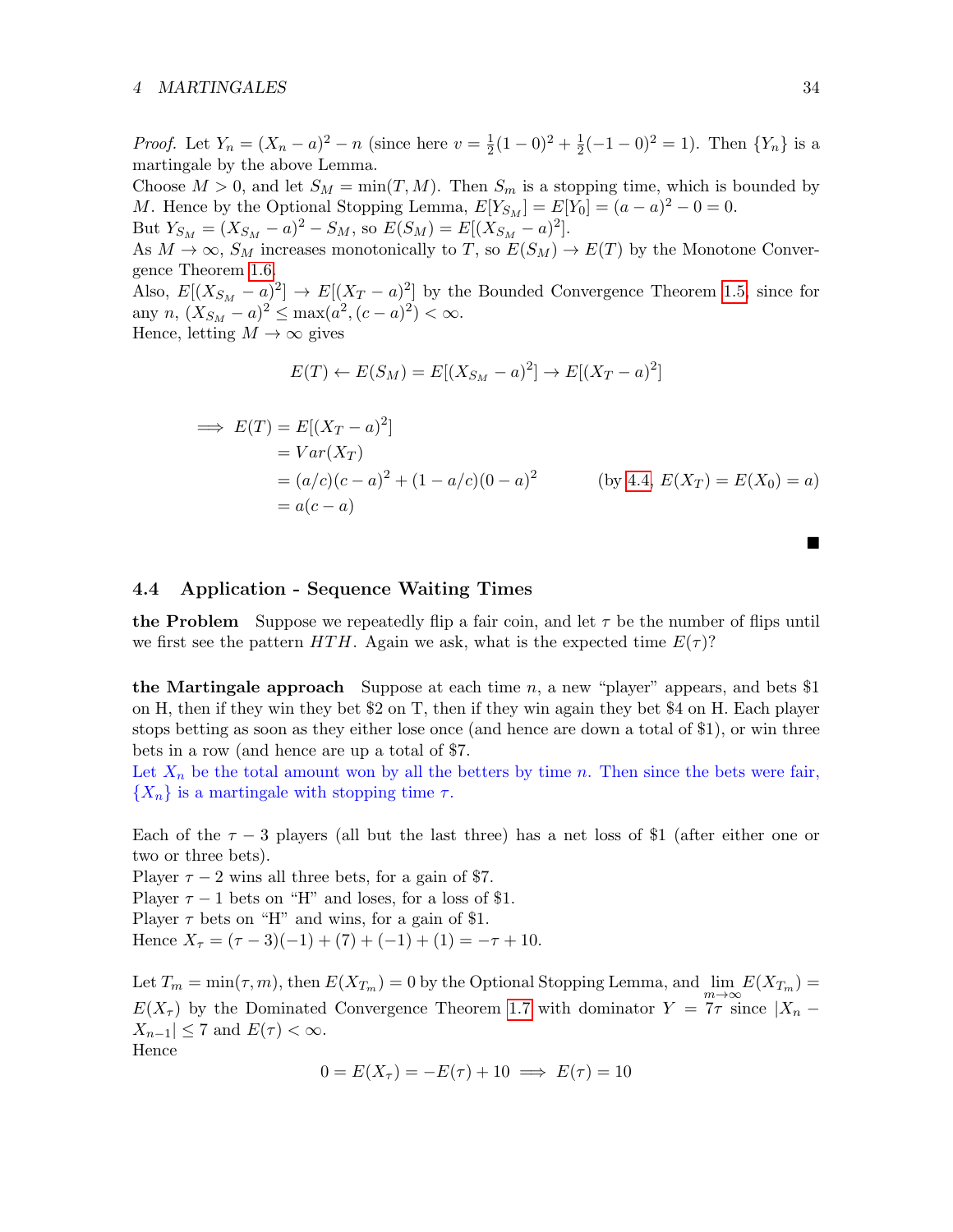*Proof.* Let $Y_n = (X_n - a)^2 - n$ (since here $v = \frac{1}{2}(1-0)^2 + \frac{1}{2}(-1-0)^2 = 1$). Then $\{Y_n\}$ is a martingale by the above Lemma.
Choose $M > 0$, and let $S_M = \min(T, M)$. Then $S_m$ is a stopping time, which is bounded by $M$. Hence by the Optional Stopping Lemma, $E[Y_{S_M}] = E[Y_0] = (a-a)^2 - 0 = 0$.
But $Y_{S_M} = (X_{S_M} - a)^2 - S_M$, so $E(S_M) = E[(X_{S_M} - a)^2]$.
As $M \to \infty$, $S_M$ increases monotonically to $T$, so $E(S_M) \to E(T)$ by the Monotone Convergence Theorem 1.6.
Also, $E[(X_{S_M} - a)^2] \to E[(X_T - a)^2]$ by the Bounded Convergence Theorem 1.5, since for any $n$, $(X_{S_M} - a)^2 \le \max(a^2, (c-a)^2) < \infty$.
Hence, letting $M \to \infty$ gives

$$E(T) \leftarrow E(S_M) = E[(X_{S_M} - a)^2] \to E[(X_T - a)^2]$$

$$\begin{aligned}
\implies E(T) &= E[(X_T - a)^2] \\
&= Var(X_T) \\
&= (a/c)(c-a)^2 + (1 - a/c)(0-a)^2 \qquad \text{(by 4.4, } E(X_T) = E(X_0) = a\text{)} \\
&= a(c-a)
\end{aligned}$$

■

### 4.4 Application - Sequence Waiting Times

**the Problem** Suppose we repeatedly flip a fair coin, and let $\tau$ be the number of flips until we first see the pattern $HTH$. Again we ask, what is the expected time $E(\tau)$?

**the Martingale approach** Suppose at each time $n$, a new "player" appears, and bets \$1 on H, then if they win they bet \$2 on T, then if they win again they bet \$4 on H. Each player stops betting as soon as they either lose once (and hence are down a total of \$1), or win three bets in a row (and hence are up a total of \$7.
Let $X_n$ be the total amount won by all the betters by time $n$. Then since the bets were fair, $\{X_n\}$ is a martingale with stopping time $\tau$.

Each of the $\tau - 3$ players (all but the last three) has a net loss of \$1 (after either one or two or three bets).
Player $\tau - 2$ wins all three bets, for a gain of \$7.
Player $\tau - 1$ bets on "H" and loses, for a loss of \$1.
Player $\tau$ bets on "H" and wins, for a gain of \$1.
Hence $X_\tau = (\tau - 3)(-1) + (7) + (-1) + (1) = -\tau + 10$.

Let $T_m = \min(\tau, m)$, then $E(X_{T_m}) = 0$ by the Optional Stopping Lemma, and $\lim_{m\to\infty} E(X_{T_m}) = E(X_\tau)$ by the Dominated Convergence Theorem 1.7 with dominator $Y = 7\tau$ since $|X_n - X_{n-1}| \le 7$ and $E(\tau) < \infty$.
Hence

$$0 = E(X_\tau) = -E(\tau) + 10 \implies E(\tau) = 10$$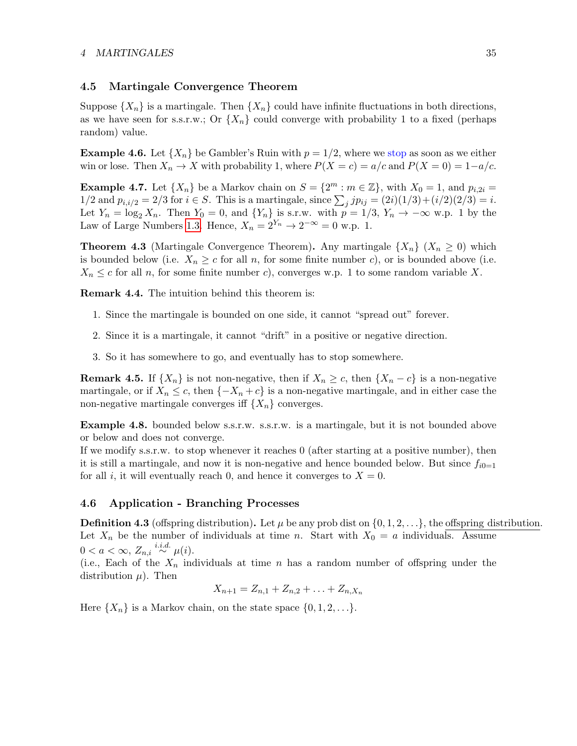## 4.5 Martingale Convergence Theorem

Suppose $\{X_n\}$ is a martingale. Then $\{X_n\}$ could have infinite fluctuations in both directions, as we have seen for s.s.r.w.; Or $\{X_n\}$ could converge with probability 1 to a fixed (perhaps random) value.

**Example 4.6.** Let $\{X_n\}$ be Gambler's Ruin with $p = 1/2$, where we stop as soon as we either win or lose. Then $X_n \to X$ with probability 1, where $P(X = c) = a/c$ and $P(X = 0) = 1 - a/c$.

**Example 4.7.** Let $\{X_n\}$ be a Markov chain on $S = \{2^m : m \in \mathbb{Z}\}$, with $X_0 = 1$, and $p_{i,2i} = 1/2$ and $p_{i,i/2} = 2/3$ for $i \in S$. This is a martingale, since $\sum_j jp_{ij} = (2i)(1/3) + (i/2)(2/3) = i$. Let $Y_n = \log_2 X_n$. Then $Y_0 = 0$, and $\{Y_n\}$ is s.r.w. with $p = 1/3$, $Y_n \to -\infty$ w.p. 1 by the Law of Large Numbers 1.3. Hence, $X_n = 2^{Y_n} \to 2^{-\infty} = 0$ w.p. 1.

**Theorem 4.3** (Martingale Convergence Theorem)**.** Any martingale $\{X_n\}$ ($X_n \geq 0$) which is bounded below (i.e. $X_n \geq c$ for all $n$, for some finite number $c$), or is bounded above (i.e. $X_n \leq c$ for all $n$, for some finite number $c$), converges w.p. 1 to some random variable $X$.

**Remark 4.4.** The intuition behind this theorem is:

1. Since the martingale is bounded on one side, it cannot "spread out" forever.
2. Since it is a martingale, it cannot "drift" in a positive or negative direction.
3. So it has somewhere to go, and eventually has to stop somewhere.

**Remark 4.5.** If $\{X_n\}$ is not non-negative, then if $X_n \geq c$, then $\{X_n - c\}$ is a non-negative martingale, or if $X_n \leq c$, then $\{-X_n + c\}$ is a non-negative martingale, and in either case the non-negative martingale converges iff $\{X_n\}$ converges.

**Example 4.8.** bounded below s.s.r.w. s.s.r.w. is a martingale, but it is not bounded above or below and does not converge.
If we modify s.s.r.w. to stop whenever it reaches 0 (after starting at a positive number), then it is still a martingale, and now it is non-negative and hence bounded below. But since $f_{i0=1}$ for all $i$, it will eventually reach 0, and hence it converges to $X = 0$.

## 4.6 Application - Branching Processes

**Definition 4.3** (offspring distribution)**.** Let $\mu$ be any prob dist on $\{0, 1, 2, \ldots\}$, the offspring distribution. Let $X_n$ be the number of individuals at time $n$. Start with $X_0 = a$ individuals. Assume $0 < a < \infty$, $Z_{n,i} \overset{i.i.d.}{\sim} \mu(i)$.
(i.e., Each of the $X_n$ individuals at time $n$ has a random number of offspring under the distribution $\mu$). Then

$$X_{n+1} = Z_{n,1} + Z_{n,2} + \ldots + Z_{n,X_n}$$

Here $\{X_n\}$ is a Markov chain, on the state space $\{0, 1, 2, \ldots\}$.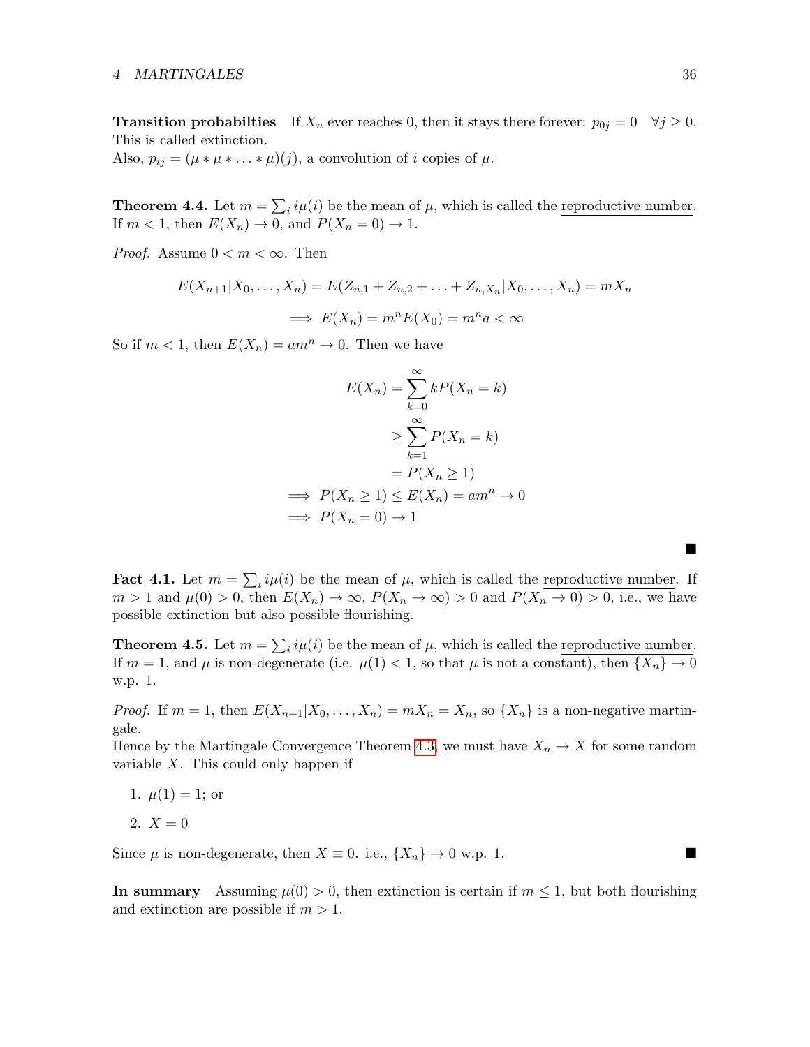**Transition probabilties** If $X_n$ ever reaches 0, then it stays there forever: $p_{0j} = 0 \quad \forall j \geq 0$. This is called extinction.
Also, $p_{ij} = (\mu * \mu * \ldots * \mu)(j)$, a convolution of $i$ copies of $\mu$.

**Theorem 4.4.** Let $m = \sum_i i\mu(i)$ be the mean of $\mu$, which is called the reproductive number. If $m < 1$, then $E(X_n) \to 0$, and $P(X_n = 0) \to 1$.

*Proof.* Assume $0 < m < \infty$. Then

$$E(X_{n+1}|X_0, \ldots, X_n) = E(Z_{n,1} + Z_{n,2} + \ldots + Z_{n,X_n}|X_0, \ldots, X_n) = mX_n$$

$$\implies E(X_n) = m^n E(X_0) = m^n a < \infty$$

So if $m < 1$, then $E(X_n) = am^n \to 0$. Then we have

$$\begin{aligned}
E(X_n) &= \sum_{k=0}^{\infty} kP(X_n = k) \\
&\geq \sum_{k=1}^{\infty} P(X_n = k) \\
&= P(X_n \geq 1) \\
\implies P(X_n \geq 1) &\leq E(X_n) = am^n \to 0 \\
\implies P(X_n = 0) &\to 1
\end{aligned}$$

■

**Fact 4.1.** Let $m = \sum_i i\mu(i)$ be the mean of $\mu$, which is called the reproductive number. If $m > 1$ and $\mu(0) > 0$, then $E(X_n) \to \infty$, $P(X_n \to \infty) > 0$ and $P(X_n \to 0) > 0$, i.e., we have possible extinction but also possible flourishing.

**Theorem 4.5.** Let $m = \sum_i i\mu(i)$ be the mean of $\mu$, which is called the reproductive number. If $m = 1$, and $\mu$ is non-degenerate (i.e. $\mu(1) < 1$, so that $\mu$ is not a constant), then $\{X_n\} \to 0$ w.p. 1.

*Proof.* If $m = 1$, then $E(X_{n+1}|X_0, \ldots, X_n) = mX_n = X_n$, so $\{X_n\}$ is a non-negative martingale.
Hence by the Martingale Convergence Theorem 4.3, we must have $X_n \to X$ for some random variable $X$. This could only happen if

1. $\mu(1) = 1$; or
2. $X = 0$

Since $\mu$ is non-degenerate, then $X \equiv 0$. i.e., $\{X_n\} \to 0$ w.p. 1. ■

**In summary** Assuming $\mu(0) > 0$, then extinction is certain if $m \leq 1$, but both flourishing and extinction are possible if $m > 1$.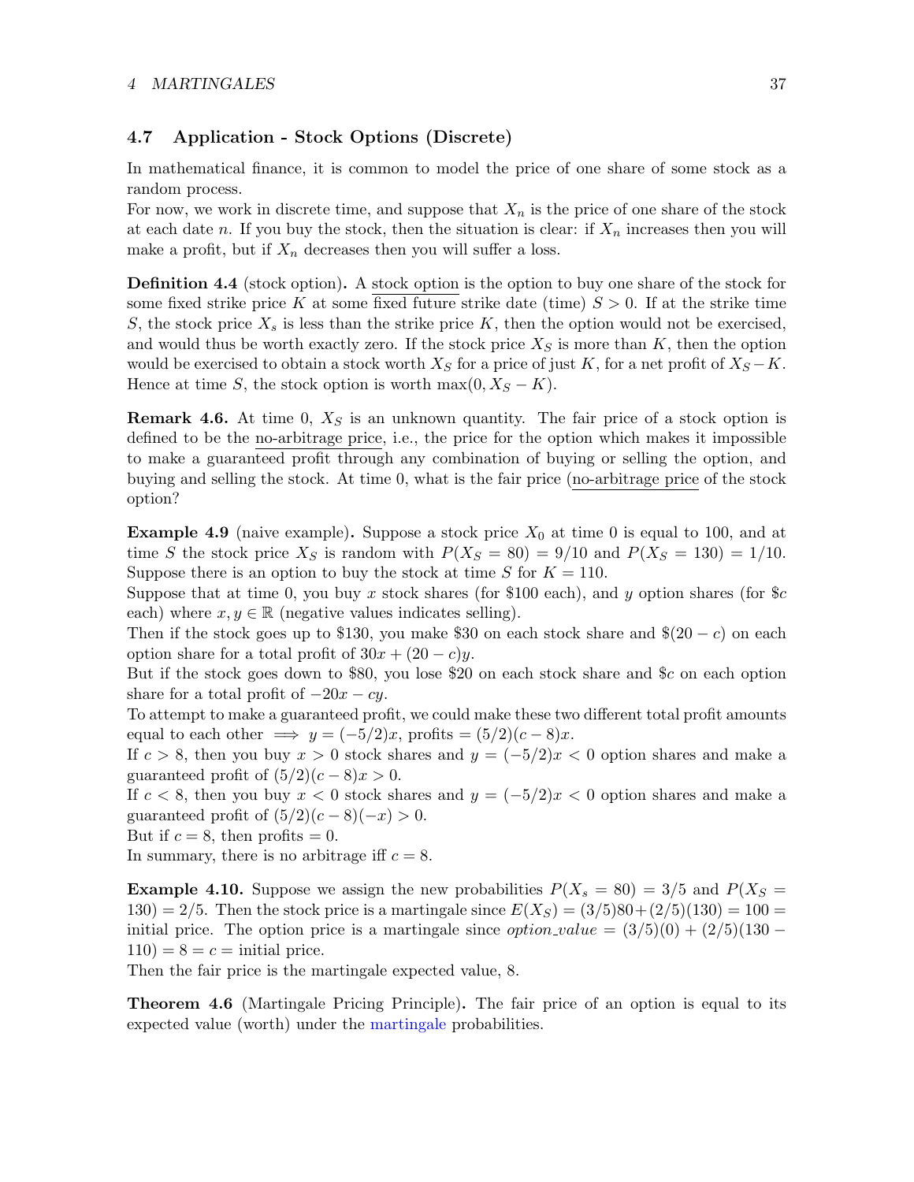## 4.7 Application - Stock Options (Discrete)

In mathematical finance, it is common to model the price of one share of some stock as a random process.

For now, we work in discrete time, and suppose that $X_n$ is the price of one share of the stock at each date $n$. If you buy the stock, then the situation is clear: if $X_n$ increases then you will make a profit, but if $X_n$ decreases then you will suffer a loss.

**Definition 4.4** (stock option)**.** A stock option is the option to buy one share of the stock for some fixed strike price $K$ at some fixed future strike date (time) $S > 0$. If at the strike time $S$, the stock price $X_s$ is less than the strike price $K$, then the option would not be exercised, and would thus be worth exactly zero. If the stock price $X_S$ is more than $K$, then the option would be exercised to obtain a stock worth $X_S$ for a price of just $K$, for a net profit of $X_S - K$. Hence at time $S$, the stock option is worth $\max(0, X_S - K)$.

**Remark 4.6.** At time 0, $X_S$ is an unknown quantity. The fair price of a stock option is defined to be the no-arbitrage price, i.e., the price for the option which makes it impossible to make a guaranteed profit through any combination of buying or selling the option, and buying and selling the stock. At time 0, what is the fair price (no-arbitrage price of the stock option?

**Example 4.9** (naive example)**.** Suppose a stock price $X_0$ at time 0 is equal to 100, and at time $S$ the stock price $X_S$ is random with $P(X_S = 80) = 9/10$ and $P(X_S = 130) = 1/10$. Suppose there is an option to buy the stock at time $S$ for $K = 110$.

Suppose that at time 0, you buy $x$ stock shares (for \$100 each), and $y$ option shares (for \$$c$ each) where $x, y \in \mathbb{R}$ (negative values indicates selling).

Then if the stock goes up to \$130, you make \$30 on each stock share and \$$(20 - c)$ on each option share for a total profit of $30x + (20 - c)y$.

But if the stock goes down to \$80, you lose \$20 on each stock share and \$$c$ on each option share for a total profit of $-20x - cy$.

To attempt to make a guaranteed profit, we could make these two different total profit amounts equal to each other $\implies y = (-5/2)x$, profits $= (5/2)(c - 8)x$.

If $c > 8$, then you buy $x > 0$ stock shares and $y = (-5/2)x < 0$ option shares and make a guaranteed profit of $(5/2)(c - 8)x > 0$.

If $c < 8$, then you buy $x < 0$ stock shares and $y = (-5/2)x < 0$ option shares and make a guaranteed profit of $(5/2)(c - 8)(-x) > 0$.

But if $c = 8$, then profits $= 0$.

In summary, there is no arbitrage iff $c = 8$.

**Example 4.10.** Suppose we assign the new probabilities $P(X_s = 80) = 3/5$ and $P(X_S = 130) = 2/5$. Then the stock price is a martingale since $E(X_S) = (3/5)80 + (2/5)(130) = 100 =$ initial price. The option price is a martingale since $option\_value = (3/5)(0) + (2/5)(130 - 110) = 8 = c =$ initial price.

Then the fair price is the martingale expected value, 8.

**Theorem 4.6** (Martingale Pricing Principle)**.** The fair price of an option is equal to its expected value (worth) under the martingale probabilities.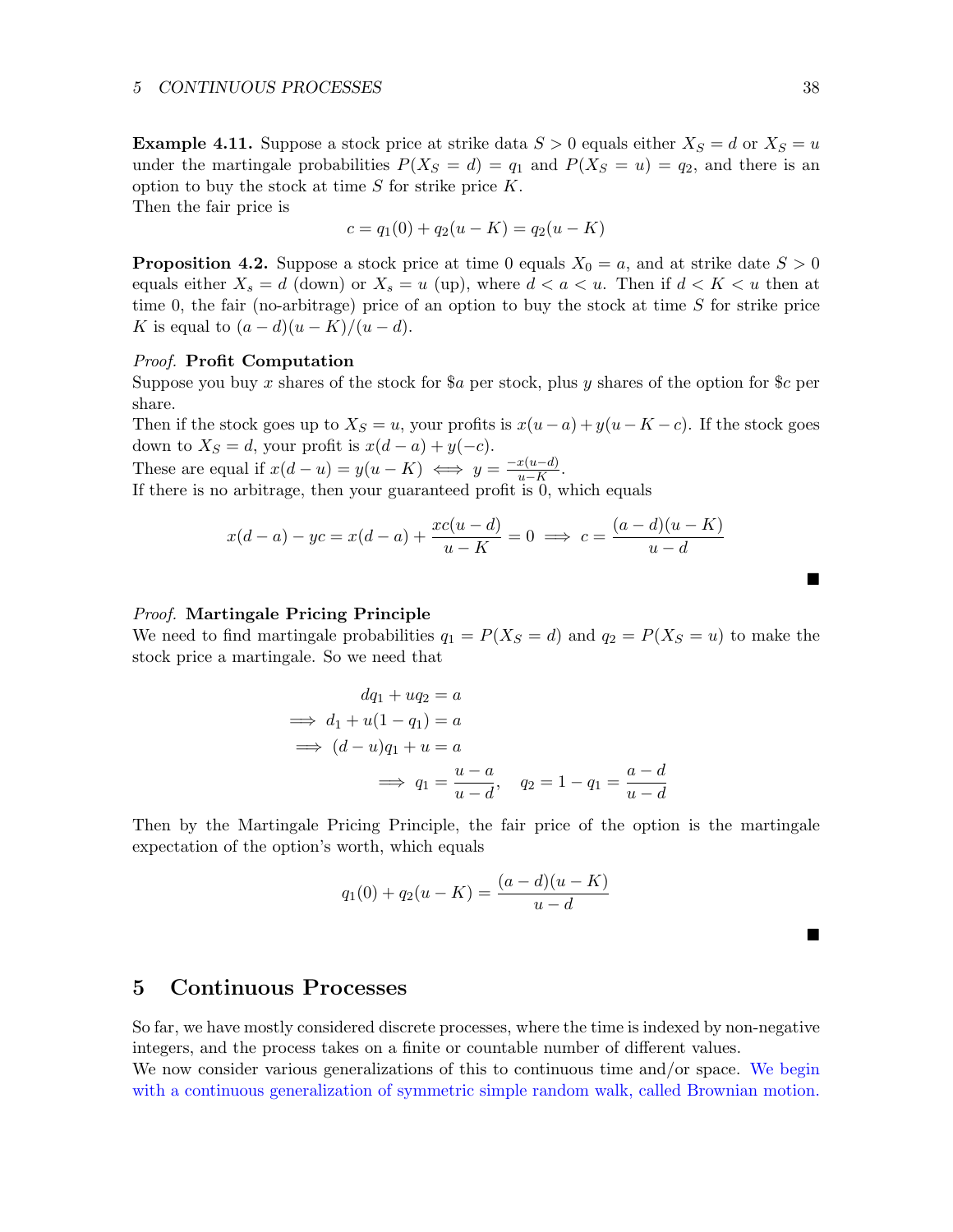**Example 4.11.** Suppose a stock price at strike data $S > 0$ equals either $X_S = d$ or $X_S = u$ under the martingale probabilities $P(X_S = d) = q_1$ and $P(X_S = u) = q_2$, and there is an option to buy the stock at time $S$ for strike price $K$.
Then the fair price is

$$c = q_1(0) + q_2(u - K) = q_2(u - K)$$

**Proposition 4.2.** Suppose a stock price at time 0 equals $X_0 = a$, and at strike date $S > 0$ equals either $X_s = d$ (down) or $X_s = u$ (up), where $d < a < u$. Then if $d < K < u$ then at time 0, the fair (no-arbitrage) price of an option to buy the stock at time $S$ for strike price $K$ is equal to $(a - d)(u - K)/(u - d)$.

*Proof.* **Profit Computation**
Suppose you buy $x$ shares of the stock for \$$a$ per stock, plus $y$ shares of the option for \$$c$ per share.
Then if the stock goes up to $X_S = u$, your profits is $x(u - a) + y(u - K - c)$. If the stock goes down to $X_S = d$, your profit is $x(d - a) + y(-c)$.
These are equal if $x(d - u) = y(u - K) \iff y = \frac{-x(u-d)}{u-K}$.
If there is no arbitrage, then your guaranteed profit is 0, which equals

$$x(d - a) - yc = x(d - a) + \frac{xc(u - d)}{u - K} = 0 \implies c = \frac{(a - d)(u - K)}{u - d}$$

∎

*Proof.* **Martingale Pricing Principle**
We need to find martingale probabilities $q_1 = P(X_S = d)$ and $q_2 = P(X_S = u)$ to make the stock price a martingale. So we need that

$$\begin{aligned}
& dq_1 + uq_2 = a \\
\implies & d_1 + u(1 - q_1) = a \\
\implies & (d - u)q_1 + u = a \\
& \implies q_1 = \frac{u - a}{u - d}, \quad q_2 = 1 - q_1 = \frac{a - d}{u - d}
\end{aligned}$$

Then by the Martingale Pricing Principle, the fair price of the option is the martingale expectation of the option's worth, which equals

$$q_1(0) + q_2(u - K) = \frac{(a - d)(u - K)}{u - d}$$

∎

# 5 Continuous Processes

So far, we have mostly considered discrete processes, where the time is indexed by non-negative integers, and the process takes on a finite or countable number of different values.
We now consider various generalizations of this to continuous time and/or space. We begin with a continuous generalization of symmetric simple random walk, called Brownian motion.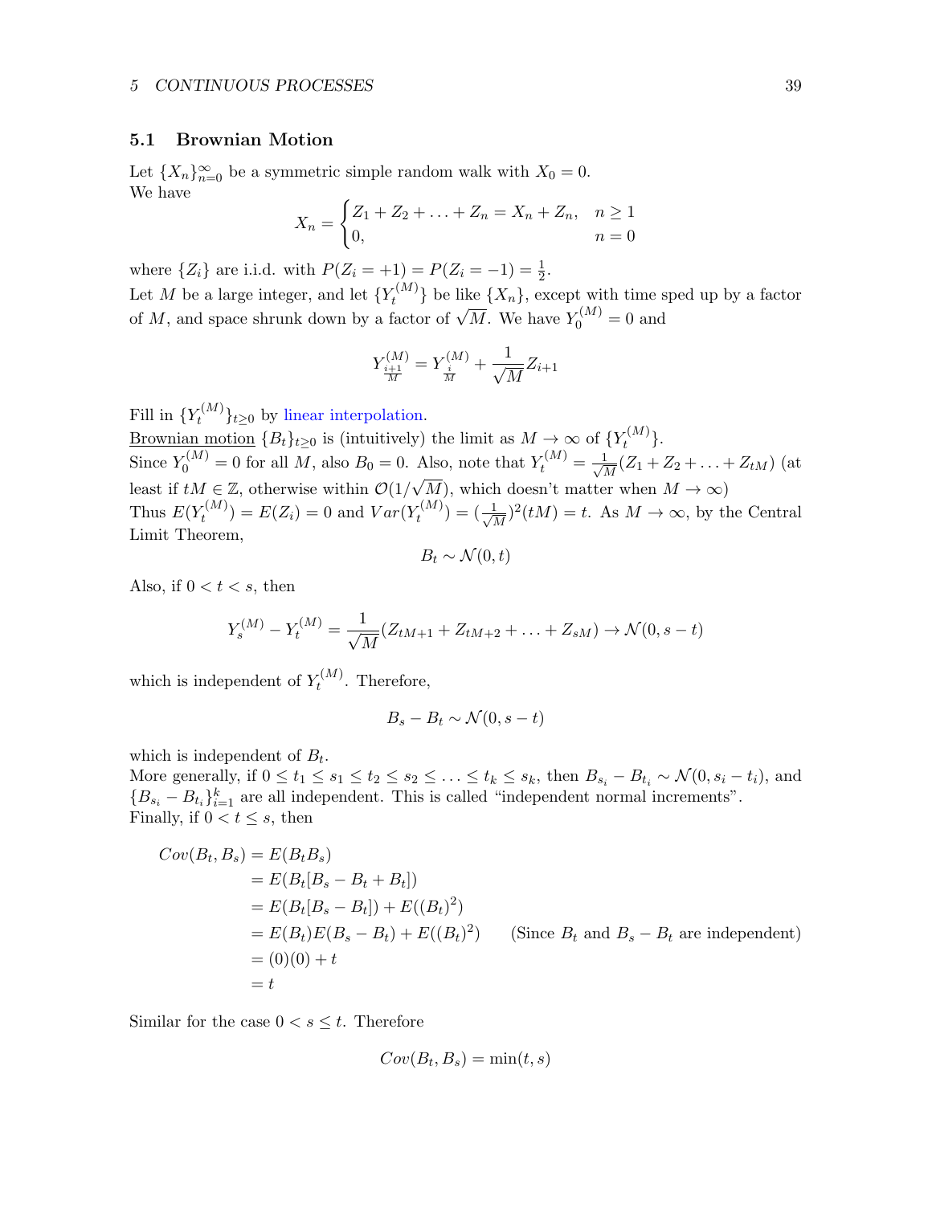## 5.1 Brownian Motion

Let $\{X_n\}_{n=0}^{\infty}$ be a symmetric simple random walk with $X_0 = 0$.
We have

$$X_n = \begin{cases} Z_1 + Z_2 + \ldots + Z_n = X_n + Z_n, & n \geq 1 \\ 0, & n = 0 \end{cases}$$

where $\{Z_i\}$ are i.i.d. with $P(Z_i = +1) = P(Z_i = -1) = \frac{1}{2}$.
Let $M$ be a large integer, and let $\{Y_t^{(M)}\}$ be like $\{X_n\}$, except with time sped up by a factor of $M$, and space shrunk down by a factor of $\sqrt{M}$. We have $Y_0^{(M)} = 0$ and

$$Y_{\frac{i+1}{M}}^{(M)} = Y_{\frac{i}{M}}^{(M)} + \frac{1}{\sqrt{M}} Z_{i+1}$$

Fill in $\{Y_t^{(M)}\}_{t \geq 0}$ by linear interpolation.
Brownian motion $\{B_t\}_{t \geq 0}$ is (intuitively) the limit as $M \to \infty$ of $\{Y_t^{(M)}\}$.
Since $Y_0^{(M)} = 0$ for all $M$, also $B_0 = 0$. Also, note that $Y_t^{(M)} = \frac{1}{\sqrt{M}}(Z_1 + Z_2 + \ldots + Z_{tM})$ (at least if $tM \in \mathbb{Z}$, otherwise within $\mathcal{O}(1/\sqrt{M})$, which doesn't matter when $M \to \infty$)
Thus $E(Y_t^{(M)}) = E(Z_i) = 0$ and $Var(Y_t^{(M)}) = (\frac{1}{\sqrt{M}})^2(tM) = t$. As $M \to \infty$, by the Central Limit Theorem,

$$B_t \sim \mathcal{N}(0, t)$$

Also, if $0 < t < s$, then

$$Y_s^{(M)} - Y_t^{(M)} = \frac{1}{\sqrt{M}}(Z_{tM+1} + Z_{tM+2} + \ldots + Z_{sM}) \to \mathcal{N}(0, s-t)$$

which is independent of $Y_t^{(M)}$. Therefore,

$$B_s - B_t \sim \mathcal{N}(0, s-t)$$

which is independent of $B_t$.
More generally, if $0 \leq t_1 \leq s_1 \leq t_2 \leq s_2 \leq \ldots \leq t_k \leq s_k$, then $B_{s_i} - B_{t_i} \sim \mathcal{N}(0, s_i - t_i)$, and $\{B_{s_i} - B_{t_i}\}_{i=1}^{k}$ are all independent. This is called "independent normal increments".
Finally, if $0 < t \leq s$, then

$$\begin{aligned} Cov(B_t, B_s) &= E(B_t B_s) \\ &= E(B_t[B_s - B_t + B_t]) \\ &= E(B_t[B_s - B_t]) + E((B_t)^2) \\ &= E(B_t)E(B_s - B_t) + E((B_t)^2) \qquad \text{(Since } B_t \text{ and } B_s - B_t \text{ are independent)} \\ &= (0)(0) + t \\ &= t \end{aligned}$$

Similar for the case $0 < s \leq t$. Therefore

$$Cov(B_t, B_s) = \min(t, s)$$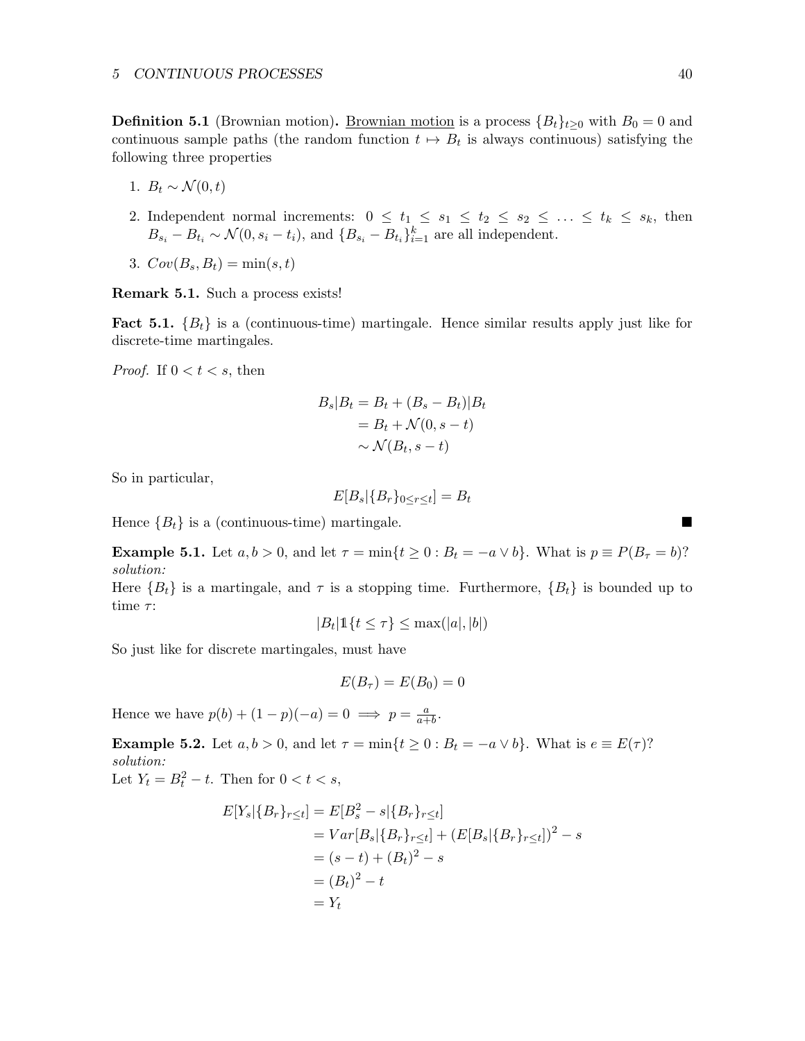**Definition 5.1** (Brownian motion)**.** Brownian motion is a process $\{B_t\}_{t\geq 0}$ with $B_0 = 0$ and continuous sample paths (the random function $t \mapsto B_t$ is always continuous) satisfying the following three properties

1. $B_t \sim \mathcal{N}(0, t)$
2. Independent normal increments: $0 \leq t_1 \leq s_1 \leq t_2 \leq s_2 \leq \ldots \leq t_k \leq s_k$, then $B_{s_i} - B_{t_i} \sim \mathcal{N}(0, s_i - t_i)$, and $\{B_{s_i} - B_{t_i}\}_{i=1}^k$ are all independent.
3. $Cov(B_s, B_t) = \min(s, t)$

**Remark 5.1.** Such a process exists!

**Fact 5.1.** $\{B_t\}$ is a (continuous-time) martingale. Hence similar results apply just like for discrete-time martingales.

*Proof.* If $0 < t < s$, then

$$
\begin{aligned}
B_s|B_t &= B_t + (B_s - B_t)|B_t \\
&= B_t + \mathcal{N}(0, s-t) \\
&\sim \mathcal{N}(B_t, s-t)
\end{aligned}
$$

So in particular,

$$E[B_s|\{B_r\}_{0\leq r\leq t}] = B_t$$

Hence $\{B_t\}$ is a (continuous-time) martingale. ∎

**Example 5.1.** Let $a, b > 0$, and let $\tau = \min\{t \geq 0 : B_t = -a \vee b\}$. What is $p \equiv P(B_\tau = b)$?
*solution:*
Here $\{B_t\}$ is a martingale, and $\tau$ is a stopping time. Furthermore, $\{B_t\}$ is bounded up to time $\tau$:

$$|B_t| \mathbb{1}\{t \leq \tau\} \leq \max(|a|, |b|)$$

So just like for discrete martingales, must have

$$E(B_\tau) = E(B_0) = 0$$

Hence we have $p(b) + (1-p)(-a) = 0 \implies p = \frac{a}{a+b}$.

**Example 5.2.** Let $a, b > 0$, and let $\tau = \min\{t \geq 0 : B_t = -a \vee b\}$. What is $e \equiv E(\tau)$?
*solution:*
Let $Y_t = B_t^2 - t$. Then for $0 < t < s$,

$$
\begin{aligned}
E[Y_s|\{B_r\}_{r\leq t}] &= E[B_s^2 - s|\{B_r\}_{r\leq t}] \\
&= Var[B_s|\{B_r\}_{r\leq t}] + (E[B_s|\{B_r\}_{r\leq t}])^2 - s \\
&= (s-t) + (B_t)^2 - s \\
&= (B_t)^2 - t \\
&= Y_t
\end{aligned}
$$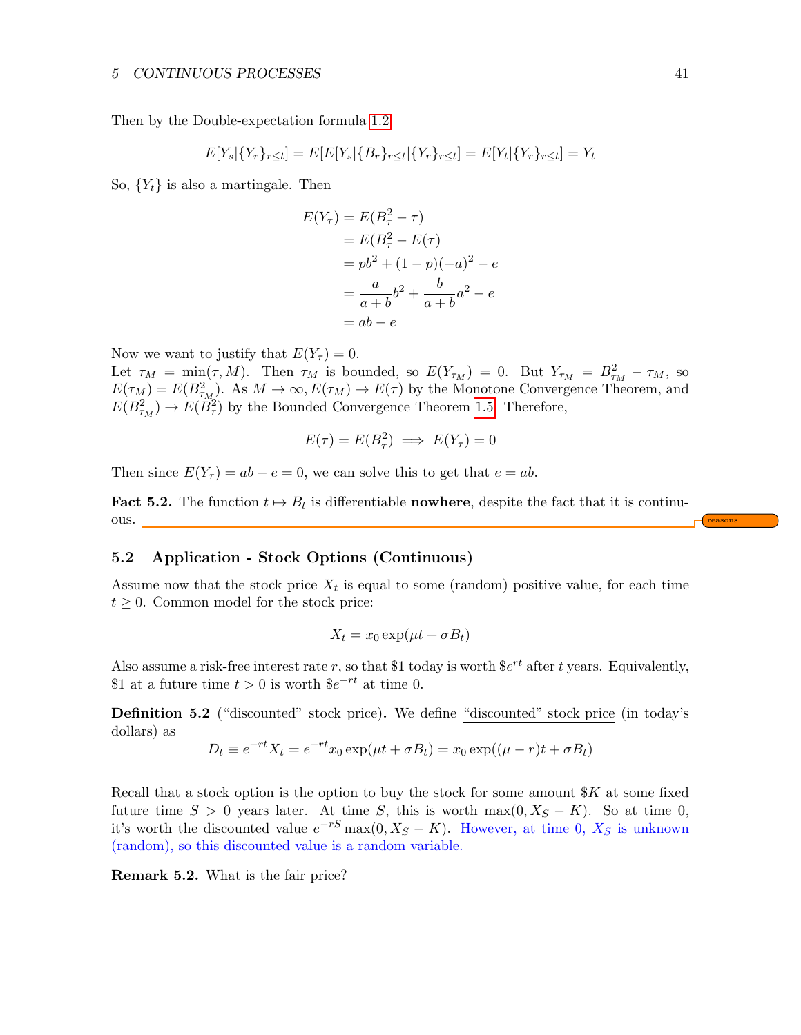Then by the Double-expectation formula 1.2

$$E[Y_s|\{Y_r\}_{r\le t}] = E[E[Y_s|\{B_r\}_{r\le t}|\{Y_r\}_{r\le t}] = E[Y_t|\{Y_r\}_{r\le t}] = Y_t$$

So, $\{Y_t\}$ is also a martingale. Then

$$\begin{aligned}
E(Y_\tau) &= E(B_\tau^2 - \tau) \\
&= E(B_\tau^2 - E(\tau)) \\
&= pb^2 + (1-p)(-a)^2 - e \\
&= \frac{a}{a+b}b^2 + \frac{b}{a+b}a^2 - e \\
&= ab - e
\end{aligned}$$

Now we want to justify that $E(Y_\tau) = 0$.
Let $\tau_M = \min(\tau, M)$. Then $\tau_M$ is bounded, so $E(Y_{\tau_M}) = 0$. But $Y_{\tau_M} = B_{\tau_M}^2 - \tau_M$, so $E(\tau_M) = E(B_{\tau_M}^2)$. As $M \to \infty, E(\tau_M) \to E(\tau)$ by the Monotone Convergence Theorem, and $E(B_{\tau_M}^2) \to E(B_\tau^2)$ by the Bounded Convergence Theorem 1.5. Therefore,

$$E(\tau) = E(B_\tau^2) \implies E(Y_\tau) = 0$$

Then since $E(Y_\tau) = ab - e = 0$, we can solve this to get that $e = ab$.

**Fact 5.2.** The function $t \mapsto B_t$ is differentiable **nowhere**, despite the fact that it is continuous.

reasons

## 5.2 Application - Stock Options (Continuous)

Assume now that the stock price $X_t$ is equal to some (random) positive value, for each time $t \ge 0$. Common model for the stock price:

$$X_t = x_0 \exp(\mu t + \sigma B_t)$$

Also assume a risk-free interest rate $r$, so that \$1 today is worth $\$e^{rt}$ after $t$ years. Equivalently, \$1 at a future time $t > 0$ is worth $\$e^{-rt}$ at time 0.

**Definition 5.2** ("discounted" stock price)**.** We define "discounted" stock price (in today's dollars) as

$$D_t \equiv e^{-rt}X_t = e^{-rt}x_0 \exp(\mu t + \sigma B_t) = x_0 \exp((\mu - r)t + \sigma B_t)$$

Recall that a stock option is the option to buy the stock for some amount $\$K$ at some fixed future time $S > 0$ years later. At time $S$, this is worth $\max(0, X_S - K)$. So at time 0, it's worth the discounted value $e^{-rS}\max(0, X_S - K)$. However, at time 0, $X_S$ is unknown (random), so this discounted value is a random variable.

**Remark 5.2.** What is the fair price?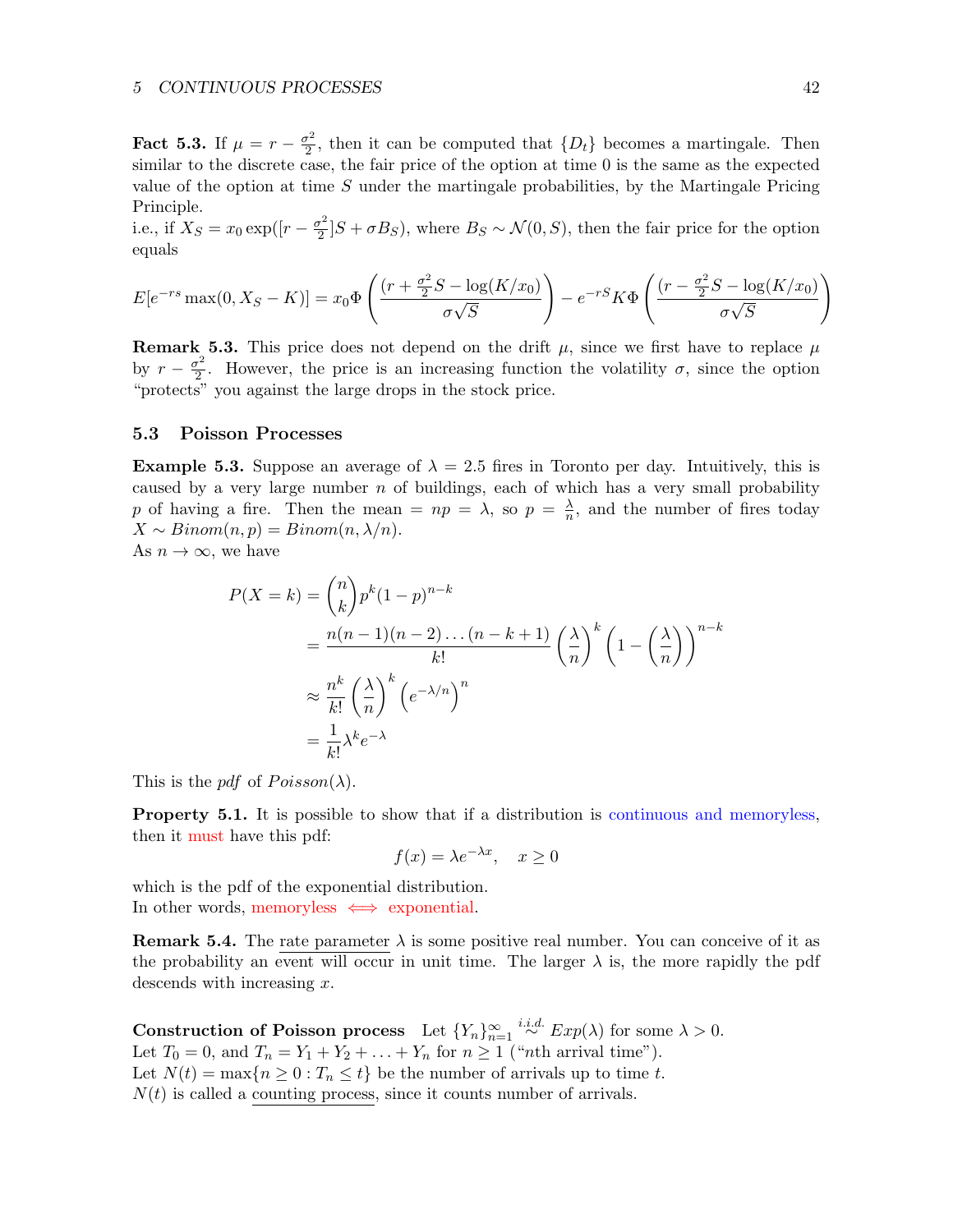**Fact 5.3.** If $\mu = r - \frac{\sigma^2}{2}$, then it can be computed that $\{D_t\}$ becomes a martingale. Then similar to the discrete case, the fair price of the option at time 0 is the same as the expected value of the option at time $S$ under the martingale probabilities, by the Martingale Pricing Principle.
i.e., if $X_S = x_0 \exp([r - \frac{\sigma^2}{2}]S + \sigma B_S)$, where $B_S \sim \mathcal{N}(0, S)$, then the fair price for the option equals

$$E[e^{-rs} \max(0, X_S - K)] = x_0 \Phi\left(\frac{(r + \frac{\sigma^2}{2}S - \log(K/x_0)}{\sigma\sqrt{S}}\right) - e^{-rS} K \Phi\left(\frac{(r - \frac{\sigma^2}{2}S - \log(K/x_0)}{\sigma\sqrt{S}}\right)$$

**Remark 5.3.** This price does not depend on the drift $\mu$, since we first have to replace $\mu$ by $r - \frac{\sigma^2}{2}$. However, the price is an increasing function the volatility $\sigma$, since the option "protects" you against the large drops in the stock price.

### 5.3 Poisson Processes

**Example 5.3.** Suppose an average of $\lambda = 2.5$ fires in Toronto per day. Intuitively, this is caused by a very large number $n$ of buildings, each of which has a very small probability $p$ of having a fire. Then the mean $= np = \lambda$, so $p = \frac{\lambda}{n}$, and the number of fires today $X \sim Binom(n, p) = Binom(n, \lambda/n)$.
As $n \to \infty$, we have

$$\begin{aligned}
P(X = k) &= \binom{n}{k} p^k (1-p)^{n-k} \\
&= \frac{n(n-1)(n-2)\ldots(n-k+1)}{k!} \left(\frac{\lambda}{n}\right)^k \left(1 - \left(\frac{\lambda}{n}\right)\right)^{n-k} \\
&\approx \frac{n^k}{k!} \left(\frac{\lambda}{n}\right)^k \left(e^{-\lambda/n}\right)^n \\
&= \frac{1}{k!} \lambda^k e^{-\lambda}
\end{aligned}$$

This is the *pdf* of $Poisson(\lambda)$.

**Property 5.1.** It is possible to show that if a distribution is continuous and memoryless, then it must have this pdf:

$$f(x) = \lambda e^{-\lambda x}, \quad x \geq 0$$

which is the pdf of the exponential distribution.
In other words, memoryless $\iff$ exponential.

**Remark 5.4.** The rate parameter $\lambda$ is some positive real number. You can conceive of it as the probability an event will occur in unit time. The larger $\lambda$ is, the more rapidly the pdf descends with increasing $x$.

**Construction of Poisson process** Let $\{Y_n\}_{n=1}^{\infty} \overset{i.i.d.}{\sim} Exp(\lambda)$ for some $\lambda > 0$.
Let $T_0 = 0$, and $T_n = Y_1 + Y_2 + \ldots + Y_n$ for $n \geq 1$ ("$n$th arrival time").
Let $N(t) = \max\{n \geq 0 : T_n \leq t\}$ be the number of arrivals up to time $t$.
$N(t)$ is called a counting process, since it counts number of arrivals.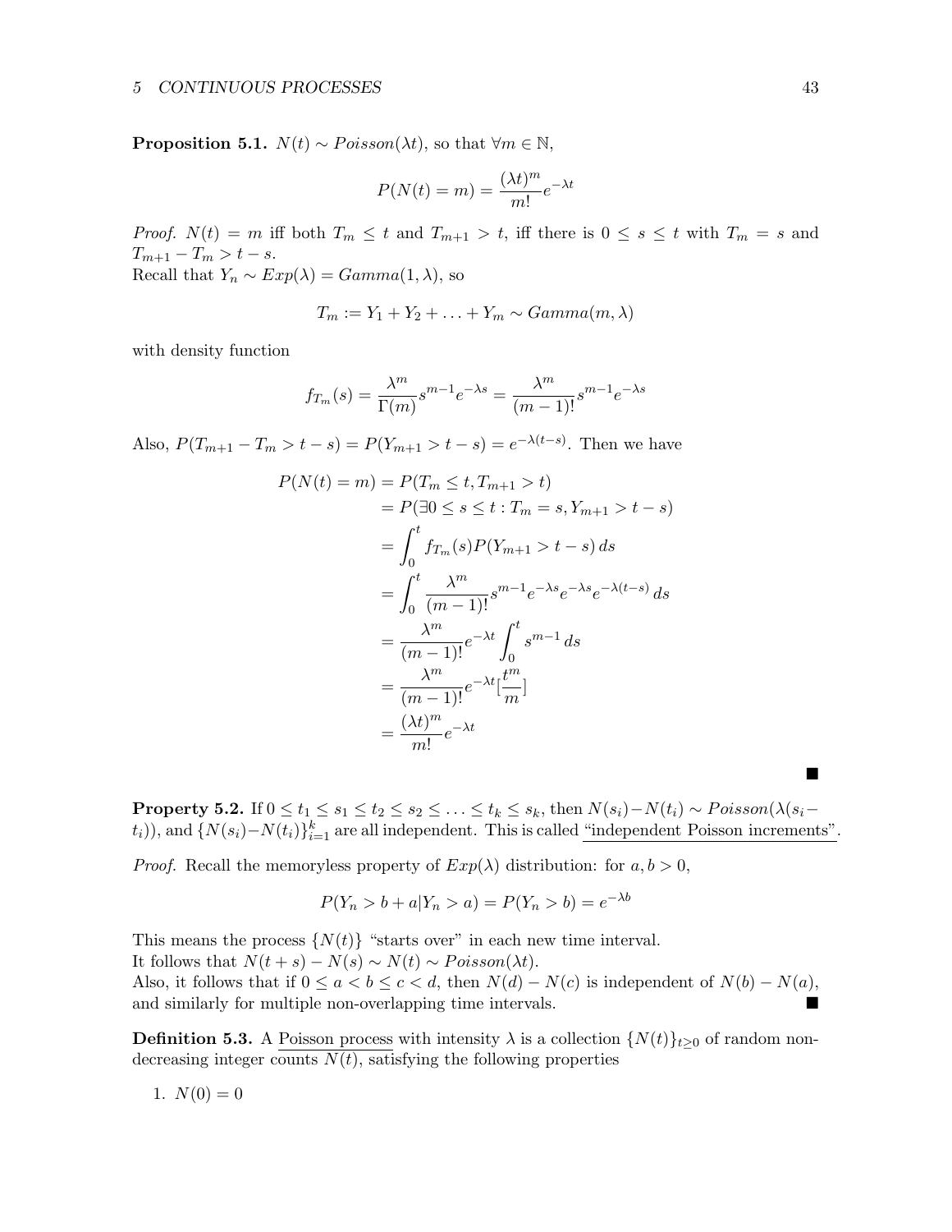**Proposition 5.1.** $N(t) \sim Poisson(\lambda t)$, so that $\forall m \in \mathbb{N}$,

$$P(N(t) = m) = \frac{(\lambda t)^m}{m!} e^{-\lambda t}$$

*Proof.* $N(t) = m$ iff both $T_m \leq t$ and $T_{m+1} > t$, iff there is $0 \leq s \leq t$ with $T_m = s$ and $T_{m+1} - T_m > t - s$.
Recall that $Y_n \sim Exp(\lambda) = Gamma(1, \lambda)$, so

$$T_m := Y_1 + Y_2 + \ldots + Y_m \sim Gamma(m, \lambda)$$

with density function

$$f_{T_m}(s) = \frac{\lambda^m}{\Gamma(m)} s^{m-1} e^{-\lambda s} = \frac{\lambda^m}{(m-1)!} s^{m-1} e^{-\lambda s}$$

Also, $P(T_{m+1} - T_m > t - s) = P(Y_{m+1} > t - s) = e^{-\lambda(t-s)}$. Then we have

$$\begin{aligned}
P(N(t) = m) &= P(T_m \leq t, T_{m+1} > t) \\
&= P(\exists 0 \leq s \leq t : T_m = s, Y_{m+1} > t - s) \\
&= \int_0^t f_{T_m}(s) P(Y_{m+1} > t - s)\, ds \\
&= \int_0^t \frac{\lambda^m}{(m-1)!} s^{m-1} e^{-\lambda s} e^{-\lambda s} e^{-\lambda(t-s)}\, ds \\
&= \frac{\lambda^m}{(m-1)!} e^{-\lambda t} \int_0^t s^{m-1}\, ds \\
&= \frac{\lambda^m}{(m-1)!} e^{-\lambda t} [\frac{t^m}{m}] \\
&= \frac{(\lambda t)^m}{m!} e^{-\lambda t}
\end{aligned}$$

∎

**Property 5.2.** If $0 \leq t_1 \leq s_1 \leq t_2 \leq s_2 \leq \ldots \leq t_k \leq s_k$, then $N(s_i) - N(t_i) \sim Poisson(\lambda(s_i - t_i))$, and $\{N(s_i) - N(t_i)\}_{i=1}^k$ are all independent. This is called "independent Poisson increments".

*Proof.* Recall the memoryless property of $Exp(\lambda)$ distribution: for $a, b > 0$,

$$P(Y_n > b + a | Y_n > a) = P(Y_n > b) = e^{-\lambda b}$$

This means the process $\{N(t)\}$ "starts over" in each new time interval.
It follows that $N(t + s) - N(s) \sim N(t) \sim Poisson(\lambda t)$.
Also, it follows that if $0 \leq a < b \leq c < d$, then $N(d) - N(c)$ is independent of $N(b) - N(a)$, and similarly for multiple non-overlapping time intervals. ∎

**Definition 5.3.** A Poisson process with intensity $\lambda$ is a collection $\{N(t)\}_{t \geq 0}$ of random non-decreasing integer counts $N(t)$, satisfying the following properties

1. $N(0) = 0$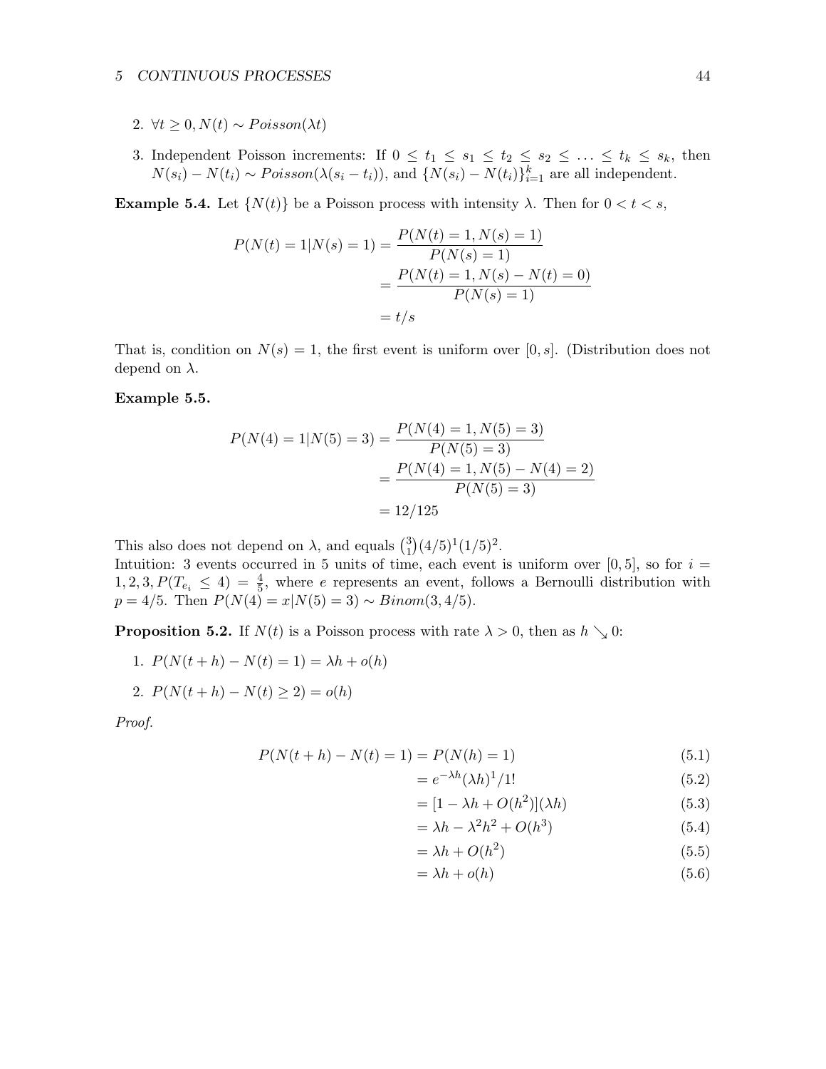2. $\forall t \geq 0, N(t) \sim Poisson(\lambda t)$

3. Independent Poisson increments: If $0 \leq t_1 \leq s_1 \leq t_2 \leq s_2 \leq \ldots \leq t_k \leq s_k$, then $N(s_i) - N(t_i) \sim Poisson(\lambda(s_i - t_i))$, and $\{N(s_i) - N(t_i)\}_{i=1}^k$ are all independent.

**Example 5.4.** Let $\{N(t)\}$ be a Poisson process with intensity $\lambda$. Then for $0 < t < s$,

$$
\begin{aligned}
P(N(t) = 1 | N(s) = 1) &= \frac{P(N(t) = 1, N(s) = 1)}{P(N(s) = 1)} \\
&= \frac{P(N(t) = 1, N(s) - N(t) = 0)}{P(N(s) = 1)} \\
&= t/s
\end{aligned}
$$

That is, condition on $N(s) = 1$, the first event is uniform over $[0, s]$. (Distribution does not depend on $\lambda$.

**Example 5.5.**

$$
\begin{aligned}
P(N(4) = 1 | N(5) = 3) &= \frac{P(N(4) = 1, N(5) = 3)}{P(N(5) = 3)} \\
&= \frac{P(N(4) = 1, N(5) - N(4) = 2)}{P(N(5) = 3)} \\
&= 12/125
\end{aligned}
$$

This also does not depend on $\lambda$, and equals $\binom{3}{1}(4/5)^1(1/5)^2$.
Intuition: 3 events occurred in 5 units of time, each event is uniform over $[0, 5]$, so for $i = 1, 2, 3, P(T_{e_i} \leq 4) = \frac{4}{5}$, where $e$ represents an event, follows a Bernoulli distribution with $p = 4/5$. Then $P(N(4) = x | N(5) = 3) \sim Binom(3, 4/5)$.

**Proposition 5.2.** If $N(t)$ is a Poisson process with rate $\lambda > 0$, then as $h \searrow 0$:

1. $P(N(t + h) - N(t) = 1) = \lambda h + o(h)$

2. $P(N(t + h) - N(t) \geq 2) = o(h)$

*Proof.*

$$
\begin{aligned}
P(N(t + h) - N(t) = 1) &= P(N(h) = 1) && (5.1) \\
&= e^{-\lambda h}(\lambda h)^1/1! && (5.2) \\
&= [1 - \lambda h + O(h^2)](\lambda h) && (5.3) \\
&= \lambda h - \lambda^2 h^2 + O(h^3) && (5.4) \\
&= \lambda h + O(h^2) && (5.5) \\
&= \lambda h + o(h) && (5.6)
\end{aligned}
$$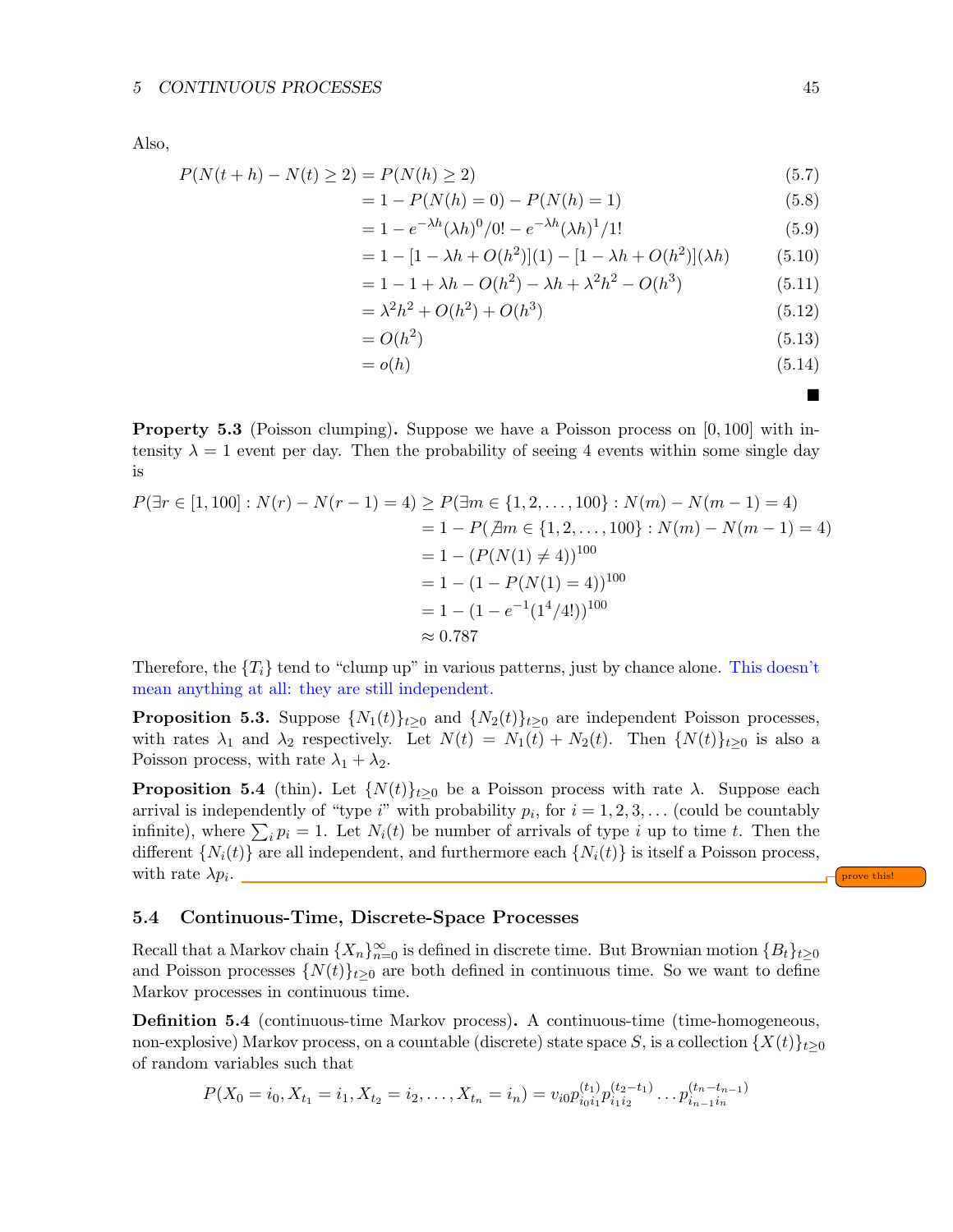Also,

$$
\begin{aligned}
P(N(t+h) - N(t) \geq 2) &= P(N(h) \geq 2) && (5.7)\\
&= 1 - P(N(h) = 0) - P(N(h) = 1) && (5.8)\\
&= 1 - e^{-\lambda h}(\lambda h)^0/0! - e^{-\lambda h}(\lambda h)^1/1! && (5.9)\\
&= 1 - [1 - \lambda h + O(h^2)](1) - [1 - \lambda h + O(h^2)](\lambda h) && (5.10)\\
&= 1 - 1 + \lambda h - O(h^2) - \lambda h + \lambda^2 h^2 - O(h^3) && (5.11)\\
&= \lambda^2 h^2 + O(h^2) + O(h^3) && (5.12)\\
&= O(h^2) && (5.13)\\
&= o(h) && (5.14)
\end{aligned}
$$

■

**Property 5.3** (Poisson clumping)**.** Suppose we have a Poisson process on $[0, 100]$ with intensity $\lambda = 1$ event per day. Then the probability of seeing 4 events within some single day is

$$
\begin{aligned}
P(\exists r \in [1, 100] : N(r) - N(r-1) = 4) &\geq P(\exists m \in \{1, 2, \ldots, 100\} : N(m) - N(m-1) = 4)\\
&= 1 - P(\nexists m \in \{1, 2, \ldots, 100\} : N(m) - N(m-1) = 4)\\
&= 1 - (P(N(1) \neq 4))^{100}\\
&= 1 - (1 - P(N(1) = 4))^{100}\\
&= 1 - (1 - e^{-1}(1^4/4!))^{100}\\
&\approx 0.787
\end{aligned}
$$

Therefore, the $\{T_i\}$ tend to "clump up" in various patterns, just by chance alone. This doesn't mean anything at all: they are still independent.

**Proposition 5.3.** Suppose $\{N_1(t)\}_{t\geq 0}$ and $\{N_2(t)\}_{t\geq 0}$ are independent Poisson processes, with rates $\lambda_1$ and $\lambda_2$ respectively. Let $N(t) = N_1(t) + N_2(t)$. Then $\{N(t)\}_{t\geq 0}$ is also a Poisson process, with rate $\lambda_1 + \lambda_2$.

**Proposition 5.4** (thin)**.** Let $\{N(t)\}_{t\geq 0}$ be a Poisson process with rate $\lambda$. Suppose each arrival is independently of "type $i$" with probability $p_i$, for $i = 1, 2, 3, \ldots$ (could be countably infinite), where $\sum_i p_i = 1$. Let $N_i(t)$ be number of arrivals of type $i$ up to time $t$. Then the different $\{N_i(t)\}$ are all independent, and furthermore each $\{N_i(t)\}$ is itself a Poisson process, with rate $\lambda p_i$. prove this!

## 5.4 Continuous-Time, Discrete-Space Processes

Recall that a Markov chain $\{X_n\}_{n=0}^{\infty}$ is defined in discrete time. But Brownian motion $\{B_t\}_{t\geq 0}$ and Poisson processes $\{N(t)\}_{t\geq 0}$ are both defined in continuous time. So we want to define Markov processes in continuous time.

**Definition 5.4** (continuous-time Markov process)**.** A continuous-time (time-homogeneous, non-explosive) Markov process, on a countable (discrete) state space $S$, is a collection $\{X(t)\}_{t\geq 0}$ of random variables such that

$$P(X_0 = i_0, X_{t_1} = i_1, X_{t_2} = i_2, \ldots, X_{t_n} = i_n) = v_{i0} p_{i_0 i_1}^{(t_1)} p_{i_1 i_2}^{(t_2 - t_1)} \ldots p_{i_{n-1} i_n}^{(t_n - t_{n-1})}$$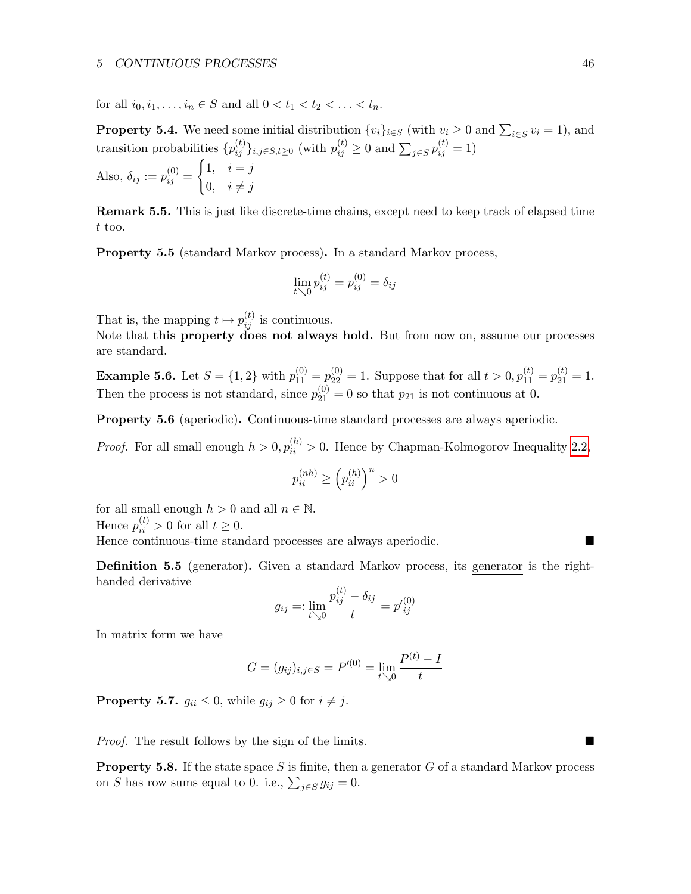for all $i_0, i_1, \ldots, i_n \in S$ and all $0 < t_1 < t_2 < \ldots < t_n$.

**Property 5.4.** We need some initial distribution $\{v_i\}_{i\in S}$ (with $v_i \geq 0$ and $\sum_{i\in S} v_i = 1$), and transition probabilities $\{p_{ij}^{(t)}\}_{i,j\in S, t\geq 0}$ (with $p_{ij}^{(t)} \geq 0$ and $\sum_{j\in S} p_{ij}^{(t)} = 1$)

Also, $\delta_{ij} := p_{ij}^{(0)} = \begin{cases} 1, & i = j \\ 0, & i \neq j \end{cases}$

**Remark 5.5.** This is just like discrete-time chains, except need to keep track of elapsed time $t$ too.

**Property 5.5** (standard Markov process)**.** In a standard Markov process,

$$\lim_{t\searrow 0} p_{ij}^{(t)} = p_{ij}^{(0)} = \delta_{ij}$$

That is, the mapping $t \mapsto p_{ij}^{(t)}$ is continuous.
Note that **this property does not always hold.** But from now on, assume our processes are standard.

**Example 5.6.** Let $S = \{1, 2\}$ with $p_{11}^{(0)} = p_{22}^{(0)} = 1$. Suppose that for all $t > 0, p_{11}^{(t)} = p_{21}^{(t)} = 1$. Then the process is not standard, since $p_{21}^{(0)} = 0$ so that $p_{21}$ is not continuous at 0.

**Property 5.6** (aperiodic)**.** Continuous-time standard processes are always aperiodic.

*Proof.* For all small enough $h > 0, p_{ii}^{(h)} > 0$. Hence by Chapman-Kolmogorov Inequality 2.2,

$$p_{ii}^{(nh)} \geq \left(p_{ii}^{(h)}\right)^n > 0$$

for all small enough $h > 0$ and all $n \in \mathbb{N}$.
Hence $p_{ii}^{(t)} > 0$ for all $t \geq 0$.
Hence continuous-time standard processes are always aperiodic. ■

**Definition 5.5** (generator)**.** Given a standard Markov process, its generator is the right-handed derivative

$$g_{ij} =: \lim_{t\searrow 0} \frac{p_{ij}^{(t)} - \delta_{ij}}{t} = p'^{(0)}_{ij}$$

In matrix form we have

$$G = (g_{ij})_{i,j\in S} = P'^{(0)} = \lim_{t\searrow 0} \frac{P^{(t)} - I}{t}$$

**Property 5.7.** $g_{ii} \leq 0$, while $g_{ij} \geq 0$ for $i \neq j$.

*Proof.* The result follows by the sign of the limits. ■

**Property 5.8.** If the state space $S$ is finite, then a generator $G$ of a standard Markov process on $S$ has row sums equal to 0. i.e., $\sum_{j\in S} g_{ij} = 0$.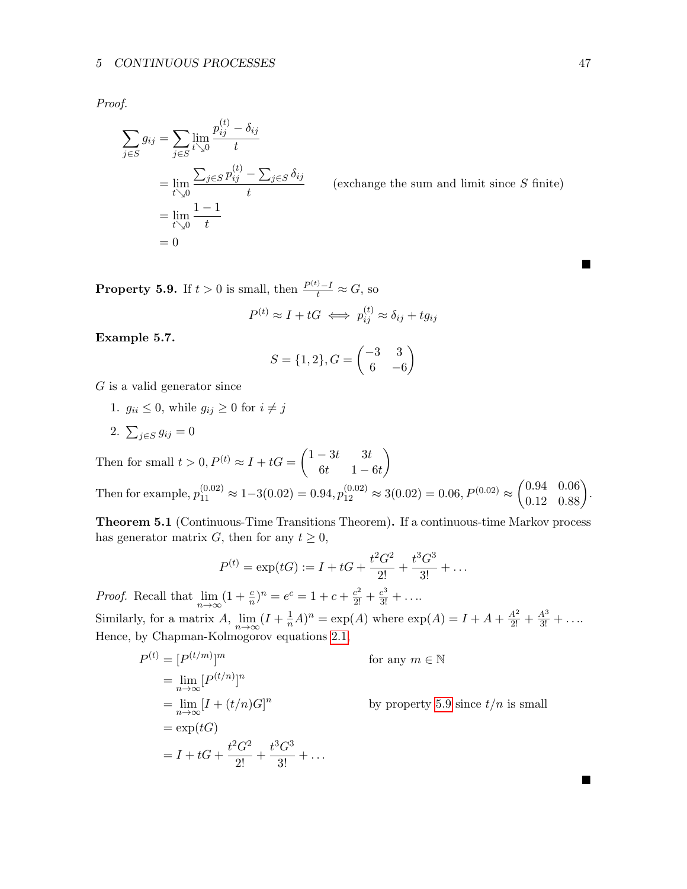*Proof.*

$$
\begin{aligned}
\sum_{j\in S} g_{ij} &= \sum_{j\in S} \lim_{t\searrow 0} \frac{p_{ij}^{(t)} - \delta_{ij}}{t} \\
&= \lim_{t\searrow 0} \frac{\sum_{j\in S} p_{ij}^{(t)} - \sum_{j\in S} \delta_{ij}}{t} \qquad \text{(exchange the sum and limit since } S \text{ finite)} \\
&= \lim_{t\searrow 0} \frac{1-1}{t} \\
&= 0
\end{aligned}
$$

■

**Property 5.9.** If $t > 0$ is small, then $\frac{P^{(t)} - I}{t} \approx G$, so

$$
P^{(t)} \approx I + tG \iff p_{ij}^{(t)} \approx \delta_{ij} + t g_{ij}
$$

**Example 5.7.**

$$
S = \{1, 2\}, G = \begin{pmatrix} -3 & 3 \\ 6 & -6 \end{pmatrix}
$$

$G$ is a valid generator since

1. $g_{ii} \leq 0$, while $g_{ij} \geq 0$ for $i \neq j$
2. $\sum_{j\in S} g_{ij} = 0$

Then for small $t > 0, P^{(t)} \approx I + tG = \begin{pmatrix} 1-3t & 3t \\ 6t & 1-6t \end{pmatrix}$

Then for example, $p_{11}^{(0.02)} \approx 1 - 3(0.02) = 0.94, p_{12}^{(0.02)} \approx 3(0.02) = 0.06, P^{(0.02)} \approx \begin{pmatrix} 0.94 & 0.06 \\ 0.12 & 0.88 \end{pmatrix}$.

**Theorem 5.1** (Continuous-Time Transitions Theorem)**.** If a continuous-time Markov process has generator matrix $G$, then for any $t \geq 0$,

$$
P^{(t)} = \exp(tG) := I + tG + \frac{t^2 G^2}{2!} + \frac{t^3 G^3}{3!} + \dots
$$

*Proof.* Recall that $\lim_{n\to\infty} (1 + \frac{c}{n})^n = e^c = 1 + c + \frac{c^2}{2!} + \frac{c^3}{3!} + \dots$.
Similarly, for a matrix $A$, $\lim_{n\to\infty} (I + \frac{1}{n} A)^n = \exp(A)$ where $\exp(A) = I + A + \frac{A^2}{2!} + \frac{A^3}{3!} + \dots$.
Hence, by Chapman-Kolmogorov equations 2.1,

$$
\begin{aligned}
P^{(t)} &= [P^{(t/m)}]^m && \text{for any } m \in \mathbb{N} \\
&= \lim_{n\to\infty} [P^{(t/n)}]^n \\
&= \lim_{n\to\infty} [I + (t/n)G]^n && \text{by property 5.9 since } t/n \text{ is small} \\
&= \exp(tG) \\
&= I + tG + \frac{t^2 G^2}{2!} + \frac{t^3 G^3}{3!} + \dots
\end{aligned}
$$

■